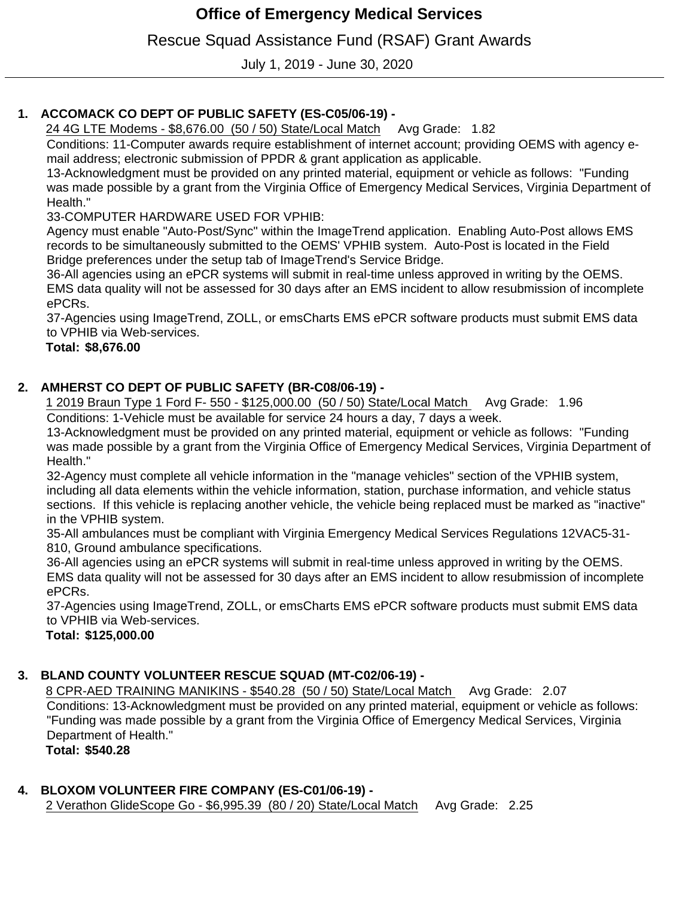# Office of Emergency Medical Services

## Rescue Squad Assistance Fund (RSAF) Grant Awards

July 1, 2019 - June 30, 2020

---

**1. ACCOMACK CO DEPT OF PUBLIC SAFETY (ES-C05/06-19) -**

24 4G LTE Modems - $8,676.00 (50 / 50) State/Local Match     Avg Grade: 1.82

Conditions: 11-Computer awards require establishment of internet account; providing OEMS with agency e-mail address; electronic submission of PPDR & grant application as applicable.

13-Acknowledgment must be provided on any printed material, equipment or vehicle as follows: "Funding was made possible by a grant from the Virginia Office of Emergency Medical Services, Virginia Department of Health."

33-COMPUTER HARDWARE USED FOR VPHIB:

Agency must enable "Auto-Post/Sync" within the ImageTrend application. Enabling Auto-Post allows EMS records to be simultaneously submitted to the OEMS' VPHIB system. Auto-Post is located in the Field Bridge preferences under the setup tab of ImageTrend's Service Bridge.

36-All agencies using an ePCR systems will submit in real-time unless approved in writing by the OEMS. EMS data quality will not be assessed for 30 days after an EMS incident to allow resubmission of incomplete ePCRs.

37-Agencies using ImageTrend, ZOLL, or emsCharts EMS ePCR software products must submit EMS data to VPHIB via Web-services.

**Total: $8,676.00**

**2. AMHERST CO DEPT OF PUBLIC SAFETY (BR-C08/06-19) -**

1 2019 Braun Type 1 Ford F- 550 - $125,000.00 (50 / 50) State/Local Match     Avg Grade: 1.96

Conditions: 1-Vehicle must be available for service 24 hours a day, 7 days a week.

13-Acknowledgment must be provided on any printed material, equipment or vehicle as follows: "Funding was made possible by a grant from the Virginia Office of Emergency Medical Services, Virginia Department of Health."

32-Agency must complete all vehicle information in the "manage vehicles" section of the VPHIB system, including all data elements within the vehicle information, station, purchase information, and vehicle status sections. If this vehicle is replacing another vehicle, the vehicle being replaced must be marked as "inactive" in the VPHIB system.

35-All ambulances must be compliant with Virginia Emergency Medical Services Regulations 12VAC5-31-810, Ground ambulance specifications.

36-All agencies using an ePCR systems will submit in real-time unless approved in writing by the OEMS. EMS data quality will not be assessed for 30 days after an EMS incident to allow resubmission of incomplete ePCRs.

37-Agencies using ImageTrend, ZOLL, or emsCharts EMS ePCR software products must submit EMS data to VPHIB via Web-services.

**Total: $125,000.00**

**3. BLAND COUNTY VOLUNTEER RESCUE SQUAD (MT-C02/06-19) -**

8 CPR-AED TRAINING MANIKINS - $540.28 (50 / 50) State/Local Match     Avg Grade: 2.07

Conditions: 13-Acknowledgment must be provided on any printed material, equipment or vehicle as follows: "Funding was made possible by a grant from the Virginia Office of Emergency Medical Services, Virginia Department of Health."

**Total: $540.28**

**4. BLOXOM VOLUNTEER FIRE COMPANY (ES-C01/06-19) -**

2 Verathon GlideScope Go - $6,995.39 (80 / 20) State/Local Match     Avg Grade: 2.25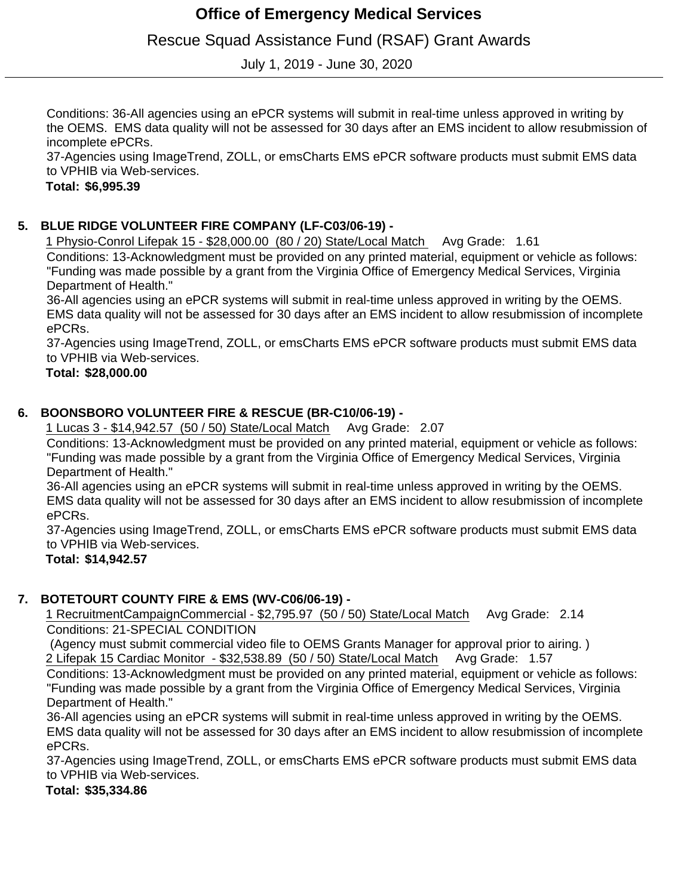Conditions: 36-All agencies using an ePCR systems will submit in real-time unless approved in writing by the OEMS. EMS data quality will not be assessed for 30 days after an EMS incident to allow resubmission of incomplete ePCRs.
37-Agencies using ImageTrend, ZOLL, or emsCharts EMS ePCR software products must submit EMS data to VPHIB via Web-services.

**Total: $6,995.39**

**5. BLUE RIDGE VOLUNTEER FIRE COMPANY (LF-C03/06-19) -**

1 Physio-Conrol Lifepak 15 - $28,000.00 (80 / 20) State/Local Match    Avg Grade: 1.61

Conditions: 13-Acknowledgment must be provided on any printed material, equipment or vehicle as follows: "Funding was made possible by a grant from the Virginia Office of Emergency Medical Services, Virginia Department of Health."
36-All agencies using an ePCR systems will submit in real-time unless approved in writing by the OEMS. EMS data quality will not be assessed for 30 days after an EMS incident to allow resubmission of incomplete ePCRs.
37-Agencies using ImageTrend, ZOLL, or emsCharts EMS ePCR software products must submit EMS data to VPHIB via Web-services.

**Total: $28,000.00**

**6. BOONSBORO VOLUNTEER FIRE & RESCUE (BR-C10/06-19) -**

1 Lucas 3 - $14,942.57 (50 / 50) State/Local Match    Avg Grade: 2.07

Conditions: 13-Acknowledgment must be provided on any printed material, equipment or vehicle as follows: "Funding was made possible by a grant from the Virginia Office of Emergency Medical Services, Virginia Department of Health."
36-All agencies using an ePCR systems will submit in real-time unless approved in writing by the OEMS. EMS data quality will not be assessed for 30 days after an EMS incident to allow resubmission of incomplete ePCRs.
37-Agencies using ImageTrend, ZOLL, or emsCharts EMS ePCR software products must submit EMS data to VPHIB via Web-services.

**Total: $14,942.57**

**7. BOTETOURT COUNTY FIRE & EMS (WV-C06/06-19) -**

1 RecruitmentCampaignCommercial - $2,795.97 (50 / 50) State/Local Match    Avg Grade: 2.14

Conditions: 21-SPECIAL CONDITION
(Agency must submit commercial video file to OEMS Grants Manager for approval prior to airing. )

2 Lifepak 15 Cardiac Monitor - $32,538.89 (50 / 50) State/Local Match    Avg Grade: 1.57

Conditions: 13-Acknowledgment must be provided on any printed material, equipment or vehicle as follows: "Funding was made possible by a grant from the Virginia Office of Emergency Medical Services, Virginia Department of Health."
36-All agencies using an ePCR systems will submit in real-time unless approved in writing by the OEMS. EMS data quality will not be assessed for 30 days after an EMS incident to allow resubmission of incomplete ePCRs.
37-Agencies using ImageTrend, ZOLL, or emsCharts EMS ePCR software products must submit EMS data to VPHIB via Web-services.

**Total: $35,334.86**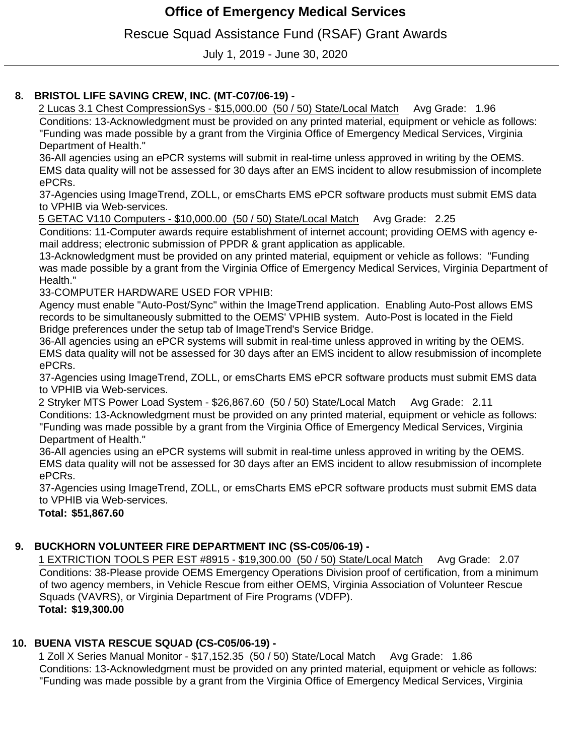## 8. BRISTOL LIFE SAVING CREW, INC. (MT-C07/06-19) -

2 Lucas 3.1 Chest CompressionSys - $15,000.00 (50 / 50) State/Local Match Avg Grade: 1.96

Conditions: 13-Acknowledgment must be provided on any printed material, equipment or vehicle as follows: "Funding was made possible by a grant from the Virginia Office of Emergency Medical Services, Virginia Department of Health."

36-All agencies using an ePCR systems will submit in real-time unless approved in writing by the OEMS. EMS data quality will not be assessed for 30 days after an EMS incident to allow resubmission of incomplete ePCRs.

37-Agencies using ImageTrend, ZOLL, or emsCharts EMS ePCR software products must submit EMS data to VPHIB via Web-services.

5 GETAC V110 Computers - $10,000.00 (50 / 50) State/Local Match Avg Grade: 2.25

Conditions: 11-Computer awards require establishment of internet account; providing OEMS with agency e-mail address; electronic submission of PPDR & grant application as applicable.

13-Acknowledgment must be provided on any printed material, equipment or vehicle as follows: "Funding was made possible by a grant from the Virginia Office of Emergency Medical Services, Virginia Department of Health."

33-COMPUTER HARDWARE USED FOR VPHIB:
Agency must enable "Auto-Post/Sync" within the ImageTrend application. Enabling Auto-Post allows EMS records to be simultaneously submitted to the OEMS' VPHIB system. Auto-Post is located in the Field Bridge preferences under the setup tab of ImageTrend's Service Bridge.

36-All agencies using an ePCR systems will submit in real-time unless approved in writing by the OEMS. EMS data quality will not be assessed for 30 days after an EMS incident to allow resubmission of incomplete ePCRs.

37-Agencies using ImageTrend, ZOLL, or emsCharts EMS ePCR software products must submit EMS data to VPHIB via Web-services.

2 Stryker MTS Power Load System - $26,867.60 (50 / 50) State/Local Match Avg Grade: 2.11

Conditions: 13-Acknowledgment must be provided on any printed material, equipment or vehicle as follows: "Funding was made possible by a grant from the Virginia Office of Emergency Medical Services, Virginia Department of Health."

36-All agencies using an ePCR systems will submit in real-time unless approved in writing by the OEMS. EMS data quality will not be assessed for 30 days after an EMS incident to allow resubmission of incomplete ePCRs.

37-Agencies using ImageTrend, ZOLL, or emsCharts EMS ePCR software products must submit EMS data to VPHIB via Web-services.

**Total: $51,867.60**

## 9. BUCKHORN VOLUNTEER FIRE DEPARTMENT INC (SS-C05/06-19) -

1 EXTRICTION TOOLS PER EST #8915 - $19,300.00 (50 / 50) State/Local Match Avg Grade: 2.07

Conditions: 38-Please provide OEMS Emergency Operations Division proof of certification, from a minimum of two agency members, in Vehicle Rescue from either OEMS, Virginia Association of Volunteer Rescue Squads (VAVRS), or Virginia Department of Fire Programs (VDFP).

**Total: $19,300.00**

## 10. BUENA VISTA RESCUE SQUAD (CS-C05/06-19) -

1 Zoll X Series Manual Monitor - $17,152.35 (50 / 50) State/Local Match Avg Grade: 1.86

Conditions: 13-Acknowledgment must be provided on any printed material, equipment or vehicle as follows: "Funding was made possible by a grant from the Virginia Office of Emergency Medical Services, Virginia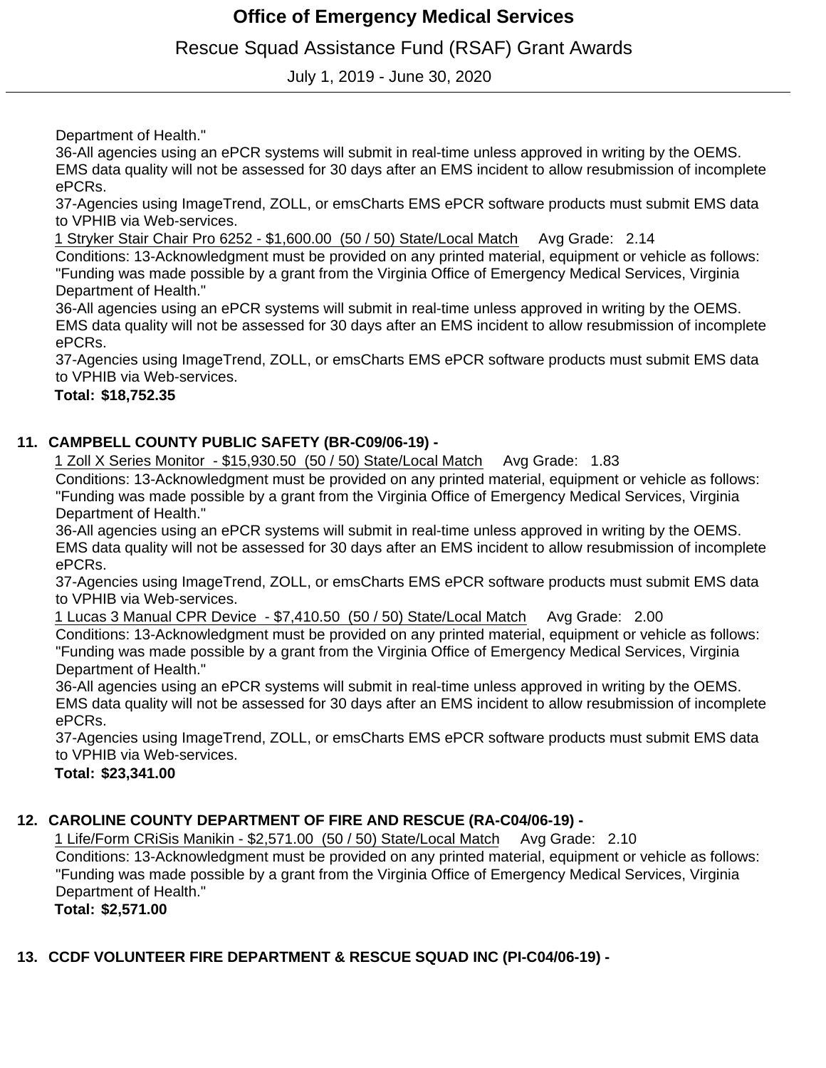Department of Health."

36-All agencies using an ePCR systems will submit in real-time unless approved in writing by the OEMS. EMS data quality will not be assessed for 30 days after an EMS incident to allow resubmission of incomplete ePCRs.

37-Agencies using ImageTrend, ZOLL, or emsCharts EMS ePCR software products must submit EMS data to VPHIB via Web-services.

1 Stryker Stair Chair Pro 6252 - $1,600.00 (50 / 50) State/Local Match     Avg Grade: 2.14

Conditions: 13-Acknowledgment must be provided on any printed material, equipment or vehicle as follows: "Funding was made possible by a grant from the Virginia Office of Emergency Medical Services, Virginia Department of Health."

36-All agencies using an ePCR systems will submit in real-time unless approved in writing by the OEMS. EMS data quality will not be assessed for 30 days after an EMS incident to allow resubmission of incomplete ePCRs.

37-Agencies using ImageTrend, ZOLL, or emsCharts EMS ePCR software products must submit EMS data to VPHIB via Web-services.

**Total: $18,752.35**

**11. CAMPBELL COUNTY PUBLIC SAFETY (BR-C09/06-19) -**

1 Zoll X Series Monitor - $15,930.50 (50 / 50) State/Local Match     Avg Grade: 1.83

Conditions: 13-Acknowledgment must be provided on any printed material, equipment or vehicle as follows: "Funding was made possible by a grant from the Virginia Office of Emergency Medical Services, Virginia Department of Health."

36-All agencies using an ePCR systems will submit in real-time unless approved in writing by the OEMS. EMS data quality will not be assessed for 30 days after an EMS incident to allow resubmission of incomplete ePCRs.

37-Agencies using ImageTrend, ZOLL, or emsCharts EMS ePCR software products must submit EMS data to VPHIB via Web-services.

1 Lucas 3 Manual CPR Device - $7,410.50 (50 / 50) State/Local Match     Avg Grade: 2.00

Conditions: 13-Acknowledgment must be provided on any printed material, equipment or vehicle as follows: "Funding was made possible by a grant from the Virginia Office of Emergency Medical Services, Virginia Department of Health."

36-All agencies using an ePCR systems will submit in real-time unless approved in writing by the OEMS. EMS data quality will not be assessed for 30 days after an EMS incident to allow resubmission of incomplete ePCRs.

37-Agencies using ImageTrend, ZOLL, or emsCharts EMS ePCR software products must submit EMS data to VPHIB via Web-services.

**Total: $23,341.00**

**12. CAROLINE COUNTY DEPARTMENT OF FIRE AND RESCUE (RA-C04/06-19) -**

1 Life/Form CRiSis Manikin - $2,571.00 (50 / 50) State/Local Match     Avg Grade: 2.10

Conditions: 13-Acknowledgment must be provided on any printed material, equipment or vehicle as follows: "Funding was made possible by a grant from the Virginia Office of Emergency Medical Services, Virginia Department of Health."

**Total: $2,571.00**

**13. CCDF VOLUNTEER FIRE DEPARTMENT & RESCUE SQUAD INC (PI-C04/06-19) -**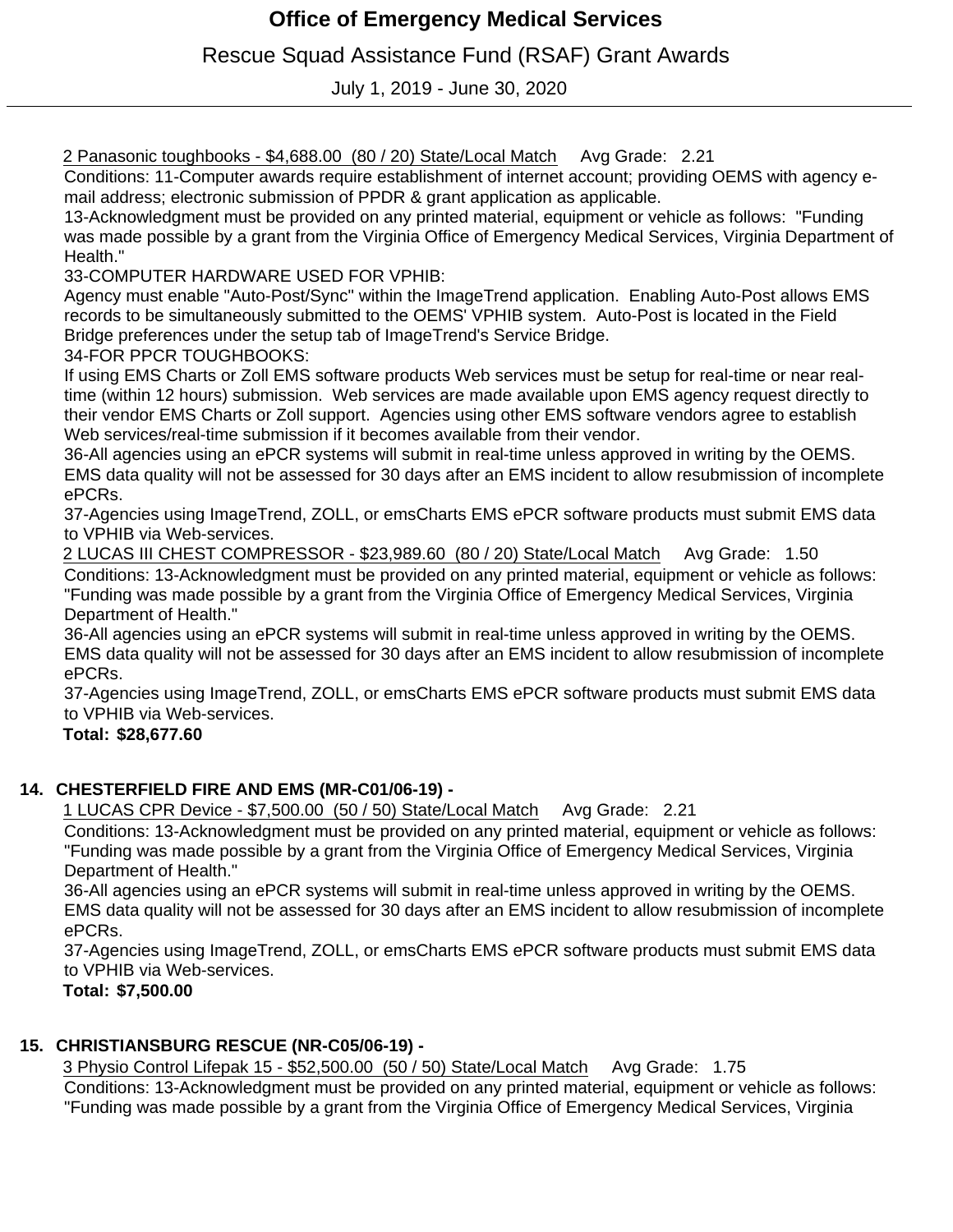2 Panasonic toughbooks - $4,688.00 (80 / 20) State/Local Match     Avg Grade: 2.21

Conditions: 11-Computer awards require establishment of internet account; providing OEMS with agency e-mail address; electronic submission of PPDR & grant application as applicable.

13-Acknowledgment must be provided on any printed material, equipment or vehicle as follows: "Funding was made possible by a grant from the Virginia Office of Emergency Medical Services, Virginia Department of Health."

33-COMPUTER HARDWARE USED FOR VPHIB:

Agency must enable "Auto-Post/Sync" within the ImageTrend application. Enabling Auto-Post allows EMS records to be simultaneously submitted to the OEMS' VPHIB system. Auto-Post is located in the Field Bridge preferences under the setup tab of ImageTrend's Service Bridge.

34-FOR PPCR TOUGHBOOKS:

If using EMS Charts or Zoll EMS software products Web services must be setup for real-time or near real-time (within 12 hours) submission. Web services are made available upon EMS agency request directly to their vendor EMS Charts or Zoll support. Agencies using other EMS software vendors agree to establish Web services/real-time submission if it becomes available from their vendor.

36-All agencies using an ePCR systems will submit in real-time unless approved in writing by the OEMS. EMS data quality will not be assessed for 30 days after an EMS incident to allow resubmission of incomplete ePCRs.

37-Agencies using ImageTrend, ZOLL, or emsCharts EMS ePCR software products must submit EMS data to VPHIB via Web-services.

2 LUCAS III CHEST COMPRESSOR - $23,989.60 (80 / 20) State/Local Match     Avg Grade: 1.50

Conditions: 13-Acknowledgment must be provided on any printed material, equipment or vehicle as follows: "Funding was made possible by a grant from the Virginia Office of Emergency Medical Services, Virginia Department of Health."

36-All agencies using an ePCR systems will submit in real-time unless approved in writing by the OEMS. EMS data quality will not be assessed for 30 days after an EMS incident to allow resubmission of incomplete ePCRs.

37-Agencies using ImageTrend, ZOLL, or emsCharts EMS ePCR software products must submit EMS data to VPHIB via Web-services.

**Total: $28,677.60**

## 14. CHESTERFIELD FIRE AND EMS (MR-C01/06-19) -

1 LUCAS CPR Device - $7,500.00 (50 / 50) State/Local Match     Avg Grade: 2.21

Conditions: 13-Acknowledgment must be provided on any printed material, equipment or vehicle as follows: "Funding was made possible by a grant from the Virginia Office of Emergency Medical Services, Virginia Department of Health."

36-All agencies using an ePCR systems will submit in real-time unless approved in writing by the OEMS. EMS data quality will not be assessed for 30 days after an EMS incident to allow resubmission of incomplete ePCRs.

37-Agencies using ImageTrend, ZOLL, or emsCharts EMS ePCR software products must submit EMS data to VPHIB via Web-services.

**Total: $7,500.00**

## 15. CHRISTIANSBURG RESCUE (NR-C05/06-19) -

3 Physio Control Lifepak 15 - $52,500.00 (50 / 50) State/Local Match     Avg Grade: 1.75

Conditions: 13-Acknowledgment must be provided on any printed material, equipment or vehicle as follows: "Funding was made possible by a grant from the Virginia Office of Emergency Medical Services, Virginia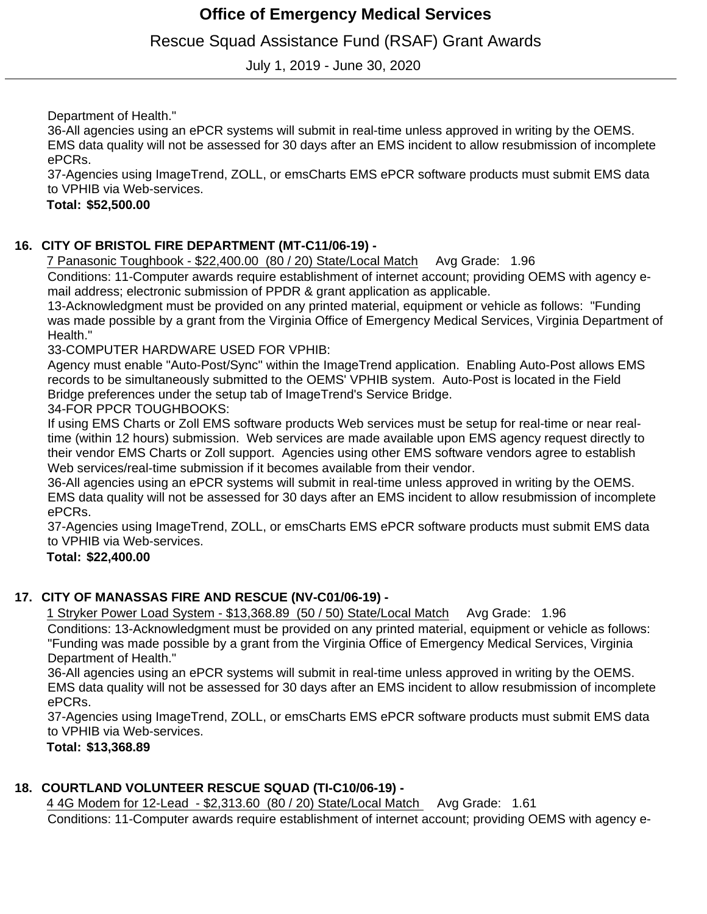Department of Health."

36-All agencies using an ePCR systems will submit in real-time unless approved in writing by the OEMS. EMS data quality will not be assessed for 30 days after an EMS incident to allow resubmission of incomplete ePCRs.

37-Agencies using ImageTrend, ZOLL, or emsCharts EMS ePCR software products must submit EMS data to VPHIB via Web-services.

**Total: $52,500.00**

**16. CITY OF BRISTOL FIRE DEPARTMENT (MT-C11/06-19) -**

7 Panasonic Toughbook - $22,400.00 (80 / 20) State/Local Match Avg Grade: 1.96

Conditions: 11-Computer awards require establishment of internet account; providing OEMS with agency e-mail address; electronic submission of PPDR & grant application as applicable.

13-Acknowledgment must be provided on any printed material, equipment or vehicle as follows: "Funding was made possible by a grant from the Virginia Office of Emergency Medical Services, Virginia Department of Health."

33-COMPUTER HARDWARE USED FOR VPHIB:

Agency must enable "Auto-Post/Sync" within the ImageTrend application. Enabling Auto-Post allows EMS records to be simultaneously submitted to the OEMS' VPHIB system. Auto-Post is located in the Field Bridge preferences under the setup tab of ImageTrend's Service Bridge.

34-FOR PPCR TOUGHBOOKS:

If using EMS Charts or Zoll EMS software products Web services must be setup for real-time or near real-time (within 12 hours) submission. Web services are made available upon EMS agency request directly to their vendor EMS Charts or Zoll support. Agencies using other EMS software vendors agree to establish Web services/real-time submission if it becomes available from their vendor.

36-All agencies using an ePCR systems will submit in real-time unless approved in writing by the OEMS. EMS data quality will not be assessed for 30 days after an EMS incident to allow resubmission of incomplete ePCRs.

37-Agencies using ImageTrend, ZOLL, or emsCharts EMS ePCR software products must submit EMS data to VPHIB via Web-services.

**Total: $22,400.00**

**17. CITY OF MANASSAS FIRE AND RESCUE (NV-C01/06-19) -**

1 Stryker Power Load System - $13,368.89 (50 / 50) State/Local Match Avg Grade: 1.96

Conditions: 13-Acknowledgment must be provided on any printed material, equipment or vehicle as follows: "Funding was made possible by a grant from the Virginia Office of Emergency Medical Services, Virginia Department of Health."

36-All agencies using an ePCR systems will submit in real-time unless approved in writing by the OEMS. EMS data quality will not be assessed for 30 days after an EMS incident to allow resubmission of incomplete ePCRs.

37-Agencies using ImageTrend, ZOLL, or emsCharts EMS ePCR software products must submit EMS data to VPHIB via Web-services.

**Total: $13,368.89**

**18. COURTLAND VOLUNTEER RESCUE SQUAD (TI-C10/06-19) -**

4 4G Modem for 12-Lead - $2,313.60 (80 / 20) State/Local Match Avg Grade: 1.61

Conditions: 11-Computer awards require establishment of internet account; providing OEMS with agency e-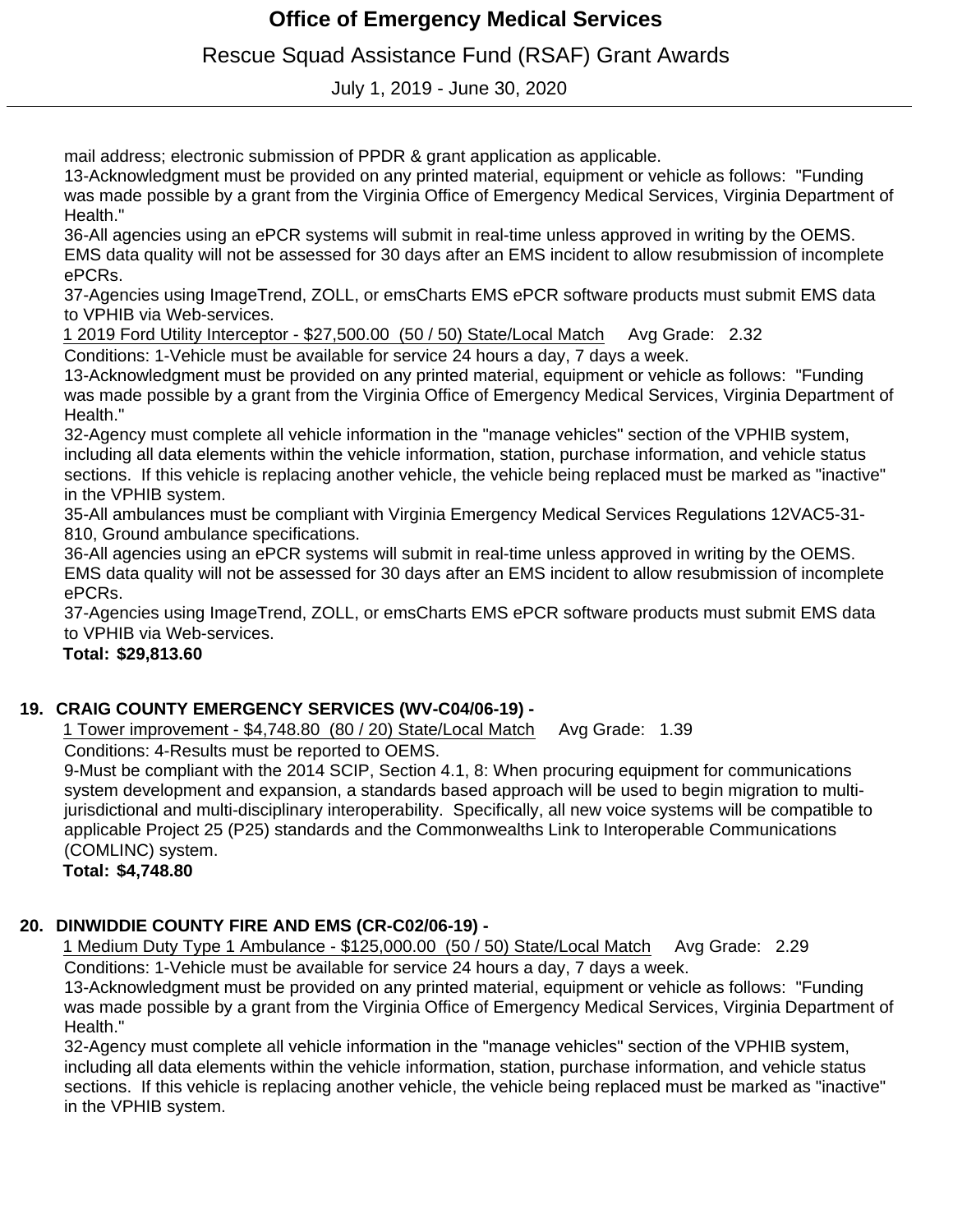mail address; electronic submission of PPDR & grant application as applicable.

13-Acknowledgment must be provided on any printed material, equipment or vehicle as follows: "Funding was made possible by a grant from the Virginia Office of Emergency Medical Services, Virginia Department of Health."

36-All agencies using an ePCR systems will submit in real-time unless approved in writing by the OEMS. EMS data quality will not be assessed for 30 days after an EMS incident to allow resubmission of incomplete ePCRs.

37-Agencies using ImageTrend, ZOLL, or emsCharts EMS ePCR software products must submit EMS data to VPHIB via Web-services.

1 2019 Ford Utility Interceptor - $27,500.00 (50 / 50) State/Local Match     Avg Grade: 2.32

Conditions: 1-Vehicle must be available for service 24 hours a day, 7 days a week.

13-Acknowledgment must be provided on any printed material, equipment or vehicle as follows: "Funding was made possible by a grant from the Virginia Office of Emergency Medical Services, Virginia Department of Health."

32-Agency must complete all vehicle information in the "manage vehicles" section of the VPHIB system, including all data elements within the vehicle information, station, purchase information, and vehicle status sections. If this vehicle is replacing another vehicle, the vehicle being replaced must be marked as "inactive" in the VPHIB system.

35-All ambulances must be compliant with Virginia Emergency Medical Services Regulations 12VAC5-31-810, Ground ambulance specifications.

36-All agencies using an ePCR systems will submit in real-time unless approved in writing by the OEMS. EMS data quality will not be assessed for 30 days after an EMS incident to allow resubmission of incomplete ePCRs.

37-Agencies using ImageTrend, ZOLL, or emsCharts EMS ePCR software products must submit EMS data to VPHIB via Web-services.

**Total: $29,813.60**

**19. CRAIG COUNTY EMERGENCY SERVICES (WV-C04/06-19) -**

1 Tower improvement - $4,748.80 (80 / 20) State/Local Match     Avg Grade: 1.39

Conditions: 4-Results must be reported to OEMS.

9-Must be compliant with the 2014 SCIP, Section 4.1, 8: When procuring equipment for communications system development and expansion, a standards based approach will be used to begin migration to multi-jurisdictional and multi-disciplinary interoperability. Specifically, all new voice systems will be compatible to applicable Project 25 (P25) standards and the Commonwealths Link to Interoperable Communications (COMLINC) system.

**Total: $4,748.80**

**20. DINWIDDIE COUNTY FIRE AND EMS (CR-C02/06-19) -**

1 Medium Duty Type 1 Ambulance - $125,000.00 (50 / 50) State/Local Match     Avg Grade: 2.29

Conditions: 1-Vehicle must be available for service 24 hours a day, 7 days a week.

13-Acknowledgment must be provided on any printed material, equipment or vehicle as follows: "Funding was made possible by a grant from the Virginia Office of Emergency Medical Services, Virginia Department of Health."

32-Agency must complete all vehicle information in the "manage vehicles" section of the VPHIB system, including all data elements within the vehicle information, station, purchase information, and vehicle status sections. If this vehicle is replacing another vehicle, the vehicle being replaced must be marked as "inactive" in the VPHIB system.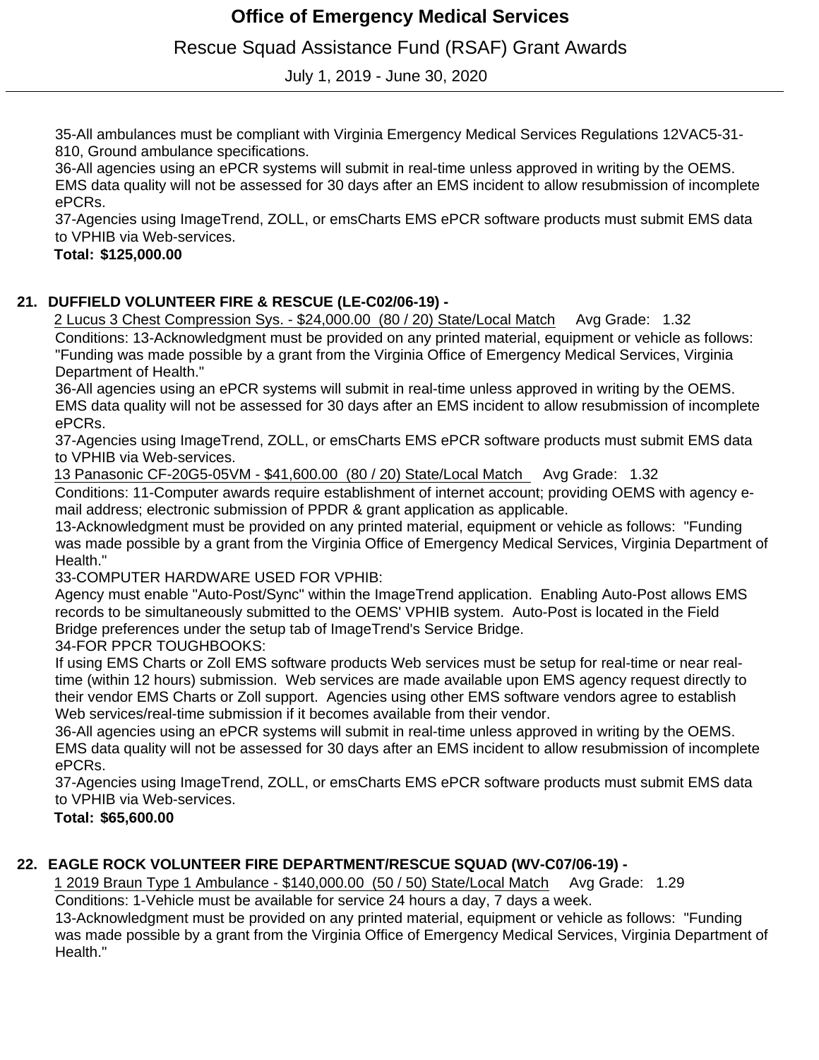35-All ambulances must be compliant with Virginia Emergency Medical Services Regulations 12VAC5-31-810, Ground ambulance specifications.
36-All agencies using an ePCR systems will submit in real-time unless approved in writing by the OEMS. EMS data quality will not be assessed for 30 days after an EMS incident to allow resubmission of incomplete ePCRs.
37-Agencies using ImageTrend, ZOLL, or emsCharts EMS ePCR software products must submit EMS data to VPHIB via Web-services.

**Total: $125,000.00**

## 21. DUFFIELD VOLUNTEER FIRE & RESCUE (LE-C02/06-19) -

2 Lucus 3 Chest Compression Sys. - $24,000.00 (80 / 20) State/Local Match Avg Grade: 1.32

Conditions: 13-Acknowledgment must be provided on any printed material, equipment or vehicle as follows: "Funding was made possible by a grant from the Virginia Office of Emergency Medical Services, Virginia Department of Health."
36-All agencies using an ePCR systems will submit in real-time unless approved in writing by the OEMS. EMS data quality will not be assessed for 30 days after an EMS incident to allow resubmission of incomplete ePCRs.
37-Agencies using ImageTrend, ZOLL, or emsCharts EMS ePCR software products must submit EMS data to VPHIB via Web-services.

13 Panasonic CF-20G5-05VM - $41,600.00 (80 / 20) State/Local Match Avg Grade: 1.32

Conditions: 11-Computer awards require establishment of internet account; providing OEMS with agency e-mail address; electronic submission of PPDR & grant application as applicable.
13-Acknowledgment must be provided on any printed material, equipment or vehicle as follows: "Funding was made possible by a grant from the Virginia Office of Emergency Medical Services, Virginia Department of Health."
33-COMPUTER HARDWARE USED FOR VPHIB:
Agency must enable "Auto-Post/Sync" within the ImageTrend application. Enabling Auto-Post allows EMS records to be simultaneously submitted to the OEMS' VPHIB system. Auto-Post is located in the Field Bridge preferences under the setup tab of ImageTrend's Service Bridge.
34-FOR PPCR TOUGHBOOKS:
If using EMS Charts or Zoll EMS software products Web services must be setup for real-time or near real-time (within 12 hours) submission. Web services are made available upon EMS agency request directly to their vendor EMS Charts or Zoll support. Agencies using other EMS software vendors agree to establish Web services/real-time submission if it becomes available from their vendor.
36-All agencies using an ePCR systems will submit in real-time unless approved in writing by the OEMS. EMS data quality will not be assessed for 30 days after an EMS incident to allow resubmission of incomplete ePCRs.
37-Agencies using ImageTrend, ZOLL, or emsCharts EMS ePCR software products must submit EMS data to VPHIB via Web-services.

**Total: $65,600.00**

## 22. EAGLE ROCK VOLUNTEER FIRE DEPARTMENT/RESCUE SQUAD (WV-C07/06-19) -

1 2019 Braun Type 1 Ambulance - $140,000.00 (50 / 50) State/Local Match Avg Grade: 1.29

Conditions: 1-Vehicle must be available for service 24 hours a day, 7 days a week.
13-Acknowledgment must be provided on any printed material, equipment or vehicle as follows: "Funding was made possible by a grant from the Virginia Office of Emergency Medical Services, Virginia Department of Health."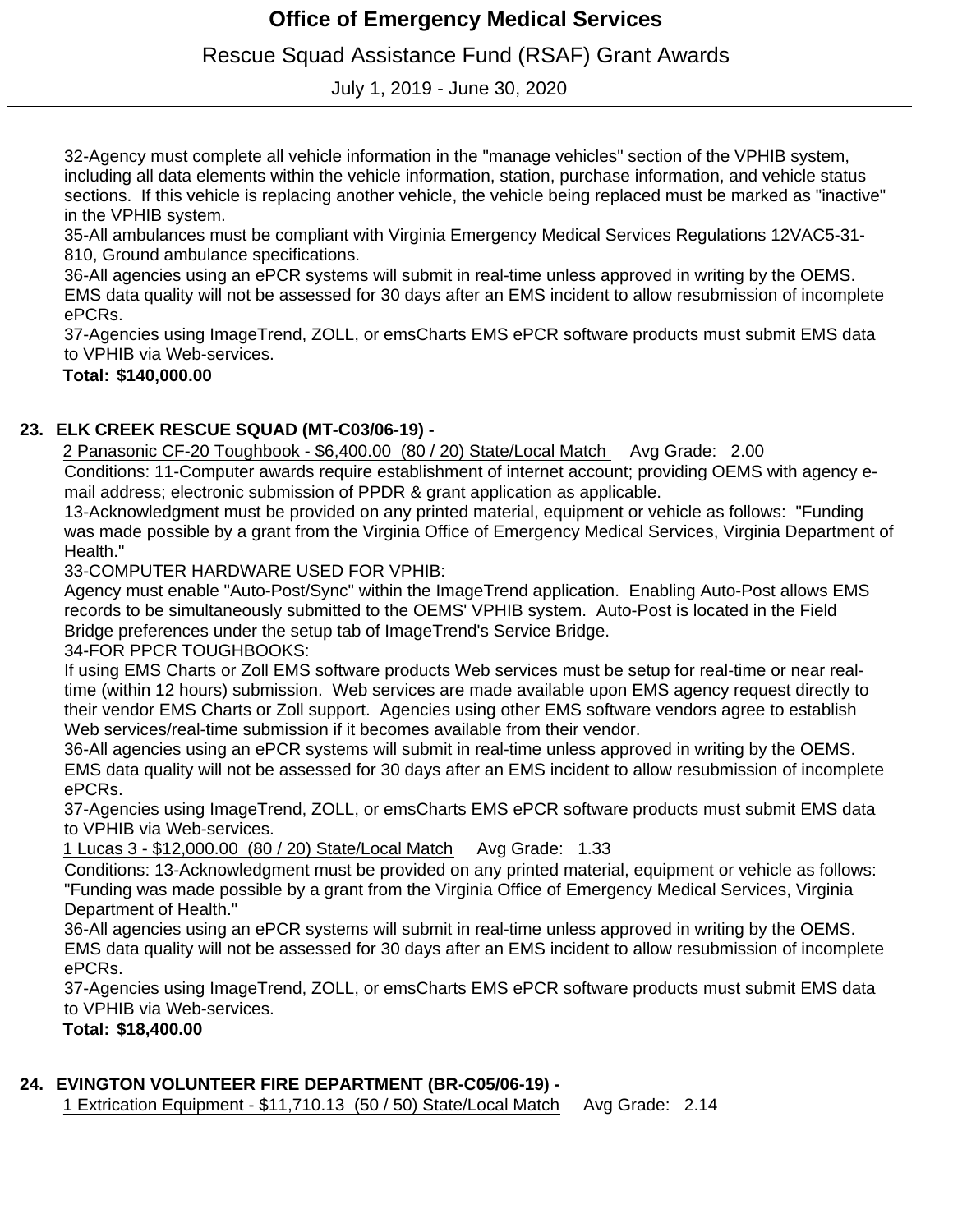32-Agency must complete all vehicle information in the "manage vehicles" section of the VPHIB system, including all data elements within the vehicle information, station, purchase information, and vehicle status sections. If this vehicle is replacing another vehicle, the vehicle being replaced must be marked as "inactive" in the VPHIB system.
35-All ambulances must be compliant with Virginia Emergency Medical Services Regulations 12VAC5-31-810, Ground ambulance specifications.
36-All agencies using an ePCR systems will submit in real-time unless approved in writing by the OEMS. EMS data quality will not be assessed for 30 days after an EMS incident to allow resubmission of incomplete ePCRs.
37-Agencies using ImageTrend, ZOLL, or emsCharts EMS ePCR software products must submit EMS data to VPHIB via Web-services.

**Total: $140,000.00**

**23. ELK CREEK RESCUE SQUAD (MT-C03/06-19) -**

2 Panasonic CF-20 Toughbook - $6,400.00 (80 / 20) State/Local Match Avg Grade: 2.00

Conditions: 11-Computer awards require establishment of internet account; providing OEMS with agency e-mail address; electronic submission of PPDR & grant application as applicable.
13-Acknowledgment must be provided on any printed material, equipment or vehicle as follows: "Funding was made possible by a grant from the Virginia Office of Emergency Medical Services, Virginia Department of Health."
33-COMPUTER HARDWARE USED FOR VPHIB:
Agency must enable "Auto-Post/Sync" within the ImageTrend application. Enabling Auto-Post allows EMS records to be simultaneously submitted to the OEMS' VPHIB system. Auto-Post is located in the Field Bridge preferences under the setup tab of ImageTrend's Service Bridge.
34-FOR PPCR TOUGHBOOKS:
If using EMS Charts or Zoll EMS software products Web services must be setup for real-time or near real-time (within 12 hours) submission. Web services are made available upon EMS agency request directly to their vendor EMS Charts or Zoll support. Agencies using other EMS software vendors agree to establish Web services/real-time submission if it becomes available from their vendor.
36-All agencies using an ePCR systems will submit in real-time unless approved in writing by the OEMS. EMS data quality will not be assessed for 30 days after an EMS incident to allow resubmission of incomplete ePCRs.
37-Agencies using ImageTrend, ZOLL, or emsCharts EMS ePCR software products must submit EMS data to VPHIB via Web-services.

1 Lucas 3 - $12,000.00 (80 / 20) State/Local Match Avg Grade: 1.33

Conditions: 13-Acknowledgment must be provided on any printed material, equipment or vehicle as follows: "Funding was made possible by a grant from the Virginia Office of Emergency Medical Services, Virginia Department of Health."
36-All agencies using an ePCR systems will submit in real-time unless approved in writing by the OEMS. EMS data quality will not be assessed for 30 days after an EMS incident to allow resubmission of incomplete ePCRs.
37-Agencies using ImageTrend, ZOLL, or emsCharts EMS ePCR software products must submit EMS data to VPHIB via Web-services.

**Total: $18,400.00**

**24. EVINGTON VOLUNTEER FIRE DEPARTMENT (BR-C05/06-19) -**

1 Extrication Equipment - $11,710.13 (50 / 50) State/Local Match Avg Grade: 2.14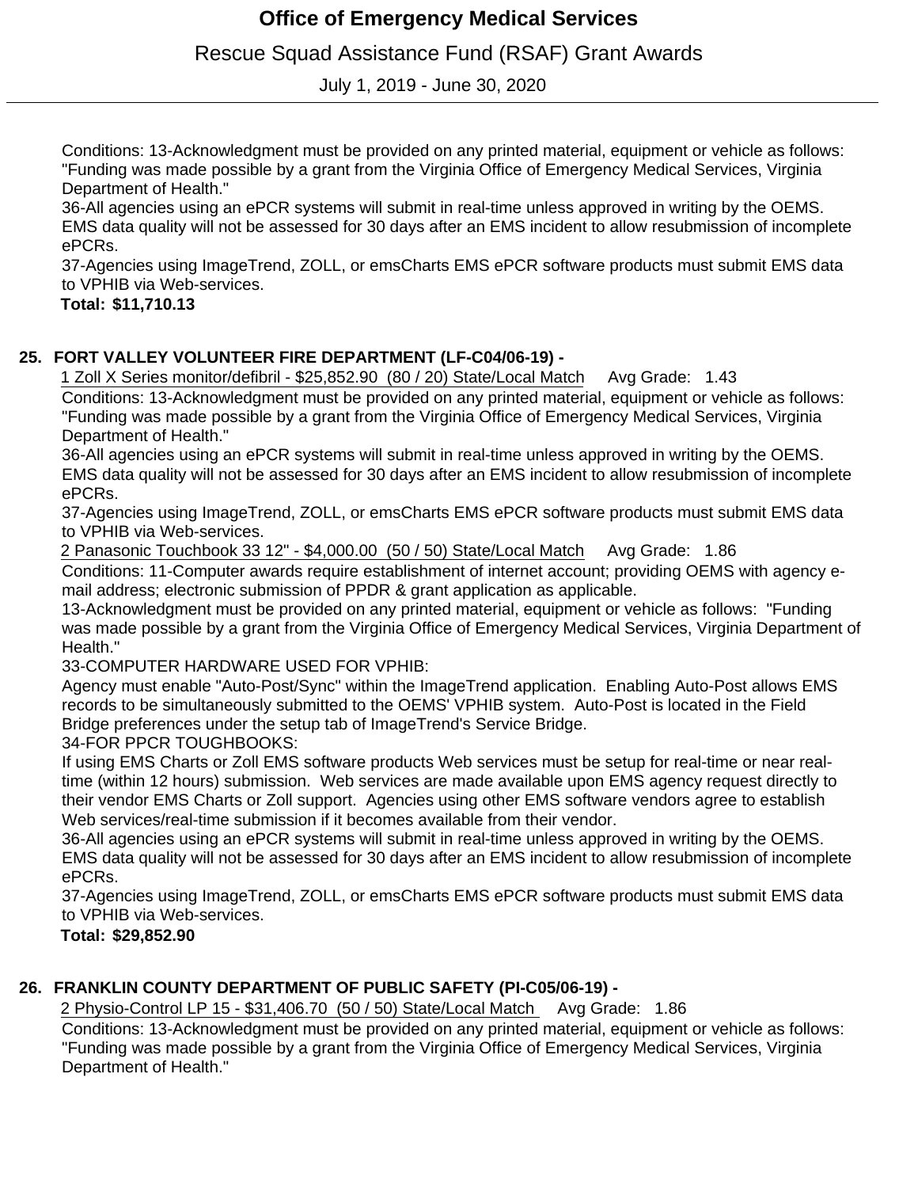Conditions: 13-Acknowledgment must be provided on any printed material, equipment or vehicle as follows: "Funding was made possible by a grant from the Virginia Office of Emergency Medical Services, Virginia Department of Health."
36-All agencies using an ePCR systems will submit in real-time unless approved in writing by the OEMS. EMS data quality will not be assessed for 30 days after an EMS incident to allow resubmission of incomplete ePCRs.
37-Agencies using ImageTrend, ZOLL, or emsCharts EMS ePCR software products must submit EMS data to VPHIB via Web-services.

**Total: $11,710.13**

**25. FORT VALLEY VOLUNTEER FIRE DEPARTMENT (LF-C04/06-19) -**

1 Zoll X Series monitor/defibril - $25,852.90 (80 / 20) State/Local Match     Avg Grade: 1.43

Conditions: 13-Acknowledgment must be provided on any printed material, equipment or vehicle as follows: "Funding was made possible by a grant from the Virginia Office of Emergency Medical Services, Virginia Department of Health."
36-All agencies using an ePCR systems will submit in real-time unless approved in writing by the OEMS. EMS data quality will not be assessed for 30 days after an EMS incident to allow resubmission of incomplete ePCRs.
37-Agencies using ImageTrend, ZOLL, or emsCharts EMS ePCR software products must submit EMS data to VPHIB via Web-services.

2 Panasonic Touchbook 33 12" - $4,000.00 (50 / 50) State/Local Match     Avg Grade: 1.86

Conditions: 11-Computer awards require establishment of internet account; providing OEMS with agency e-mail address; electronic submission of PPDR & grant application as applicable.
13-Acknowledgment must be provided on any printed material, equipment or vehicle as follows: "Funding was made possible by a grant from the Virginia Office of Emergency Medical Services, Virginia Department of Health."
33-COMPUTER HARDWARE USED FOR VPHIB:
Agency must enable "Auto-Post/Sync" within the ImageTrend application. Enabling Auto-Post allows EMS records to be simultaneously submitted to the OEMS' VPHIB system. Auto-Post is located in the Field Bridge preferences under the setup tab of ImageTrend's Service Bridge.
34-FOR PPCR TOUGHBOOKS:
If using EMS Charts or Zoll EMS software products Web services must be setup for real-time or near real-time (within 12 hours) submission. Web services are made available upon EMS agency request directly to their vendor EMS Charts or Zoll support. Agencies using other EMS software vendors agree to establish Web services/real-time submission if it becomes available from their vendor.
36-All agencies using an ePCR systems will submit in real-time unless approved in writing by the OEMS. EMS data quality will not be assessed for 30 days after an EMS incident to allow resubmission of incomplete ePCRs.
37-Agencies using ImageTrend, ZOLL, or emsCharts EMS ePCR software products must submit EMS data to VPHIB via Web-services.

**Total: $29,852.90**

**26. FRANKLIN COUNTY DEPARTMENT OF PUBLIC SAFETY (PI-C05/06-19) -**

2 Physio-Control LP 15 - $31,406.70 (50 / 50) State/Local Match     Avg Grade: 1.86

Conditions: 13-Acknowledgment must be provided on any printed material, equipment or vehicle as follows: "Funding was made possible by a grant from the Virginia Office of Emergency Medical Services, Virginia Department of Health."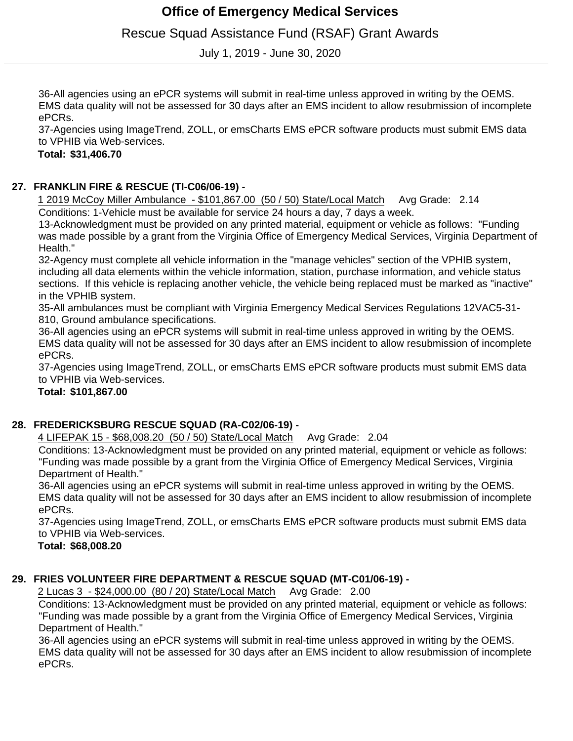36-All agencies using an ePCR systems will submit in real-time unless approved in writing by the OEMS. EMS data quality will not be assessed for 30 days after an EMS incident to allow resubmission of incomplete ePCRs.

37-Agencies using ImageTrend, ZOLL, or emsCharts EMS ePCR software products must submit EMS data to VPHIB via Web-services.

**Total: $31,406.70**

### 27. FRANKLIN FIRE & RESCUE (TI-C06/06-19) -

1 2019 McCoy Miller Ambulance - $101,867.00 (50 / 50) State/Local Match     Avg Grade: 2.14

Conditions: 1-Vehicle must be available for service 24 hours a day, 7 days a week.

13-Acknowledgment must be provided on any printed material, equipment or vehicle as follows: "Funding was made possible by a grant from the Virginia Office of Emergency Medical Services, Virginia Department of Health."

32-Agency must complete all vehicle information in the "manage vehicles" section of the VPHIB system, including all data elements within the vehicle information, station, purchase information, and vehicle status sections. If this vehicle is replacing another vehicle, the vehicle being replaced must be marked as "inactive" in the VPHIB system.

35-All ambulances must be compliant with Virginia Emergency Medical Services Regulations 12VAC5-31-810, Ground ambulance specifications.

36-All agencies using an ePCR systems will submit in real-time unless approved in writing by the OEMS. EMS data quality will not be assessed for 30 days after an EMS incident to allow resubmission of incomplete ePCRs.

37-Agencies using ImageTrend, ZOLL, or emsCharts EMS ePCR software products must submit EMS data to VPHIB via Web-services.

**Total: $101,867.00**

### 28. FREDERICKSBURG RESCUE SQUAD (RA-C02/06-19) -

4 LIFEPAK 15 - $68,008.20 (50 / 50) State/Local Match     Avg Grade: 2.04

Conditions: 13-Acknowledgment must be provided on any printed material, equipment or vehicle as follows: "Funding was made possible by a grant from the Virginia Office of Emergency Medical Services, Virginia Department of Health."

36-All agencies using an ePCR systems will submit in real-time unless approved in writing by the OEMS. EMS data quality will not be assessed for 30 days after an EMS incident to allow resubmission of incomplete ePCRs.

37-Agencies using ImageTrend, ZOLL, or emsCharts EMS ePCR software products must submit EMS data to VPHIB via Web-services.

**Total: $68,008.20**

### 29. FRIES VOLUNTEER FIRE DEPARTMENT & RESCUE SQUAD (MT-C01/06-19) -

2 Lucas 3 - $24,000.00 (80 / 20) State/Local Match     Avg Grade: 2.00

Conditions: 13-Acknowledgment must be provided on any printed material, equipment or vehicle as follows: "Funding was made possible by a grant from the Virginia Office of Emergency Medical Services, Virginia Department of Health."

36-All agencies using an ePCR systems will submit in real-time unless approved in writing by the OEMS. EMS data quality will not be assessed for 30 days after an EMS incident to allow resubmission of incomplete ePCRs.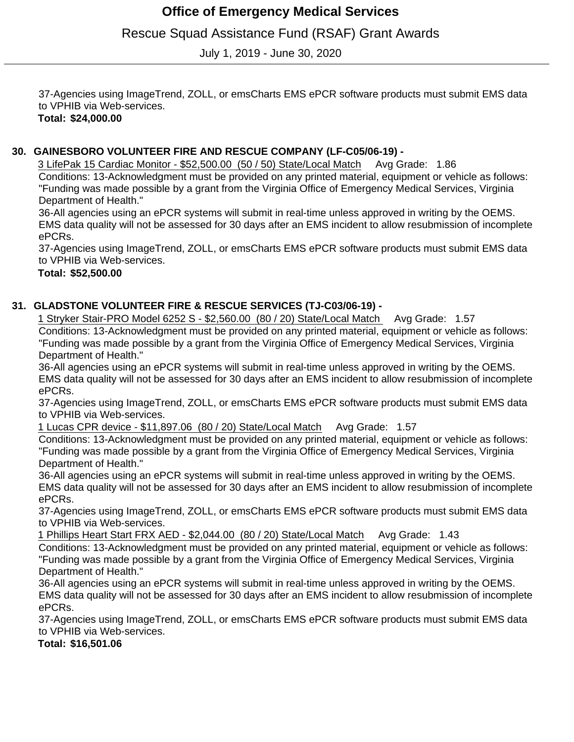37-Agencies using ImageTrend, ZOLL, or emsCharts EMS ePCR software products must submit EMS data to VPHIB via Web-services.

**Total: $24,000.00**

**30. GAINESBORO VOLUNTEER FIRE AND RESCUE COMPANY (LF-C05/06-19) -**

3 LifePak 15 Cardiac Monitor - $52,500.00 (50 / 50) State/Local Match Avg Grade: 1.86

Conditions: 13-Acknowledgment must be provided on any printed material, equipment or vehicle as follows: "Funding was made possible by a grant from the Virginia Office of Emergency Medical Services, Virginia Department of Health."

36-All agencies using an ePCR systems will submit in real-time unless approved in writing by the OEMS. EMS data quality will not be assessed for 30 days after an EMS incident to allow resubmission of incomplete ePCRs.

37-Agencies using ImageTrend, ZOLL, or emsCharts EMS ePCR software products must submit EMS data to VPHIB via Web-services.

**Total: $52,500.00**

**31. GLADSTONE VOLUNTEER FIRE & RESCUE SERVICES (TJ-C03/06-19) -**

1 Stryker Stair-PRO Model 6252 S - $2,560.00 (80 / 20) State/Local Match Avg Grade: 1.57

Conditions: 13-Acknowledgment must be provided on any printed material, equipment or vehicle as follows: "Funding was made possible by a grant from the Virginia Office of Emergency Medical Services, Virginia Department of Health."

36-All agencies using an ePCR systems will submit in real-time unless approved in writing by the OEMS. EMS data quality will not be assessed for 30 days after an EMS incident to allow resubmission of incomplete ePCRs.

37-Agencies using ImageTrend, ZOLL, or emsCharts EMS ePCR software products must submit EMS data to VPHIB via Web-services.

1 Lucas CPR device - $11,897.06 (80 / 20) State/Local Match Avg Grade: 1.57

Conditions: 13-Acknowledgment must be provided on any printed material, equipment or vehicle as follows: "Funding was made possible by a grant from the Virginia Office of Emergency Medical Services, Virginia Department of Health."

36-All agencies using an ePCR systems will submit in real-time unless approved in writing by the OEMS. EMS data quality will not be assessed for 30 days after an EMS incident to allow resubmission of incomplete ePCRs.

37-Agencies using ImageTrend, ZOLL, or emsCharts EMS ePCR software products must submit EMS data to VPHIB via Web-services.

1 Phillips Heart Start FRX AED - $2,044.00 (80 / 20) State/Local Match Avg Grade: 1.43

Conditions: 13-Acknowledgment must be provided on any printed material, equipment or vehicle as follows: "Funding was made possible by a grant from the Virginia Office of Emergency Medical Services, Virginia Department of Health."

36-All agencies using an ePCR systems will submit in real-time unless approved in writing by the OEMS. EMS data quality will not be assessed for 30 days after an EMS incident to allow resubmission of incomplete ePCRs.

37-Agencies using ImageTrend, ZOLL, or emsCharts EMS ePCR software products must submit EMS data to VPHIB via Web-services.

**Total: $16,501.06**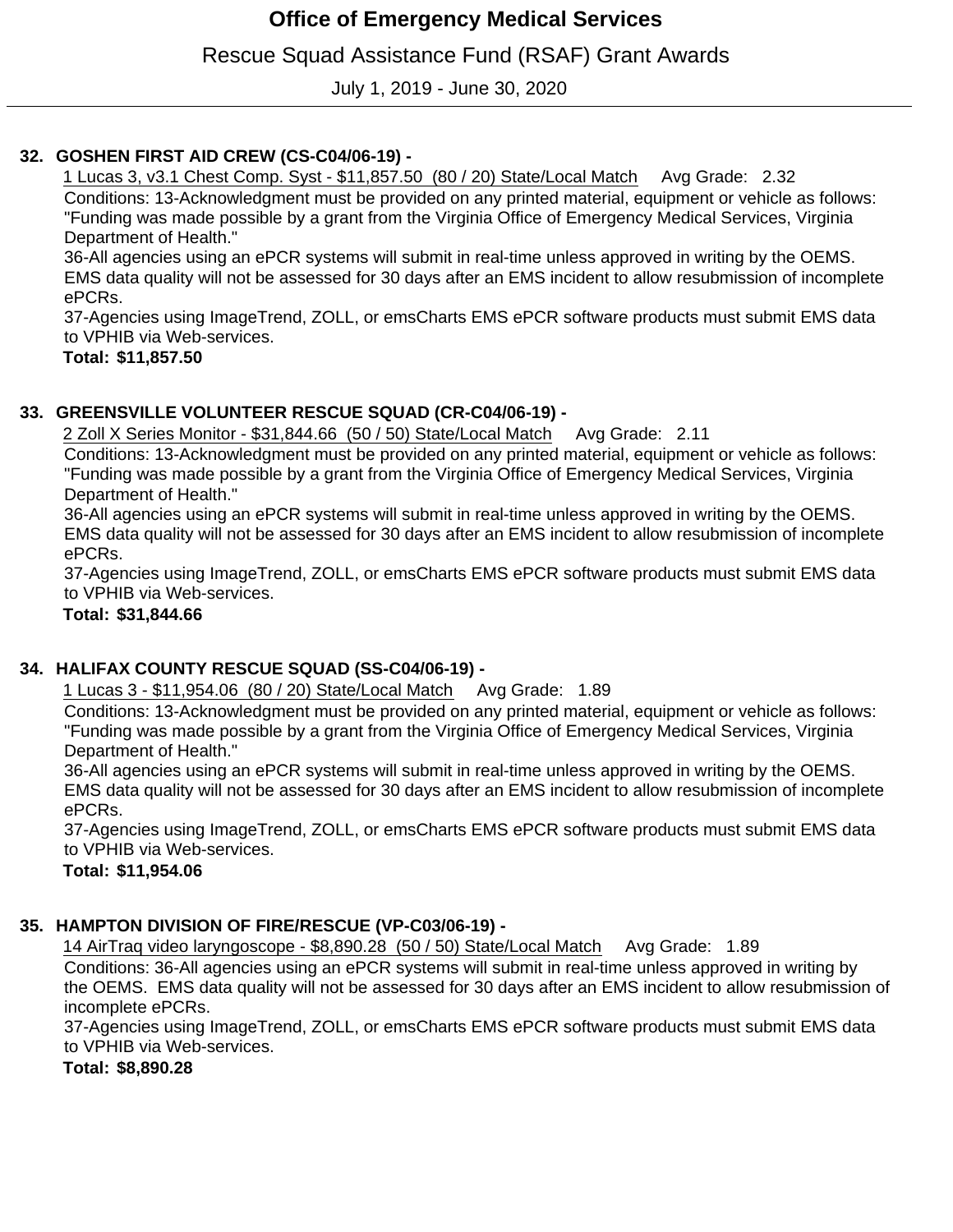**32. GOSHEN FIRST AID CREW (CS-C04/06-19) -**

1 Lucas 3, v3.1 Chest Comp. Syst - $11,857.50 (80 / 20) State/Local Match     Avg Grade: 2.32

Conditions: 13-Acknowledgment must be provided on any printed material, equipment or vehicle as follows: "Funding was made possible by a grant from the Virginia Office of Emergency Medical Services, Virginia Department of Health."

36-All agencies using an ePCR systems will submit in real-time unless approved in writing by the OEMS. EMS data quality will not be assessed for 30 days after an EMS incident to allow resubmission of incomplete ePCRs.

37-Agencies using ImageTrend, ZOLL, or emsCharts EMS ePCR software products must submit EMS data to VPHIB via Web-services.

**Total: $11,857.50**

**33. GREENSVILLE VOLUNTEER RESCUE SQUAD (CR-C04/06-19) -**

2 Zoll X Series Monitor - $31,844.66 (50 / 50) State/Local Match     Avg Grade: 2.11

Conditions: 13-Acknowledgment must be provided on any printed material, equipment or vehicle as follows: "Funding was made possible by a grant from the Virginia Office of Emergency Medical Services, Virginia Department of Health."

36-All agencies using an ePCR systems will submit in real-time unless approved in writing by the OEMS. EMS data quality will not be assessed for 30 days after an EMS incident to allow resubmission of incomplete ePCRs.

37-Agencies using ImageTrend, ZOLL, or emsCharts EMS ePCR software products must submit EMS data to VPHIB via Web-services.

**Total: $31,844.66**

**34. HALIFAX COUNTY RESCUE SQUAD (SS-C04/06-19) -**

1 Lucas 3 - $11,954.06 (80 / 20) State/Local Match     Avg Grade: 1.89

Conditions: 13-Acknowledgment must be provided on any printed material, equipment or vehicle as follows: "Funding was made possible by a grant from the Virginia Office of Emergency Medical Services, Virginia Department of Health."

36-All agencies using an ePCR systems will submit in real-time unless approved in writing by the OEMS. EMS data quality will not be assessed for 30 days after an EMS incident to allow resubmission of incomplete ePCRs.

37-Agencies using ImageTrend, ZOLL, or emsCharts EMS ePCR software products must submit EMS data to VPHIB via Web-services.

**Total: $11,954.06**

**35. HAMPTON DIVISION OF FIRE/RESCUE (VP-C03/06-19) -**

14 AirTraq video laryngoscope - $8,890.28 (50 / 50) State/Local Match     Avg Grade: 1.89

Conditions: 36-All agencies using an ePCR systems will submit in real-time unless approved in writing by the OEMS. EMS data quality will not be assessed for 30 days after an EMS incident to allow resubmission of incomplete ePCRs.

37-Agencies using ImageTrend, ZOLL, or emsCharts EMS ePCR software products must submit EMS data to VPHIB via Web-services.

**Total: $8,890.28**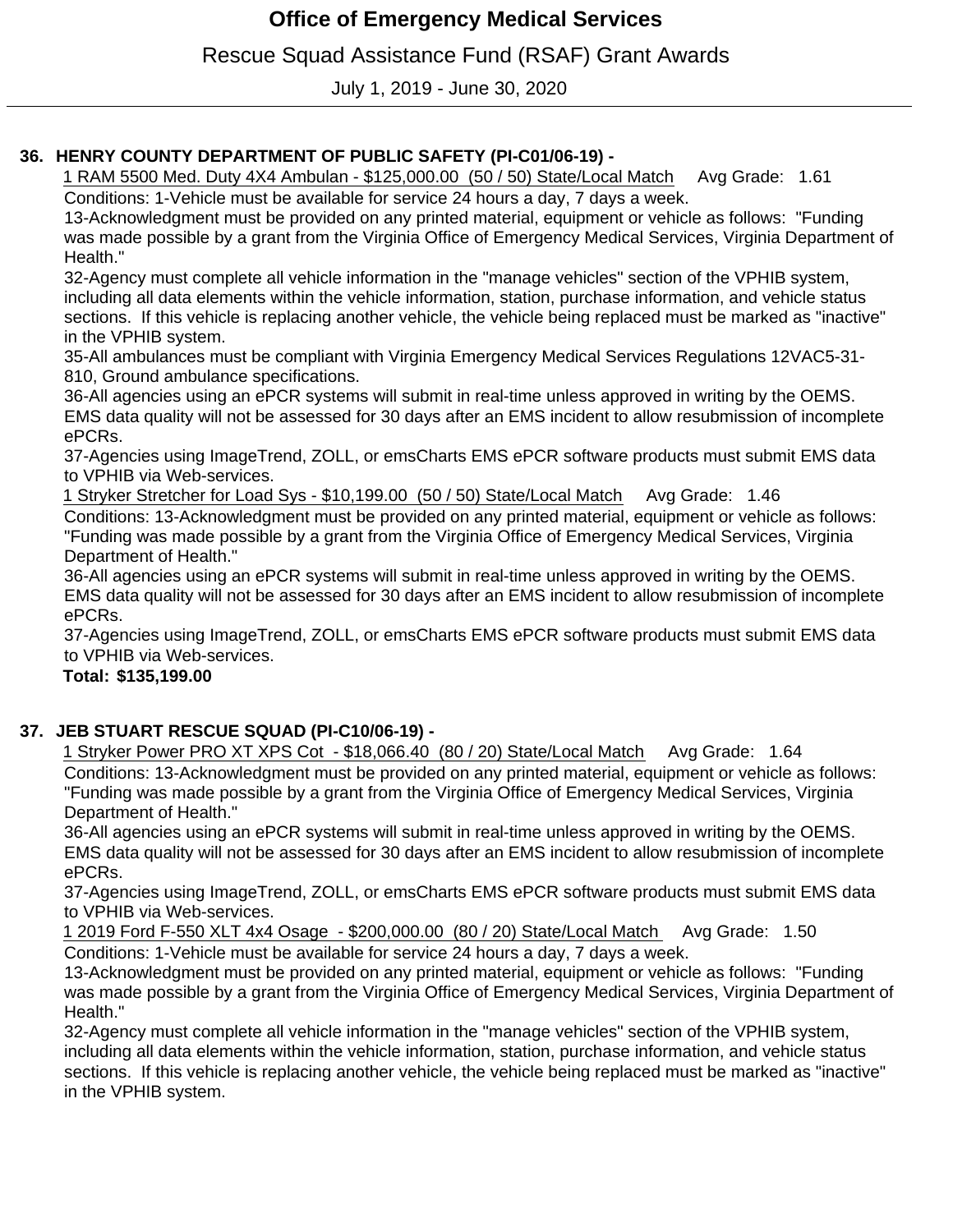## 36. HENRY COUNTY DEPARTMENT OF PUBLIC SAFETY (PI-C01/06-19) -

1 RAM 5500 Med. Duty 4X4 Ambulan - $125,000.00 (50 / 50) State/Local Match Avg Grade: 1.61

Conditions: 1-Vehicle must be available for service 24 hours a day, 7 days a week.

13-Acknowledgment must be provided on any printed material, equipment or vehicle as follows: "Funding was made possible by a grant from the Virginia Office of Emergency Medical Services, Virginia Department of Health."

32-Agency must complete all vehicle information in the "manage vehicles" section of the VPHIB system, including all data elements within the vehicle information, station, purchase information, and vehicle status sections. If this vehicle is replacing another vehicle, the vehicle being replaced must be marked as "inactive" in the VPHIB system.

35-All ambulances must be compliant with Virginia Emergency Medical Services Regulations 12VAC5-31-810, Ground ambulance specifications.

36-All agencies using an ePCR systems will submit in real-time unless approved in writing by the OEMS. EMS data quality will not be assessed for 30 days after an EMS incident to allow resubmission of incomplete ePCRs.

37-Agencies using ImageTrend, ZOLL, or emsCharts EMS ePCR software products must submit EMS data to VPHIB via Web-services.

1 Stryker Stretcher for Load Sys - $10,199.00 (50 / 50) State/Local Match Avg Grade: 1.46

Conditions: 13-Acknowledgment must be provided on any printed material, equipment or vehicle as follows: "Funding was made possible by a grant from the Virginia Office of Emergency Medical Services, Virginia Department of Health."

36-All agencies using an ePCR systems will submit in real-time unless approved in writing by the OEMS. EMS data quality will not be assessed for 30 days after an EMS incident to allow resubmission of incomplete ePCRs.

37-Agencies using ImageTrend, ZOLL, or emsCharts EMS ePCR software products must submit EMS data to VPHIB via Web-services.

**Total: $135,199.00**

## 37. JEB STUART RESCUE SQUAD (PI-C10/06-19) -

1 Stryker Power PRO XT XPS Cot - $18,066.40 (80 / 20) State/Local Match Avg Grade: 1.64

Conditions: 13-Acknowledgment must be provided on any printed material, equipment or vehicle as follows: "Funding was made possible by a grant from the Virginia Office of Emergency Medical Services, Virginia Department of Health."

36-All agencies using an ePCR systems will submit in real-time unless approved in writing by the OEMS. EMS data quality will not be assessed for 30 days after an EMS incident to allow resubmission of incomplete ePCRs.

37-Agencies using ImageTrend, ZOLL, or emsCharts EMS ePCR software products must submit EMS data to VPHIB via Web-services.

1 2019 Ford F-550 XLT 4x4 Osage - $200,000.00 (80 / 20) State/Local Match Avg Grade: 1.50

Conditions: 1-Vehicle must be available for service 24 hours a day, 7 days a week.

13-Acknowledgment must be provided on any printed material, equipment or vehicle as follows: "Funding was made possible by a grant from the Virginia Office of Emergency Medical Services, Virginia Department of Health."

32-Agency must complete all vehicle information in the "manage vehicles" section of the VPHIB system, including all data elements within the vehicle information, station, purchase information, and vehicle status sections. If this vehicle is replacing another vehicle, the vehicle being replaced must be marked as "inactive" in the VPHIB system.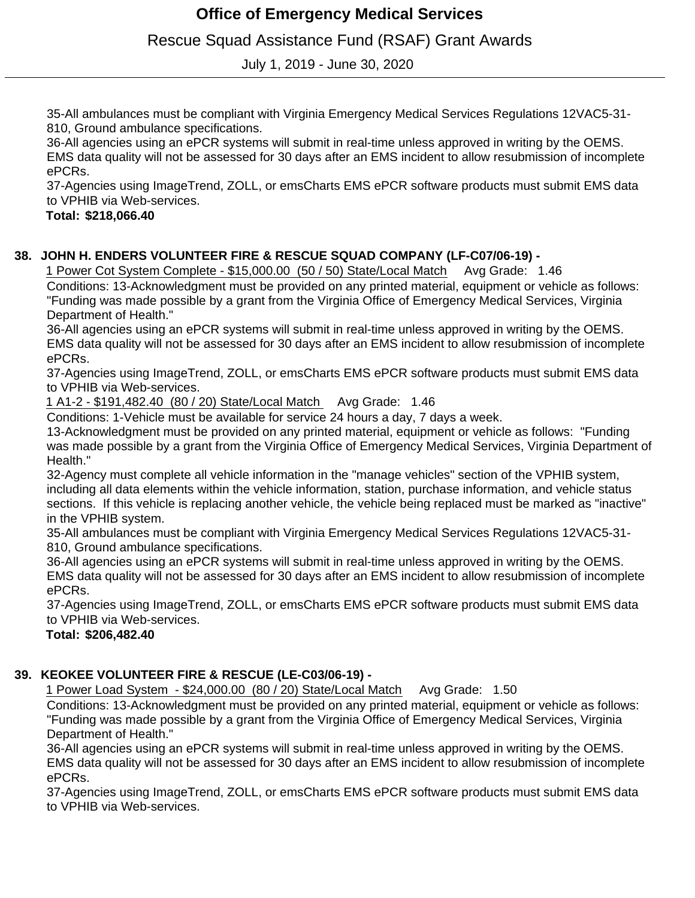35-All ambulances must be compliant with Virginia Emergency Medical Services Regulations 12VAC5-31-810, Ground ambulance specifications.
36-All agencies using an ePCR systems will submit in real-time unless approved in writing by the OEMS. EMS data quality will not be assessed for 30 days after an EMS incident to allow resubmission of incomplete ePCRs.
37-Agencies using ImageTrend, ZOLL, or emsCharts EMS ePCR software products must submit EMS data to VPHIB via Web-services.

**Total: $218,066.40**

**38. JOHN H. ENDERS VOLUNTEER FIRE & RESCUE SQUAD COMPANY (LF-C07/06-19) -**

1 Power Cot System Complete - $15,000.00 (50 / 50) State/Local Match     Avg Grade: 1.46

Conditions: 13-Acknowledgment must be provided on any printed material, equipment or vehicle as follows: "Funding was made possible by a grant from the Virginia Office of Emergency Medical Services, Virginia Department of Health."
36-All agencies using an ePCR systems will submit in real-time unless approved in writing by the OEMS. EMS data quality will not be assessed for 30 days after an EMS incident to allow resubmission of incomplete ePCRs.
37-Agencies using ImageTrend, ZOLL, or emsCharts EMS ePCR software products must submit EMS data to VPHIB via Web-services.

1 A1-2 - $191,482.40 (80 / 20) State/Local Match     Avg Grade: 1.46

Conditions: 1-Vehicle must be available for service 24 hours a day, 7 days a week.
13-Acknowledgment must be provided on any printed material, equipment or vehicle as follows: "Funding was made possible by a grant from the Virginia Office of Emergency Medical Services, Virginia Department of Health."
32-Agency must complete all vehicle information in the "manage vehicles" section of the VPHIB system, including all data elements within the vehicle information, station, purchase information, and vehicle status sections. If this vehicle is replacing another vehicle, the vehicle being replaced must be marked as "inactive" in the VPHIB system.
35-All ambulances must be compliant with Virginia Emergency Medical Services Regulations 12VAC5-31-810, Ground ambulance specifications.
36-All agencies using an ePCR systems will submit in real-time unless approved in writing by the OEMS. EMS data quality will not be assessed for 30 days after an EMS incident to allow resubmission of incomplete ePCRs.
37-Agencies using ImageTrend, ZOLL, or emsCharts EMS ePCR software products must submit EMS data to VPHIB via Web-services.

**Total: $206,482.40**

**39. KEOKEE VOLUNTEER FIRE & RESCUE (LE-C03/06-19) -**

1 Power Load System - $24,000.00 (80 / 20) State/Local Match     Avg Grade: 1.50

Conditions: 13-Acknowledgment must be provided on any printed material, equipment or vehicle as follows: "Funding was made possible by a grant from the Virginia Office of Emergency Medical Services, Virginia Department of Health."
36-All agencies using an ePCR systems will submit in real-time unless approved in writing by the OEMS. EMS data quality will not be assessed for 30 days after an EMS incident to allow resubmission of incomplete ePCRs.
37-Agencies using ImageTrend, ZOLL, or emsCharts EMS ePCR software products must submit EMS data to VPHIB via Web-services.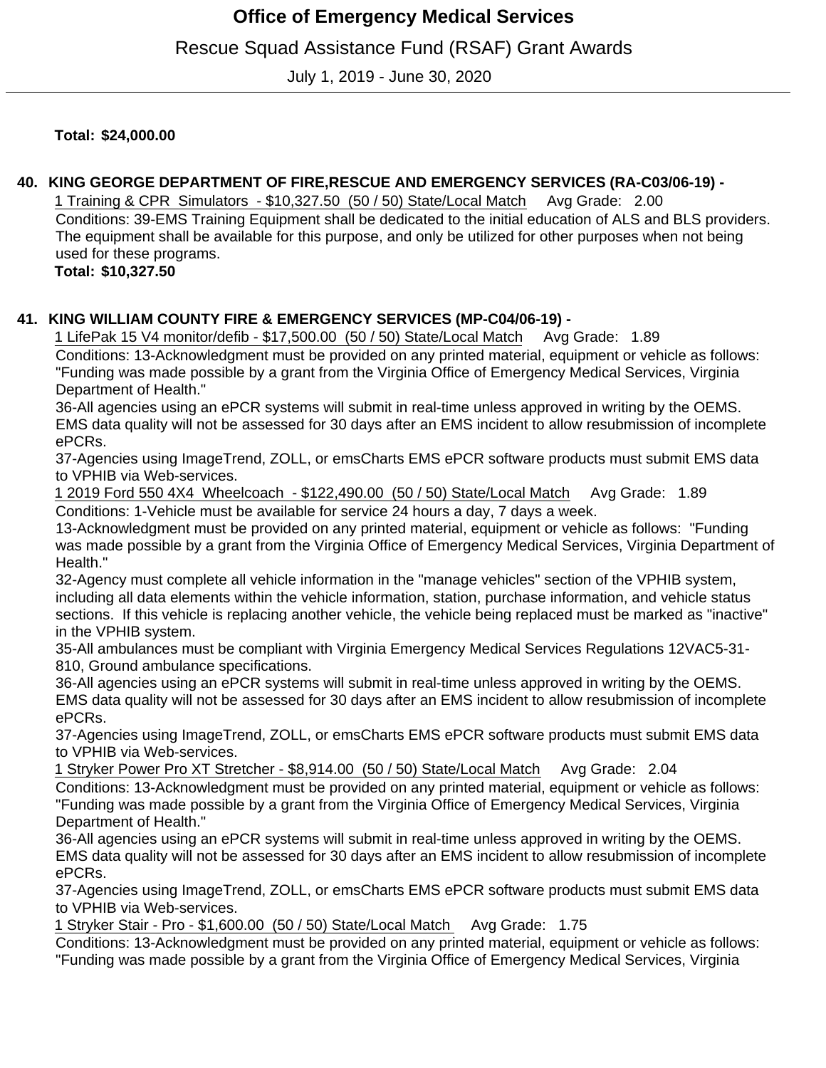**Total: $24,000.00**

**40. KING GEORGE DEPARTMENT OF FIRE,RESCUE AND EMERGENCY SERVICES (RA-C03/06-19) -**

1 Training & CPR Simulators - $10,327.50 (50 / 50) State/Local Match    Avg Grade: 2.00

Conditions: 39-EMS Training Equipment shall be dedicated to the initial education of ALS and BLS providers. The equipment shall be available for this purpose, and only be utilized for other purposes when not being used for these programs.

**Total: $10,327.50**

**41. KING WILLIAM COUNTY FIRE & EMERGENCY SERVICES (MP-C04/06-19) -**

1 LifePak 15 V4 monitor/defib - $17,500.00 (50 / 50) State/Local Match    Avg Grade: 1.89

Conditions: 13-Acknowledgment must be provided on any printed material, equipment or vehicle as follows: "Funding was made possible by a grant from the Virginia Office of Emergency Medical Services, Virginia Department of Health."

36-All agencies using an ePCR systems will submit in real-time unless approved in writing by the OEMS. EMS data quality will not be assessed for 30 days after an EMS incident to allow resubmission of incomplete ePCRs.

37-Agencies using ImageTrend, ZOLL, or emsCharts EMS ePCR software products must submit EMS data to VPHIB via Web-services.

1 2019 Ford 550 4X4 Wheelcoach - $122,490.00 (50 / 50) State/Local Match    Avg Grade: 1.89

Conditions: 1-Vehicle must be available for service 24 hours a day, 7 days a week.

13-Acknowledgment must be provided on any printed material, equipment or vehicle as follows: "Funding was made possible by a grant from the Virginia Office of Emergency Medical Services, Virginia Department of Health."

32-Agency must complete all vehicle information in the "manage vehicles" section of the VPHIB system, including all data elements within the vehicle information, station, purchase information, and vehicle status sections. If this vehicle is replacing another vehicle, the vehicle being replaced must be marked as "inactive" in the VPHIB system.

35-All ambulances must be compliant with Virginia Emergency Medical Services Regulations 12VAC5-31-810, Ground ambulance specifications.

36-All agencies using an ePCR systems will submit in real-time unless approved in writing by the OEMS. EMS data quality will not be assessed for 30 days after an EMS incident to allow resubmission of incomplete ePCRs.

37-Agencies using ImageTrend, ZOLL, or emsCharts EMS ePCR software products must submit EMS data to VPHIB via Web-services.

1 Stryker Power Pro XT Stretcher - $8,914.00 (50 / 50) State/Local Match    Avg Grade: 2.04

Conditions: 13-Acknowledgment must be provided on any printed material, equipment or vehicle as follows: "Funding was made possible by a grant from the Virginia Office of Emergency Medical Services, Virginia Department of Health."

36-All agencies using an ePCR systems will submit in real-time unless approved in writing by the OEMS. EMS data quality will not be assessed for 30 days after an EMS incident to allow resubmission of incomplete ePCRs.

37-Agencies using ImageTrend, ZOLL, or emsCharts EMS ePCR software products must submit EMS data to VPHIB via Web-services.

1 Stryker Stair - Pro - $1,600.00 (50 / 50) State/Local Match    Avg Grade: 1.75

Conditions: 13-Acknowledgment must be provided on any printed material, equipment or vehicle as follows: "Funding was made possible by a grant from the Virginia Office of Emergency Medical Services, Virginia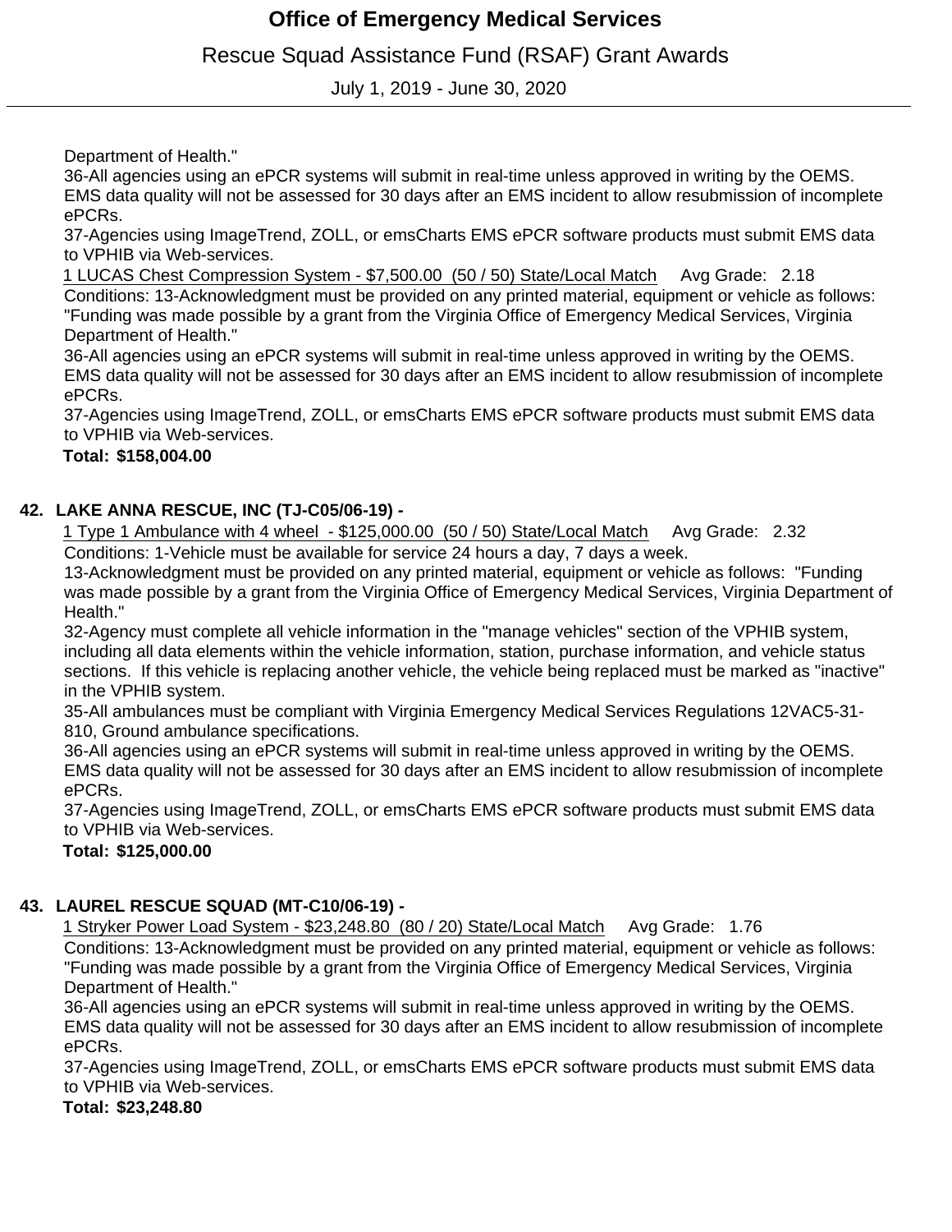Department of Health."
36-All agencies using an ePCR systems will submit in real-time unless approved in writing by the OEMS. EMS data quality will not be assessed for 30 days after an EMS incident to allow resubmission of incomplete ePCRs.
37-Agencies using ImageTrend, ZOLL, or emsCharts EMS ePCR software products must submit EMS data to VPHIB via Web-services.

1 LUCAS Chest Compression System - $7,500.00 (50 / 50) State/Local Match     Avg Grade: 2.18
Conditions: 13-Acknowledgment must be provided on any printed material, equipment or vehicle as follows: "Funding was made possible by a grant from the Virginia Office of Emergency Medical Services, Virginia Department of Health."
36-All agencies using an ePCR systems will submit in real-time unless approved in writing by the OEMS. EMS data quality will not be assessed for 30 days after an EMS incident to allow resubmission of incomplete ePCRs.
37-Agencies using ImageTrend, ZOLL, or emsCharts EMS ePCR software products must submit EMS data to VPHIB via Web-services.

**Total: $158,004.00**

### 42. LAKE ANNA RESCUE, INC (TJ-C05/06-19) -

1 Type 1 Ambulance with 4 wheel - $125,000.00 (50 / 50) State/Local Match     Avg Grade: 2.32
Conditions: 1-Vehicle must be available for service 24 hours a day, 7 days a week.
13-Acknowledgment must be provided on any printed material, equipment or vehicle as follows: "Funding was made possible by a grant from the Virginia Office of Emergency Medical Services, Virginia Department of Health."
32-Agency must complete all vehicle information in the "manage vehicles" section of the VPHIB system, including all data elements within the vehicle information, station, purchase information, and vehicle status sections. If this vehicle is replacing another vehicle, the vehicle being replaced must be marked as "inactive" in the VPHIB system.
35-All ambulances must be compliant with Virginia Emergency Medical Services Regulations 12VAC5-31-810, Ground ambulance specifications.
36-All agencies using an ePCR systems will submit in real-time unless approved in writing by the OEMS. EMS data quality will not be assessed for 30 days after an EMS incident to allow resubmission of incomplete ePCRs.
37-Agencies using ImageTrend, ZOLL, or emsCharts EMS ePCR software products must submit EMS data to VPHIB via Web-services.

**Total: $125,000.00**

### 43. LAUREL RESCUE SQUAD (MT-C10/06-19) -

1 Stryker Power Load System - $23,248.80 (80 / 20) State/Local Match     Avg Grade: 1.76
Conditions: 13-Acknowledgment must be provided on any printed material, equipment or vehicle as follows: "Funding was made possible by a grant from the Virginia Office of Emergency Medical Services, Virginia Department of Health."
36-All agencies using an ePCR systems will submit in real-time unless approved in writing by the OEMS. EMS data quality will not be assessed for 30 days after an EMS incident to allow resubmission of incomplete ePCRs.
37-Agencies using ImageTrend, ZOLL, or emsCharts EMS ePCR software products must submit EMS data to VPHIB via Web-services.

**Total: $23,248.80**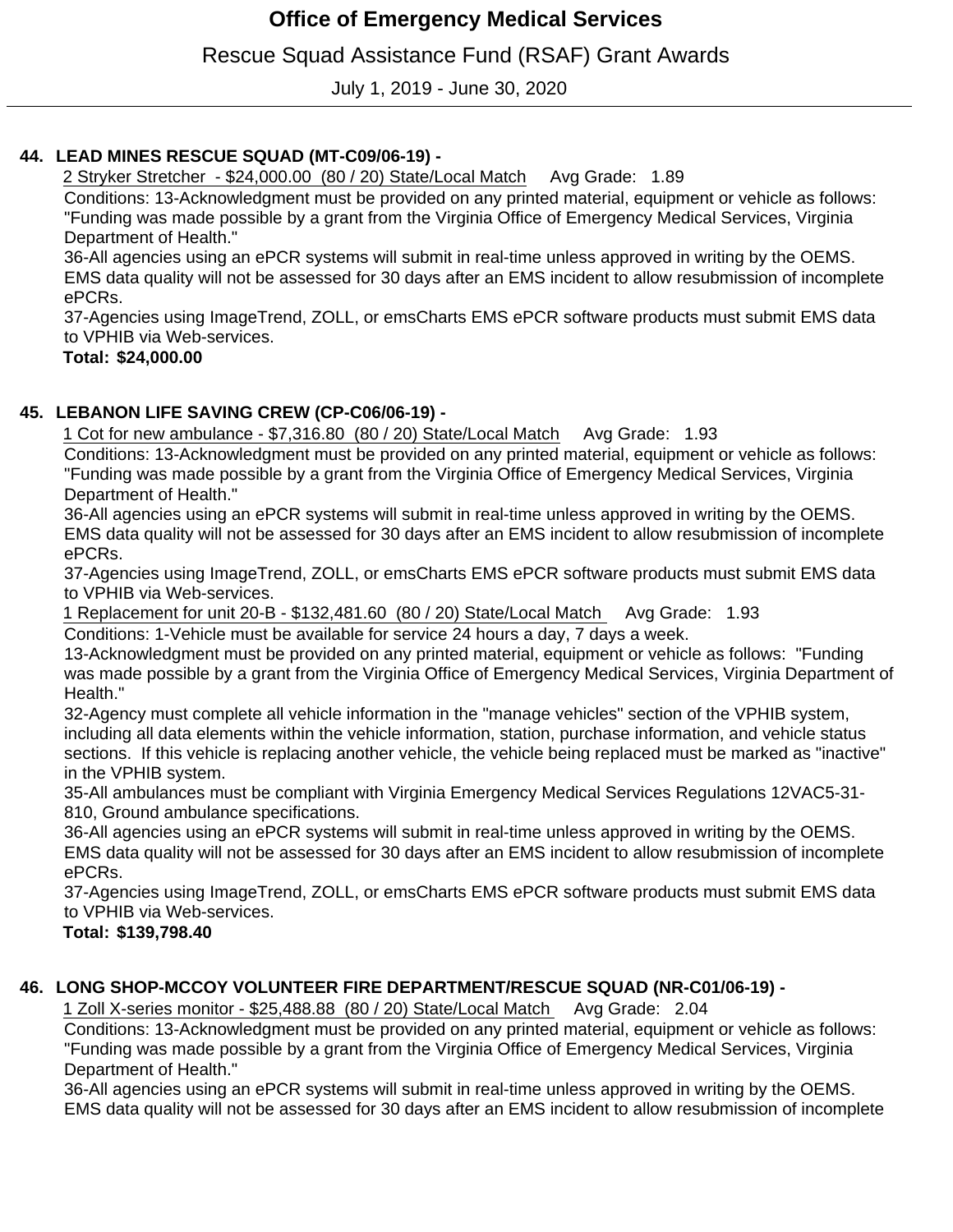**44. LEAD MINES RESCUE SQUAD (MT-C09/06-19) -**

2 Stryker Stretcher - $24,000.00 (80 / 20) State/Local Match Avg Grade: 1.89

Conditions: 13-Acknowledgment must be provided on any printed material, equipment or vehicle as follows: "Funding was made possible by a grant from the Virginia Office of Emergency Medical Services, Virginia Department of Health."

36-All agencies using an ePCR systems will submit in real-time unless approved in writing by the OEMS. EMS data quality will not be assessed for 30 days after an EMS incident to allow resubmission of incomplete ePCRs.

37-Agencies using ImageTrend, ZOLL, or emsCharts EMS ePCR software products must submit EMS data to VPHIB via Web-services.

**Total: $24,000.00**

**45. LEBANON LIFE SAVING CREW (CP-C06/06-19) -**

1 Cot for new ambulance - $7,316.80 (80 / 20) State/Local Match Avg Grade: 1.93

Conditions: 13-Acknowledgment must be provided on any printed material, equipment or vehicle as follows: "Funding was made possible by a grant from the Virginia Office of Emergency Medical Services, Virginia Department of Health."

36-All agencies using an ePCR systems will submit in real-time unless approved in writing by the OEMS. EMS data quality will not be assessed for 30 days after an EMS incident to allow resubmission of incomplete ePCRs.

37-Agencies using ImageTrend, ZOLL, or emsCharts EMS ePCR software products must submit EMS data to VPHIB via Web-services.

1 Replacement for unit 20-B - $132,481.60 (80 / 20) State/Local Match Avg Grade: 1.93

Conditions: 1-Vehicle must be available for service 24 hours a day, 7 days a week.

13-Acknowledgment must be provided on any printed material, equipment or vehicle as follows: "Funding was made possible by a grant from the Virginia Office of Emergency Medical Services, Virginia Department of Health."

32-Agency must complete all vehicle information in the "manage vehicles" section of the VPHIB system, including all data elements within the vehicle information, station, purchase information, and vehicle status sections. If this vehicle is replacing another vehicle, the vehicle being replaced must be marked as "inactive" in the VPHIB system.

35-All ambulances must be compliant with Virginia Emergency Medical Services Regulations 12VAC5-31-810, Ground ambulance specifications.

36-All agencies using an ePCR systems will submit in real-time unless approved in writing by the OEMS. EMS data quality will not be assessed for 30 days after an EMS incident to allow resubmission of incomplete ePCRs.

37-Agencies using ImageTrend, ZOLL, or emsCharts EMS ePCR software products must submit EMS data to VPHIB via Web-services.

**Total: $139,798.40**

**46. LONG SHOP-MCCOY VOLUNTEER FIRE DEPARTMENT/RESCUE SQUAD (NR-C01/06-19) -**

1 Zoll X-series monitor - $25,488.88 (80 / 20) State/Local Match Avg Grade: 2.04

Conditions: 13-Acknowledgment must be provided on any printed material, equipment or vehicle as follows: "Funding was made possible by a grant from the Virginia Office of Emergency Medical Services, Virginia Department of Health."

36-All agencies using an ePCR systems will submit in real-time unless approved in writing by the OEMS. EMS data quality will not be assessed for 30 days after an EMS incident to allow resubmission of incomplete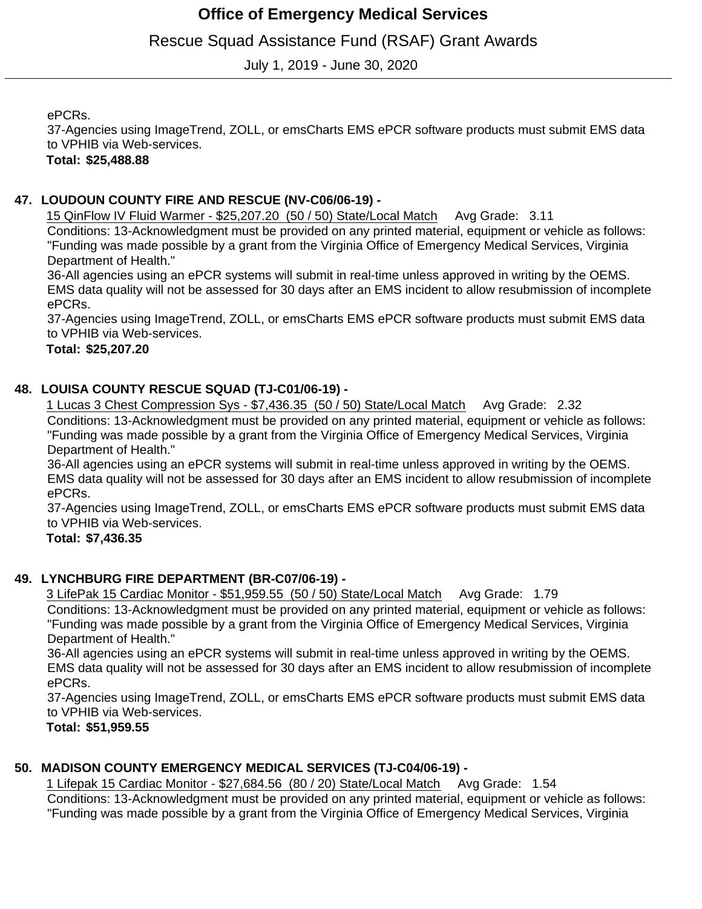ePCRs.
37-Agencies using ImageTrend, ZOLL, or emsCharts EMS ePCR software products must submit EMS data to VPHIB via Web-services.

**Total: $25,488.88**

**47. LOUDOUN COUNTY FIRE AND RESCUE (NV-C06/06-19) -**

15 QinFlow IV Fluid Warmer - $25,207.20 (50 / 50) State/Local Match Avg Grade: 3.11

Conditions: 13-Acknowledgment must be provided on any printed material, equipment or vehicle as follows: "Funding was made possible by a grant from the Virginia Office of Emergency Medical Services, Virginia Department of Health."
36-All agencies using an ePCR systems will submit in real-time unless approved in writing by the OEMS. EMS data quality will not be assessed for 30 days after an EMS incident to allow resubmission of incomplete ePCRs.
37-Agencies using ImageTrend, ZOLL, or emsCharts EMS ePCR software products must submit EMS data to VPHIB via Web-services.

**Total: $25,207.20**

**48. LOUISA COUNTY RESCUE SQUAD (TJ-C01/06-19) -**

1 Lucas 3 Chest Compression Sys - $7,436.35 (50 / 50) State/Local Match Avg Grade: 2.32

Conditions: 13-Acknowledgment must be provided on any printed material, equipment or vehicle as follows: "Funding was made possible by a grant from the Virginia Office of Emergency Medical Services, Virginia Department of Health."
36-All agencies using an ePCR systems will submit in real-time unless approved in writing by the OEMS. EMS data quality will not be assessed for 30 days after an EMS incident to allow resubmission of incomplete ePCRs.
37-Agencies using ImageTrend, ZOLL, or emsCharts EMS ePCR software products must submit EMS data to VPHIB via Web-services.

**Total: $7,436.35**

**49. LYNCHBURG FIRE DEPARTMENT (BR-C07/06-19) -**

3 LifePak 15 Cardiac Monitor - $51,959.55 (50 / 50) State/Local Match Avg Grade: 1.79

Conditions: 13-Acknowledgment must be provided on any printed material, equipment or vehicle as follows: "Funding was made possible by a grant from the Virginia Office of Emergency Medical Services, Virginia Department of Health."
36-All agencies using an ePCR systems will submit in real-time unless approved in writing by the OEMS. EMS data quality will not be assessed for 30 days after an EMS incident to allow resubmission of incomplete ePCRs.
37-Agencies using ImageTrend, ZOLL, or emsCharts EMS ePCR software products must submit EMS data to VPHIB via Web-services.

**Total: $51,959.55**

**50. MADISON COUNTY EMERGENCY MEDICAL SERVICES (TJ-C04/06-19) -**

1 Lifepak 15 Cardiac Monitor - $27,684.56 (80 / 20) State/Local Match Avg Grade: 1.54

Conditions: 13-Acknowledgment must be provided on any printed material, equipment or vehicle as follows: "Funding was made possible by a grant from the Virginia Office of Emergency Medical Services, Virginia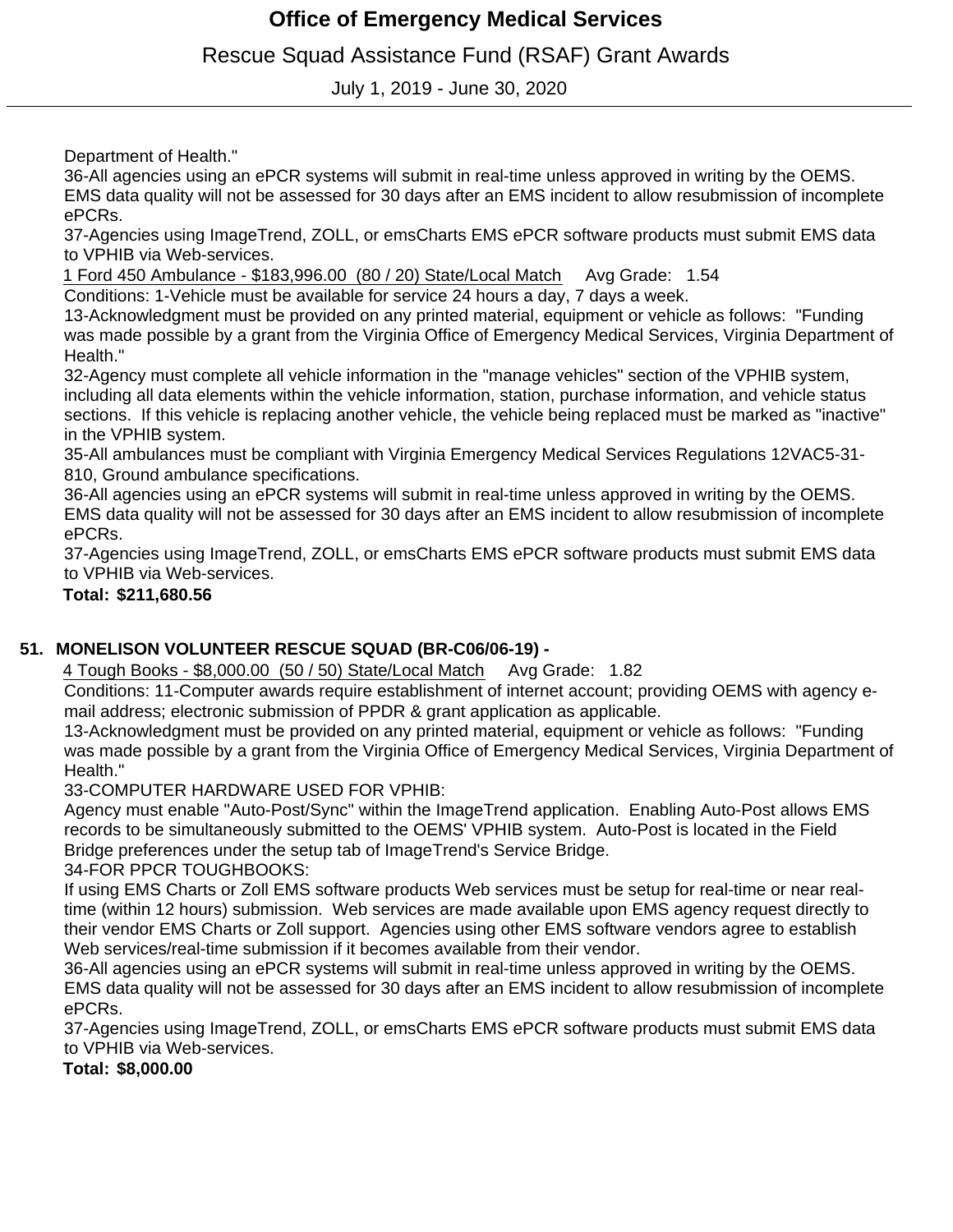Department of Health."

36-All agencies using an ePCR systems will submit in real-time unless approved in writing by the OEMS. EMS data quality will not be assessed for 30 days after an EMS incident to allow resubmission of incomplete ePCRs.

37-Agencies using ImageTrend, ZOLL, or emsCharts EMS ePCR software products must submit EMS data to VPHIB via Web-services.

1 Ford 450 Ambulance - $183,996.00 (80 / 20) State/Local Match     Avg Grade: 1.54

Conditions: 1-Vehicle must be available for service 24 hours a day, 7 days a week.

13-Acknowledgment must be provided on any printed material, equipment or vehicle as follows: "Funding was made possible by a grant from the Virginia Office of Emergency Medical Services, Virginia Department of Health."

32-Agency must complete all vehicle information in the "manage vehicles" section of the VPHIB system, including all data elements within the vehicle information, station, purchase information, and vehicle status sections. If this vehicle is replacing another vehicle, the vehicle being replaced must be marked as "inactive" in the VPHIB system.

35-All ambulances must be compliant with Virginia Emergency Medical Services Regulations 12VAC5-31-810, Ground ambulance specifications.

36-All agencies using an ePCR systems will submit in real-time unless approved in writing by the OEMS. EMS data quality will not be assessed for 30 days after an EMS incident to allow resubmission of incomplete ePCRs.

37-Agencies using ImageTrend, ZOLL, or emsCharts EMS ePCR software products must submit EMS data to VPHIB via Web-services.

**Total: $211,680.56**

**51. MONELISON VOLUNTEER RESCUE SQUAD (BR-C06/06-19) -**

4 Tough Books - $8,000.00 (50 / 50) State/Local Match     Avg Grade: 1.82

Conditions: 11-Computer awards require establishment of internet account; providing OEMS with agency e-mail address; electronic submission of PPDR & grant application as applicable.

13-Acknowledgment must be provided on any printed material, equipment or vehicle as follows: "Funding was made possible by a grant from the Virginia Office of Emergency Medical Services, Virginia Department of Health."

33-COMPUTER HARDWARE USED FOR VPHIB:

Agency must enable "Auto-Post/Sync" within the ImageTrend application. Enabling Auto-Post allows EMS records to be simultaneously submitted to the OEMS' VPHIB system. Auto-Post is located in the Field Bridge preferences under the setup tab of ImageTrend's Service Bridge.

34-FOR PPCR TOUGHBOOKS:

If using EMS Charts or Zoll EMS software products Web services must be setup for real-time or near real-time (within 12 hours) submission. Web services are made available upon EMS agency request directly to their vendor EMS Charts or Zoll support. Agencies using other EMS software vendors agree to establish Web services/real-time submission if it becomes available from their vendor.

36-All agencies using an ePCR systems will submit in real-time unless approved in writing by the OEMS. EMS data quality will not be assessed for 30 days after an EMS incident to allow resubmission of incomplete ePCRs.

37-Agencies using ImageTrend, ZOLL, or emsCharts EMS ePCR software products must submit EMS data to VPHIB via Web-services.

**Total: $8,000.00**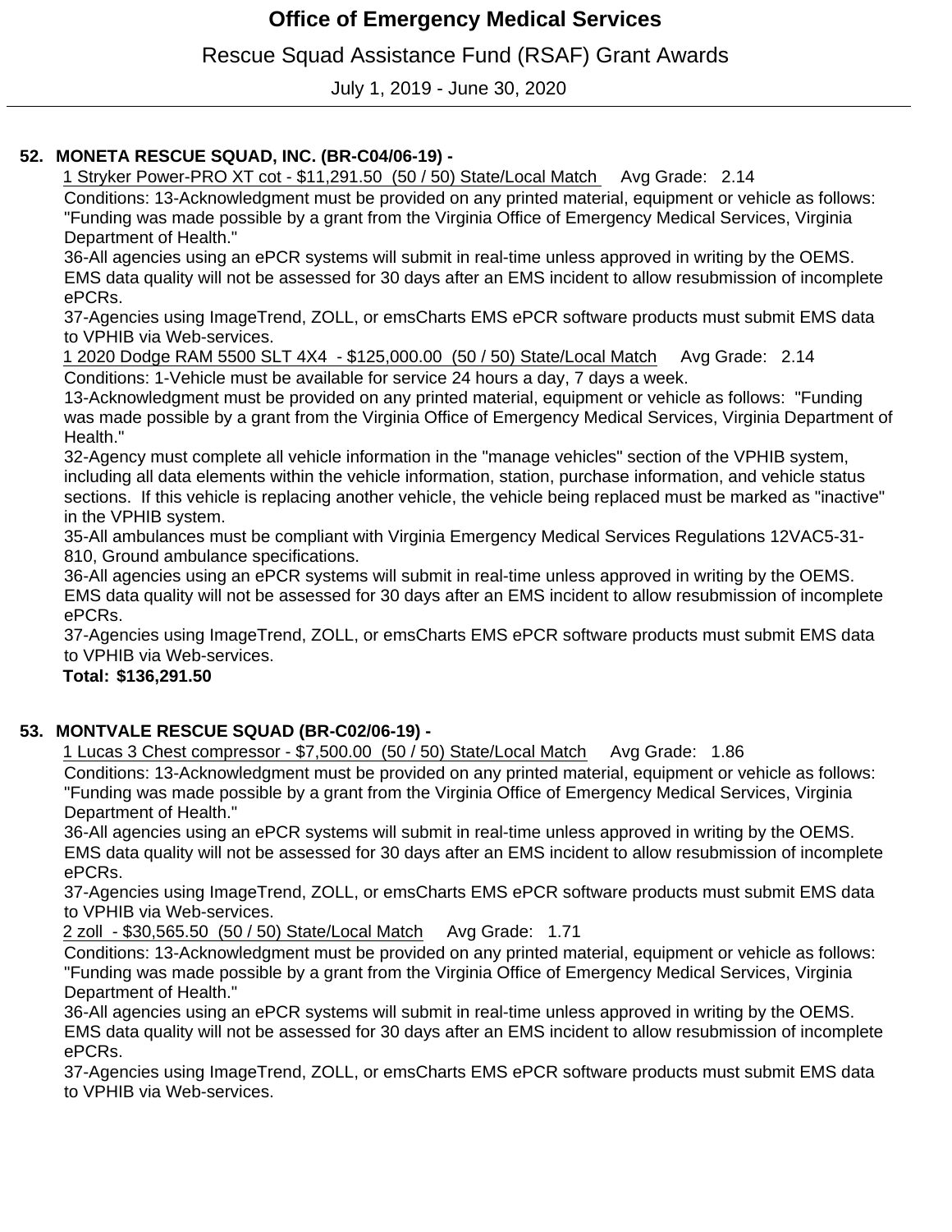## 52. MONETA RESCUE SQUAD, INC. (BR-C04/06-19) -

1 Stryker Power-PRO XT cot - $11,291.50 (50 / 50) State/Local Match Avg Grade: 2.14

Conditions: 13-Acknowledgment must be provided on any printed material, equipment or vehicle as follows: "Funding was made possible by a grant from the Virginia Office of Emergency Medical Services, Virginia Department of Health."

36-All agencies using an ePCR systems will submit in real-time unless approved in writing by the OEMS. EMS data quality will not be assessed for 30 days after an EMS incident to allow resubmission of incomplete ePCRs.

37-Agencies using ImageTrend, ZOLL, or emsCharts EMS ePCR software products must submit EMS data to VPHIB via Web-services.

1 2020 Dodge RAM 5500 SLT 4X4 - $125,000.00 (50 / 50) State/Local Match Avg Grade: 2.14

Conditions: 1-Vehicle must be available for service 24 hours a day, 7 days a week.

13-Acknowledgment must be provided on any printed material, equipment or vehicle as follows: "Funding was made possible by a grant from the Virginia Office of Emergency Medical Services, Virginia Department of Health."

32-Agency must complete all vehicle information in the "manage vehicles" section of the VPHIB system, including all data elements within the vehicle information, station, purchase information, and vehicle status sections. If this vehicle is replacing another vehicle, the vehicle being replaced must be marked as "inactive" in the VPHIB system.

35-All ambulances must be compliant with Virginia Emergency Medical Services Regulations 12VAC5-31-810, Ground ambulance specifications.

36-All agencies using an ePCR systems will submit in real-time unless approved in writing by the OEMS. EMS data quality will not be assessed for 30 days after an EMS incident to allow resubmission of incomplete ePCRs.

37-Agencies using ImageTrend, ZOLL, or emsCharts EMS ePCR software products must submit EMS data to VPHIB via Web-services.

**Total: $136,291.50**

## 53. MONTVALE RESCUE SQUAD (BR-C02/06-19) -

1 Lucas 3 Chest compressor - $7,500.00 (50 / 50) State/Local Match Avg Grade: 1.86

Conditions: 13-Acknowledgment must be provided on any printed material, equipment or vehicle as follows: "Funding was made possible by a grant from the Virginia Office of Emergency Medical Services, Virginia Department of Health."

36-All agencies using an ePCR systems will submit in real-time unless approved in writing by the OEMS. EMS data quality will not be assessed for 30 days after an EMS incident to allow resubmission of incomplete ePCRs.

37-Agencies using ImageTrend, ZOLL, or emsCharts EMS ePCR software products must submit EMS data to VPHIB via Web-services.

2 zoll - $30,565.50 (50 / 50) State/Local Match Avg Grade: 1.71

Conditions: 13-Acknowledgment must be provided on any printed material, equipment or vehicle as follows: "Funding was made possible by a grant from the Virginia Office of Emergency Medical Services, Virginia Department of Health."

36-All agencies using an ePCR systems will submit in real-time unless approved in writing by the OEMS. EMS data quality will not be assessed for 30 days after an EMS incident to allow resubmission of incomplete ePCRs.

37-Agencies using ImageTrend, ZOLL, or emsCharts EMS ePCR software products must submit EMS data to VPHIB via Web-services.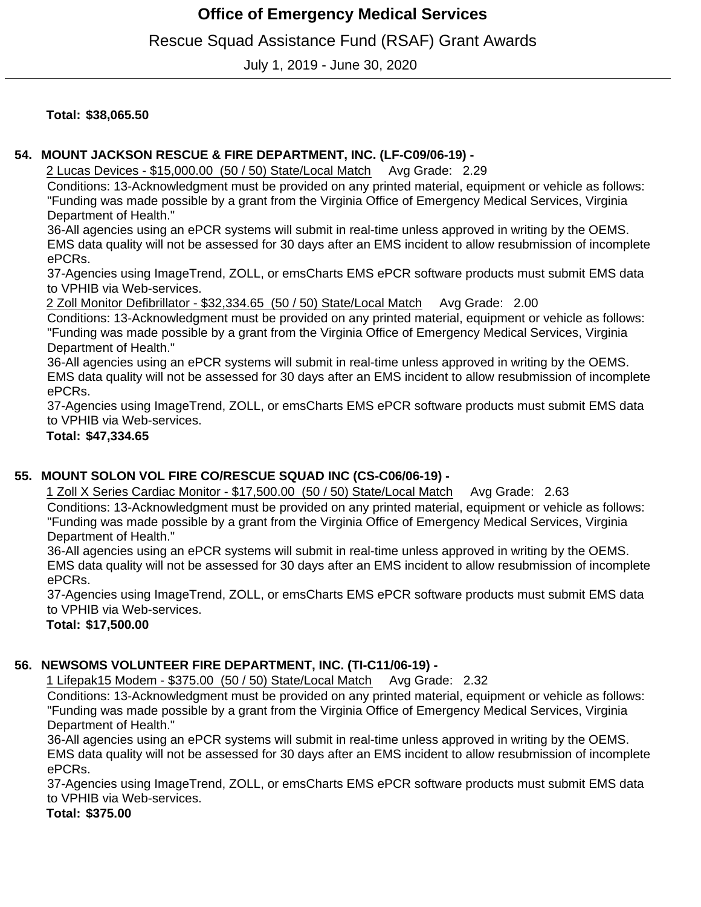**Total: $38,065.50**

**54. MOUNT JACKSON RESCUE & FIRE DEPARTMENT, INC. (LF-C09/06-19) -**

2 Lucas Devices - $15,000.00 (50 / 50) State/Local Match Avg Grade: 2.29

Conditions: 13-Acknowledgment must be provided on any printed material, equipment or vehicle as follows: "Funding was made possible by a grant from the Virginia Office of Emergency Medical Services, Virginia Department of Health."

36-All agencies using an ePCR systems will submit in real-time unless approved in writing by the OEMS. EMS data quality will not be assessed for 30 days after an EMS incident to allow resubmission of incomplete ePCRs.

37-Agencies using ImageTrend, ZOLL, or emsCharts EMS ePCR software products must submit EMS data to VPHIB via Web-services.

2 Zoll Monitor Defibrillator - $32,334.65 (50 / 50) State/Local Match Avg Grade: 2.00

Conditions: 13-Acknowledgment must be provided on any printed material, equipment or vehicle as follows: "Funding was made possible by a grant from the Virginia Office of Emergency Medical Services, Virginia Department of Health."

36-All agencies using an ePCR systems will submit in real-time unless approved in writing by the OEMS. EMS data quality will not be assessed for 30 days after an EMS incident to allow resubmission of incomplete ePCRs.

37-Agencies using ImageTrend, ZOLL, or emsCharts EMS ePCR software products must submit EMS data to VPHIB via Web-services.

**Total: $47,334.65**

**55. MOUNT SOLON VOL FIRE CO/RESCUE SQUAD INC (CS-C06/06-19) -**

1 Zoll X Series Cardiac Monitor - $17,500.00 (50 / 50) State/Local Match Avg Grade: 2.63

Conditions: 13-Acknowledgment must be provided on any printed material, equipment or vehicle as follows: "Funding was made possible by a grant from the Virginia Office of Emergency Medical Services, Virginia Department of Health."

36-All agencies using an ePCR systems will submit in real-time unless approved in writing by the OEMS. EMS data quality will not be assessed for 30 days after an EMS incident to allow resubmission of incomplete ePCRs.

37-Agencies using ImageTrend, ZOLL, or emsCharts EMS ePCR software products must submit EMS data to VPHIB via Web-services.

**Total: $17,500.00**

**56. NEWSOMS VOLUNTEER FIRE DEPARTMENT, INC. (TI-C11/06-19) -**

1 Lifepak15 Modem - $375.00 (50 / 50) State/Local Match Avg Grade: 2.32

Conditions: 13-Acknowledgment must be provided on any printed material, equipment or vehicle as follows: "Funding was made possible by a grant from the Virginia Office of Emergency Medical Services, Virginia Department of Health."

36-All agencies using an ePCR systems will submit in real-time unless approved in writing by the OEMS. EMS data quality will not be assessed for 30 days after an EMS incident to allow resubmission of incomplete ePCRs.

37-Agencies using ImageTrend, ZOLL, or emsCharts EMS ePCR software products must submit EMS data to VPHIB via Web-services.

**Total: $375.00**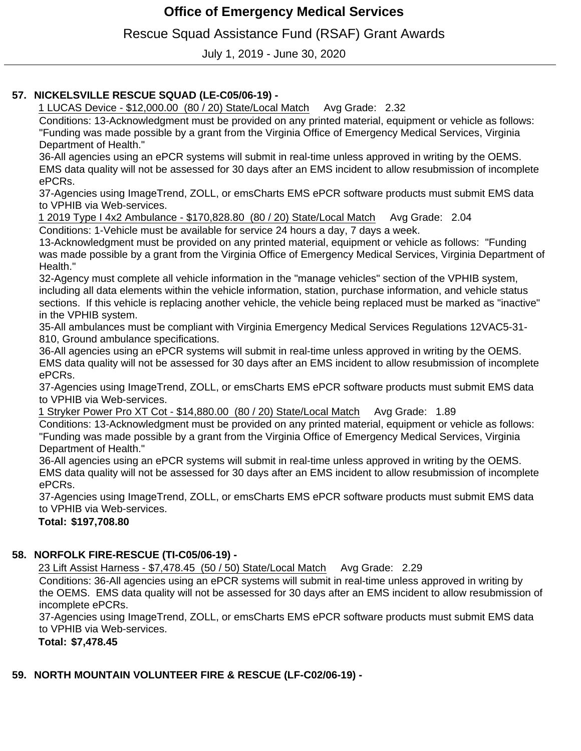**57. NICKELSVILLE RESCUE SQUAD (LE-C05/06-19) -**

1 LUCAS Device - $12,000.00 (80 / 20) State/Local Match Avg Grade: 2.32

Conditions: 13-Acknowledgment must be provided on any printed material, equipment or vehicle as follows: "Funding was made possible by a grant from the Virginia Office of Emergency Medical Services, Virginia Department of Health."

36-All agencies using an ePCR systems will submit in real-time unless approved in writing by the OEMS. EMS data quality will not be assessed for 30 days after an EMS incident to allow resubmission of incomplete ePCRs.

37-Agencies using ImageTrend, ZOLL, or emsCharts EMS ePCR software products must submit EMS data to VPHIB via Web-services.

1 2019 Type I 4x2 Ambulance - $170,828.80 (80 / 20) State/Local Match Avg Grade: 2.04

Conditions: 1-Vehicle must be available for service 24 hours a day, 7 days a week.

13-Acknowledgment must be provided on any printed material, equipment or vehicle as follows: "Funding was made possible by a grant from the Virginia Office of Emergency Medical Services, Virginia Department of Health."

32-Agency must complete all vehicle information in the "manage vehicles" section of the VPHIB system, including all data elements within the vehicle information, station, purchase information, and vehicle status sections. If this vehicle is replacing another vehicle, the vehicle being replaced must be marked as "inactive" in the VPHIB system.

35-All ambulances must be compliant with Virginia Emergency Medical Services Regulations 12VAC5-31-810, Ground ambulance specifications.

36-All agencies using an ePCR systems will submit in real-time unless approved in writing by the OEMS. EMS data quality will not be assessed for 30 days after an EMS incident to allow resubmission of incomplete ePCRs.

37-Agencies using ImageTrend, ZOLL, or emsCharts EMS ePCR software products must submit EMS data to VPHIB via Web-services.

1 Stryker Power Pro XT Cot - $14,880.00 (80 / 20) State/Local Match Avg Grade: 1.89

Conditions: 13-Acknowledgment must be provided on any printed material, equipment or vehicle as follows: "Funding was made possible by a grant from the Virginia Office of Emergency Medical Services, Virginia Department of Health."

36-All agencies using an ePCR systems will submit in real-time unless approved in writing by the OEMS. EMS data quality will not be assessed for 30 days after an EMS incident to allow resubmission of incomplete ePCRs.

37-Agencies using ImageTrend, ZOLL, or emsCharts EMS ePCR software products must submit EMS data to VPHIB via Web-services.

**Total: $197,708.80**

**58. NORFOLK FIRE-RESCUE (TI-C05/06-19) -**

23 Lift Assist Harness - $7,478.45 (50 / 50) State/Local Match Avg Grade: 2.29

Conditions: 36-All agencies using an ePCR systems will submit in real-time unless approved in writing by the OEMS. EMS data quality will not be assessed for 30 days after an EMS incident to allow resubmission of incomplete ePCRs.

37-Agencies using ImageTrend, ZOLL, or emsCharts EMS ePCR software products must submit EMS data to VPHIB via Web-services.

**Total: $7,478.45**

**59. NORTH MOUNTAIN VOLUNTEER FIRE & RESCUE (LF-C02/06-19) -**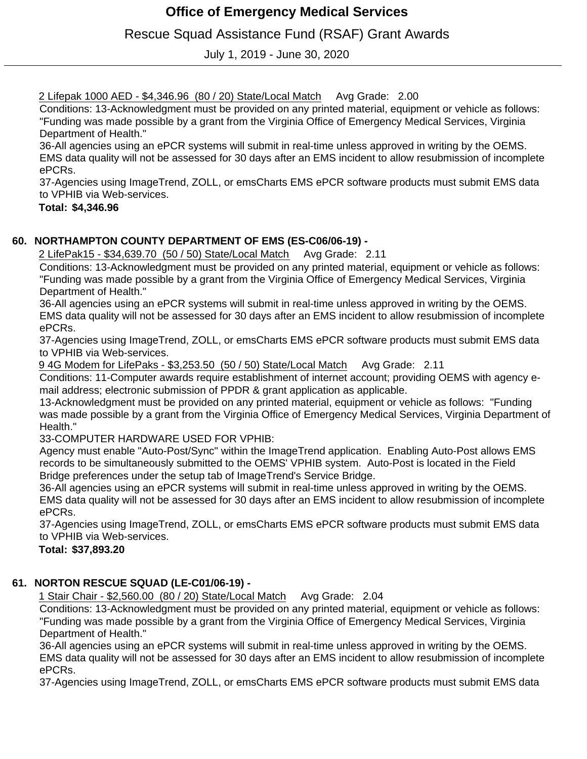2 Lifepak 1000 AED - $4,346.96 (80 / 20) State/Local Match Avg Grade: 2.00

Conditions: 13-Acknowledgment must be provided on any printed material, equipment or vehicle as follows: "Funding was made possible by a grant from the Virginia Office of Emergency Medical Services, Virginia Department of Health."

36-All agencies using an ePCR systems will submit in real-time unless approved in writing by the OEMS. EMS data quality will not be assessed for 30 days after an EMS incident to allow resubmission of incomplete ePCRs.

37-Agencies using ImageTrend, ZOLL, or emsCharts EMS ePCR software products must submit EMS data to VPHIB via Web-services.

**Total: $4,346.96**

**60. NORTHAMPTON COUNTY DEPARTMENT OF EMS (ES-C06/06-19) -**

2 LifePak15 - $34,639.70 (50 / 50) State/Local Match Avg Grade: 2.11

Conditions: 13-Acknowledgment must be provided on any printed material, equipment or vehicle as follows: "Funding was made possible by a grant from the Virginia Office of Emergency Medical Services, Virginia Department of Health."

36-All agencies using an ePCR systems will submit in real-time unless approved in writing by the OEMS. EMS data quality will not be assessed for 30 days after an EMS incident to allow resubmission of incomplete ePCRs.

37-Agencies using ImageTrend, ZOLL, or emsCharts EMS ePCR software products must submit EMS data to VPHIB via Web-services.

9 4G Modem for LifePaks - $3,253.50 (50 / 50) State/Local Match Avg Grade: 2.11

Conditions: 11-Computer awards require establishment of internet account; providing OEMS with agency e-mail address; electronic submission of PPDR & grant application as applicable.

13-Acknowledgment must be provided on any printed material, equipment or vehicle as follows: "Funding was made possible by a grant from the Virginia Office of Emergency Medical Services, Virginia Department of Health."

33-COMPUTER HARDWARE USED FOR VPHIB:

Agency must enable "Auto-Post/Sync" within the ImageTrend application. Enabling Auto-Post allows EMS records to be simultaneously submitted to the OEMS' VPHIB system. Auto-Post is located in the Field Bridge preferences under the setup tab of ImageTrend's Service Bridge.

36-All agencies using an ePCR systems will submit in real-time unless approved in writing by the OEMS. EMS data quality will not be assessed for 30 days after an EMS incident to allow resubmission of incomplete ePCRs.

37-Agencies using ImageTrend, ZOLL, or emsCharts EMS ePCR software products must submit EMS data to VPHIB via Web-services.

**Total: $37,893.20**

**61. NORTON RESCUE SQUAD (LE-C01/06-19) -**

1 Stair Chair - $2,560.00 (80 / 20) State/Local Match Avg Grade: 2.04

Conditions: 13-Acknowledgment must be provided on any printed material, equipment or vehicle as follows: "Funding was made possible by a grant from the Virginia Office of Emergency Medical Services, Virginia Department of Health."

36-All agencies using an ePCR systems will submit in real-time unless approved in writing by the OEMS. EMS data quality will not be assessed for 30 days after an EMS incident to allow resubmission of incomplete ePCRs.

37-Agencies using ImageTrend, ZOLL, or emsCharts EMS ePCR software products must submit EMS data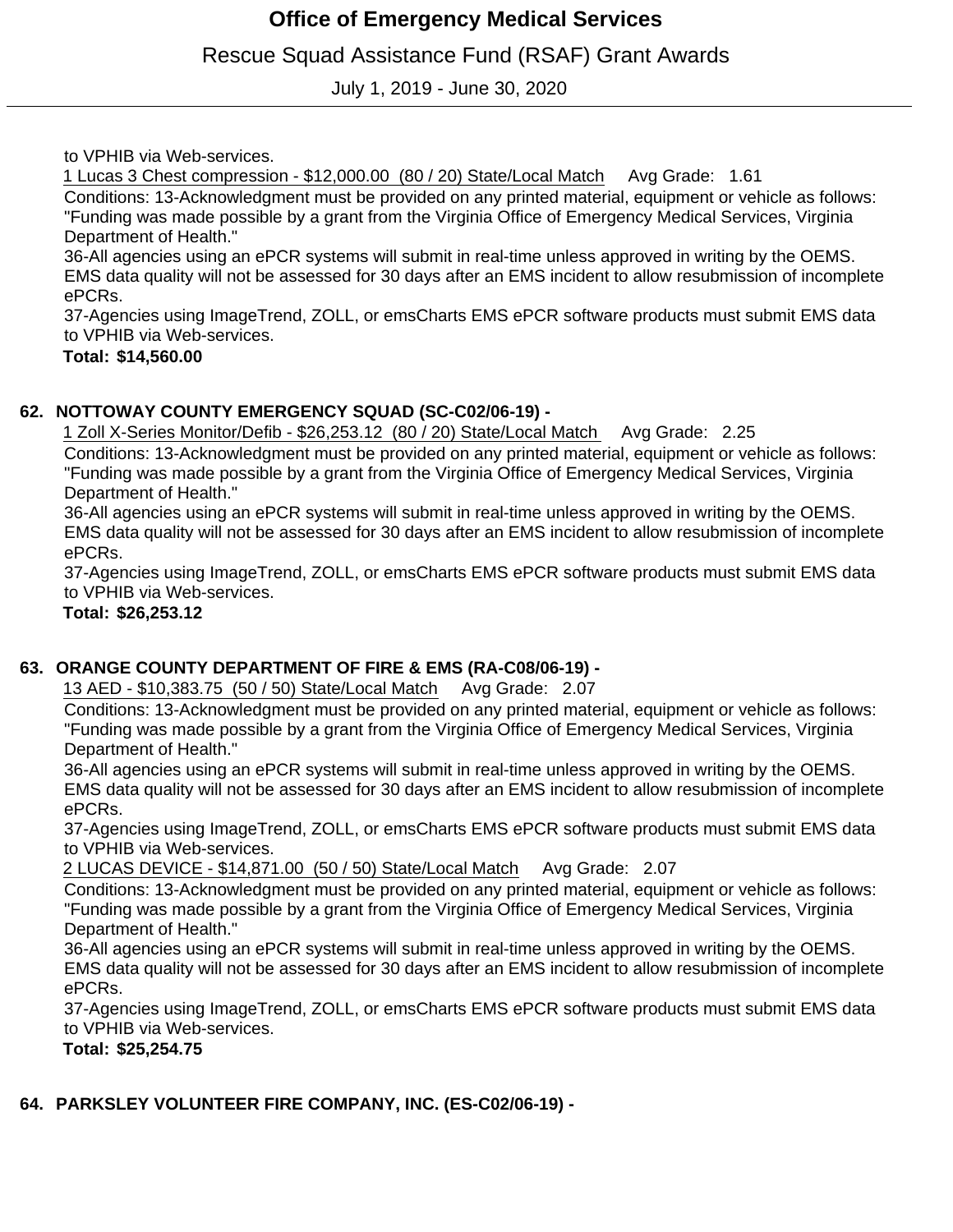to VPHIB via Web-services.

1 Lucas 3 Chest compression - $12,000.00 (80 / 20) State/Local Match     Avg Grade: 1.61

Conditions: 13-Acknowledgment must be provided on any printed material, equipment or vehicle as follows: "Funding was made possible by a grant from the Virginia Office of Emergency Medical Services, Virginia Department of Health."

36-All agencies using an ePCR systems will submit in real-time unless approved in writing by the OEMS. EMS data quality will not be assessed for 30 days after an EMS incident to allow resubmission of incomplete ePCRs.

37-Agencies using ImageTrend, ZOLL, or emsCharts EMS ePCR software products must submit EMS data to VPHIB via Web-services.

**Total: $14,560.00**

## 62. NOTTOWAY COUNTY EMERGENCY SQUAD (SC-C02/06-19) -

1 Zoll X-Series Monitor/Defib - $26,253.12 (80 / 20) State/Local Match     Avg Grade: 2.25

Conditions: 13-Acknowledgment must be provided on any printed material, equipment or vehicle as follows: "Funding was made possible by a grant from the Virginia Office of Emergency Medical Services, Virginia Department of Health."

36-All agencies using an ePCR systems will submit in real-time unless approved in writing by the OEMS. EMS data quality will not be assessed for 30 days after an EMS incident to allow resubmission of incomplete ePCRs.

37-Agencies using ImageTrend, ZOLL, or emsCharts EMS ePCR software products must submit EMS data to VPHIB via Web-services.

**Total: $26,253.12**

## 63. ORANGE COUNTY DEPARTMENT OF FIRE & EMS (RA-C08/06-19) -

13 AED - $10,383.75 (50 / 50) State/Local Match     Avg Grade: 2.07

Conditions: 13-Acknowledgment must be provided on any printed material, equipment or vehicle as follows: "Funding was made possible by a grant from the Virginia Office of Emergency Medical Services, Virginia Department of Health."

36-All agencies using an ePCR systems will submit in real-time unless approved in writing by the OEMS. EMS data quality will not be assessed for 30 days after an EMS incident to allow resubmission of incomplete ePCRs.

37-Agencies using ImageTrend, ZOLL, or emsCharts EMS ePCR software products must submit EMS data to VPHIB via Web-services.

2 LUCAS DEVICE - $14,871.00 (50 / 50) State/Local Match     Avg Grade: 2.07

Conditions: 13-Acknowledgment must be provided on any printed material, equipment or vehicle as follows: "Funding was made possible by a grant from the Virginia Office of Emergency Medical Services, Virginia Department of Health."

36-All agencies using an ePCR systems will submit in real-time unless approved in writing by the OEMS. EMS data quality will not be assessed for 30 days after an EMS incident to allow resubmission of incomplete ePCRs.

37-Agencies using ImageTrend, ZOLL, or emsCharts EMS ePCR software products must submit EMS data to VPHIB via Web-services.

**Total: $25,254.75**

## 64. PARKSLEY VOLUNTEER FIRE COMPANY, INC. (ES-C02/06-19) -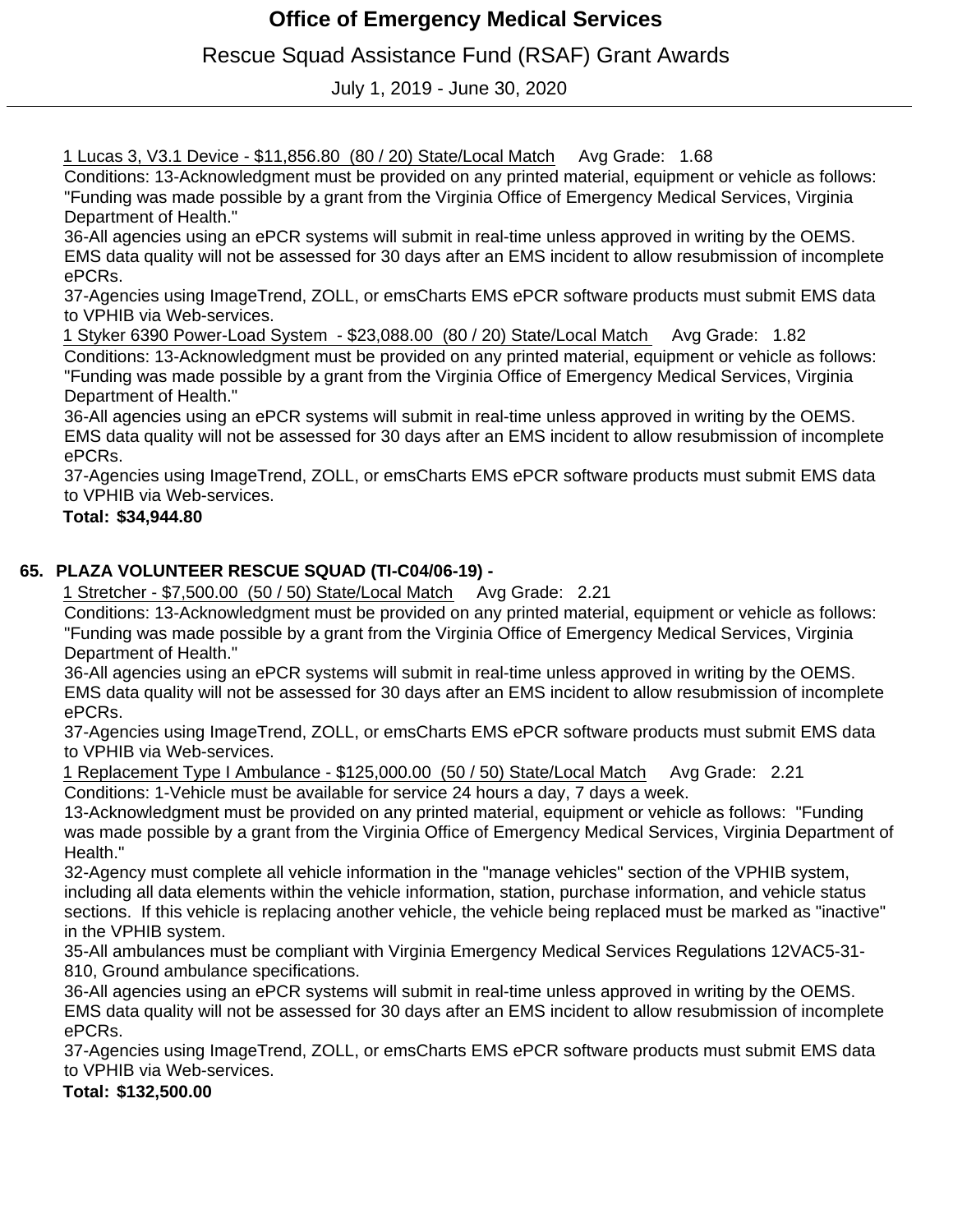1 Lucas 3, V3.1 Device - $11,856.80 (80 / 20) State/Local Match Avg Grade: 1.68

Conditions: 13-Acknowledgment must be provided on any printed material, equipment or vehicle as follows: "Funding was made possible by a grant from the Virginia Office of Emergency Medical Services, Virginia Department of Health."

36-All agencies using an ePCR systems will submit in real-time unless approved in writing by the OEMS. EMS data quality will not be assessed for 30 days after an EMS incident to allow resubmission of incomplete ePCRs.

37-Agencies using ImageTrend, ZOLL, or emsCharts EMS ePCR software products must submit EMS data to VPHIB via Web-services.

1 Styker 6390 Power-Load System - $23,088.00 (80 / 20) State/Local Match Avg Grade: 1.82

Conditions: 13-Acknowledgment must be provided on any printed material, equipment or vehicle as follows: "Funding was made possible by a grant from the Virginia Office of Emergency Medical Services, Virginia Department of Health."

36-All agencies using an ePCR systems will submit in real-time unless approved in writing by the OEMS. EMS data quality will not be assessed for 30 days after an EMS incident to allow resubmission of incomplete ePCRs.

37-Agencies using ImageTrend, ZOLL, or emsCharts EMS ePCR software products must submit EMS data to VPHIB via Web-services.

**Total: $34,944.80**

## 65. PLAZA VOLUNTEER RESCUE SQUAD (TI-C04/06-19) -

1 Stretcher - $7,500.00 (50 / 50) State/Local Match Avg Grade: 2.21

Conditions: 13-Acknowledgment must be provided on any printed material, equipment or vehicle as follows: "Funding was made possible by a grant from the Virginia Office of Emergency Medical Services, Virginia Department of Health."

36-All agencies using an ePCR systems will submit in real-time unless approved in writing by the OEMS. EMS data quality will not be assessed for 30 days after an EMS incident to allow resubmission of incomplete ePCRs.

37-Agencies using ImageTrend, ZOLL, or emsCharts EMS ePCR software products must submit EMS data to VPHIB via Web-services.

1 Replacement Type I Ambulance - $125,000.00 (50 / 50) State/Local Match Avg Grade: 2.21

Conditions: 1-Vehicle must be available for service 24 hours a day, 7 days a week.

13-Acknowledgment must be provided on any printed material, equipment or vehicle as follows: "Funding was made possible by a grant from the Virginia Office of Emergency Medical Services, Virginia Department of Health."

32-Agency must complete all vehicle information in the "manage vehicles" section of the VPHIB system, including all data elements within the vehicle information, station, purchase information, and vehicle status sections. If this vehicle is replacing another vehicle, the vehicle being replaced must be marked as "inactive" in the VPHIB system.

35-All ambulances must be compliant with Virginia Emergency Medical Services Regulations 12VAC5-31-810, Ground ambulance specifications.

36-All agencies using an ePCR systems will submit in real-time unless approved in writing by the OEMS. EMS data quality will not be assessed for 30 days after an EMS incident to allow resubmission of incomplete ePCRs.

37-Agencies using ImageTrend, ZOLL, or emsCharts EMS ePCR software products must submit EMS data to VPHIB via Web-services.

**Total: $132,500.00**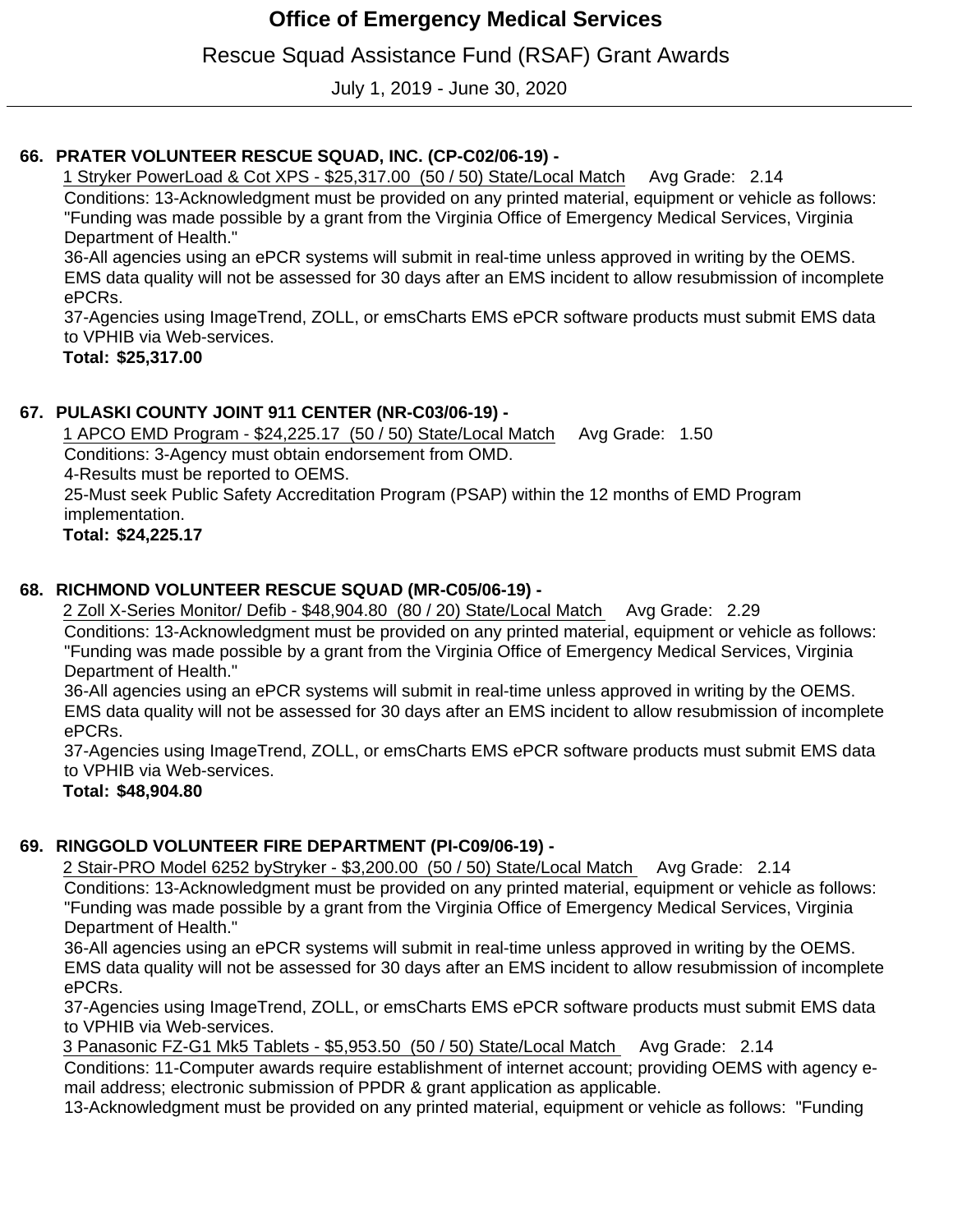**66. PRATER VOLUNTEER RESCUE SQUAD, INC. (CP-C02/06-19) -**

1 Stryker PowerLoad & Cot XPS - $25,317.00 (50 / 50) State/Local Match Avg Grade: 2.14

Conditions: 13-Acknowledgment must be provided on any printed material, equipment or vehicle as follows: "Funding was made possible by a grant from the Virginia Office of Emergency Medical Services, Virginia Department of Health."

36-All agencies using an ePCR systems will submit in real-time unless approved in writing by the OEMS. EMS data quality will not be assessed for 30 days after an EMS incident to allow resubmission of incomplete ePCRs.

37-Agencies using ImageTrend, ZOLL, or emsCharts EMS ePCR software products must submit EMS data to VPHIB via Web-services.

**Total: $25,317.00**

**67. PULASKI COUNTY JOINT 911 CENTER (NR-C03/06-19) -**

1 APCO EMD Program - $24,225.17 (50 / 50) State/Local Match Avg Grade: 1.50

Conditions: 3-Agency must obtain endorsement from OMD.

4-Results must be reported to OEMS.

25-Must seek Public Safety Accreditation Program (PSAP) within the 12 months of EMD Program implementation.

**Total: $24,225.17**

**68. RICHMOND VOLUNTEER RESCUE SQUAD (MR-C05/06-19) -**

2 Zoll X-Series Monitor/ Defib - $48,904.80 (80 / 20) State/Local Match Avg Grade: 2.29

Conditions: 13-Acknowledgment must be provided on any printed material, equipment or vehicle as follows: "Funding was made possible by a grant from the Virginia Office of Emergency Medical Services, Virginia Department of Health."

36-All agencies using an ePCR systems will submit in real-time unless approved in writing by the OEMS. EMS data quality will not be assessed for 30 days after an EMS incident to allow resubmission of incomplete ePCRs.

37-Agencies using ImageTrend, ZOLL, or emsCharts EMS ePCR software products must submit EMS data to VPHIB via Web-services.

**Total: $48,904.80**

**69. RINGGOLD VOLUNTEER FIRE DEPARTMENT (PI-C09/06-19) -**

2 Stair-PRO Model 6252 byStryker - $3,200.00 (50 / 50) State/Local Match Avg Grade: 2.14

Conditions: 13-Acknowledgment must be provided on any printed material, equipment or vehicle as follows: "Funding was made possible by a grant from the Virginia Office of Emergency Medical Services, Virginia Department of Health."

36-All agencies using an ePCR systems will submit in real-time unless approved in writing by the OEMS. EMS data quality will not be assessed for 30 days after an EMS incident to allow resubmission of incomplete ePCRs.

37-Agencies using ImageTrend, ZOLL, or emsCharts EMS ePCR software products must submit EMS data to VPHIB via Web-services.

3 Panasonic FZ-G1 Mk5 Tablets - $5,953.50 (50 / 50) State/Local Match Avg Grade: 2.14

Conditions: 11-Computer awards require establishment of internet account; providing OEMS with agency e-mail address; electronic submission of PPDR & grant application as applicable.

13-Acknowledgment must be provided on any printed material, equipment or vehicle as follows: "Funding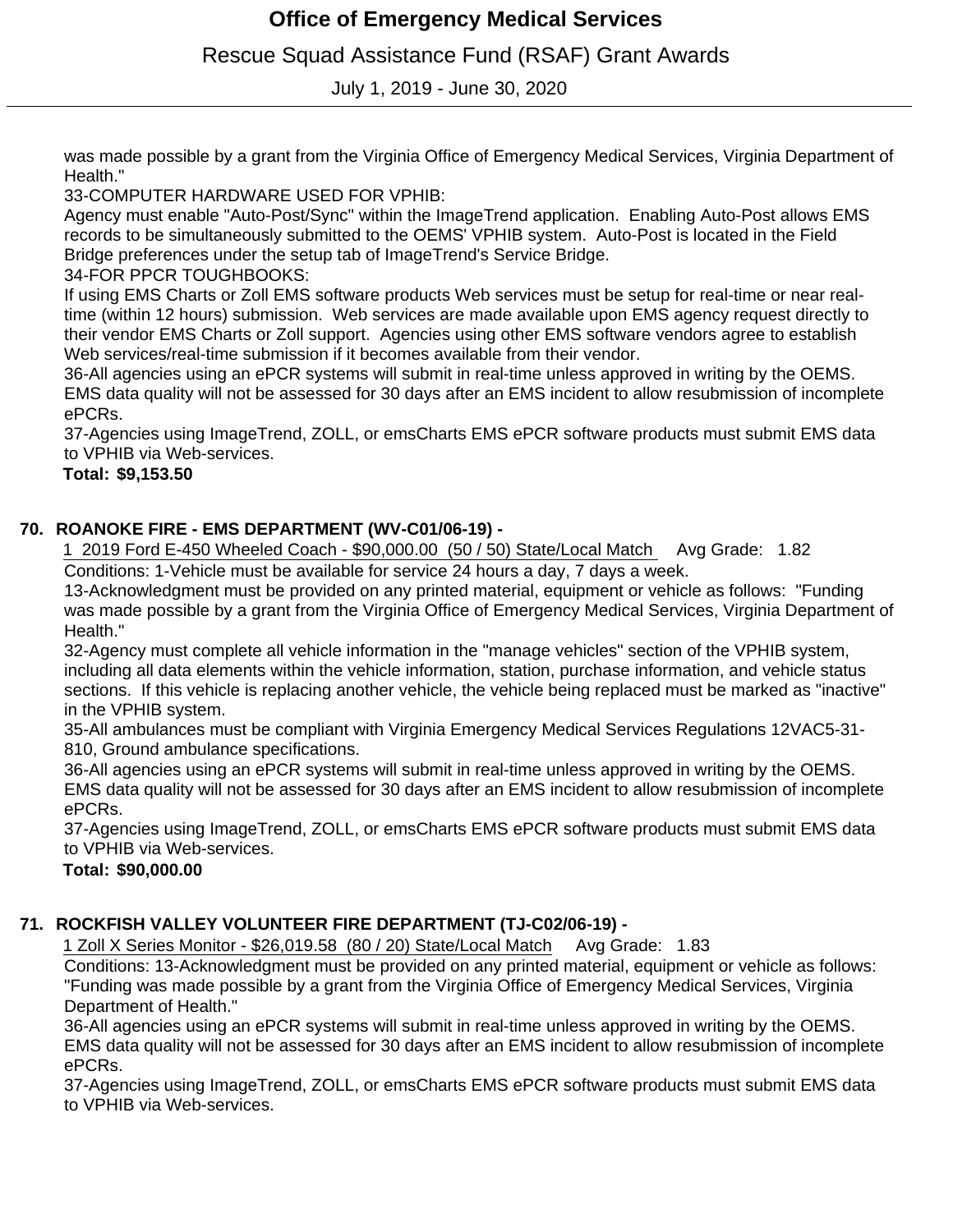was made possible by a grant from the Virginia Office of Emergency Medical Services, Virginia Department of Health."

33-COMPUTER HARDWARE USED FOR VPHIB:
Agency must enable "Auto-Post/Sync" within the ImageTrend application. Enabling Auto-Post allows EMS records to be simultaneously submitted to the OEMS' VPHIB system. Auto-Post is located in the Field Bridge preferences under the setup tab of ImageTrend's Service Bridge.

34-FOR PPCR TOUGHBOOKS:
If using EMS Charts or Zoll EMS software products Web services must be setup for real-time or near real-time (within 12 hours) submission. Web services are made available upon EMS agency request directly to their vendor EMS Charts or Zoll support. Agencies using other EMS software vendors agree to establish Web services/real-time submission if it becomes available from their vendor.

36-All agencies using an ePCR systems will submit in real-time unless approved in writing by the OEMS. EMS data quality will not be assessed for 30 days after an EMS incident to allow resubmission of incomplete ePCRs.

37-Agencies using ImageTrend, ZOLL, or emsCharts EMS ePCR software products must submit EMS data to VPHIB via Web-services.

**Total: $9,153.50**

### 70. ROANOKE FIRE - EMS DEPARTMENT (WV-C01/06-19) -

1 2019 Ford E-450 Wheeled Coach - $90,000.00 (50 / 50) State/Local Match Avg Grade: 1.82

Conditions: 1-Vehicle must be available for service 24 hours a day, 7 days a week.

13-Acknowledgment must be provided on any printed material, equipment or vehicle as follows: "Funding was made possible by a grant from the Virginia Office of Emergency Medical Services, Virginia Department of Health."

32-Agency must complete all vehicle information in the "manage vehicles" section of the VPHIB system, including all data elements within the vehicle information, station, purchase information, and vehicle status sections. If this vehicle is replacing another vehicle, the vehicle being replaced must be marked as "inactive" in the VPHIB system.

35-All ambulances must be compliant with Virginia Emergency Medical Services Regulations 12VAC5-31-810, Ground ambulance specifications.

36-All agencies using an ePCR systems will submit in real-time unless approved in writing by the OEMS. EMS data quality will not be assessed for 30 days after an EMS incident to allow resubmission of incomplete ePCRs.

37-Agencies using ImageTrend, ZOLL, or emsCharts EMS ePCR software products must submit EMS data to VPHIB via Web-services.

**Total: $90,000.00**

### 71. ROCKFISH VALLEY VOLUNTEER FIRE DEPARTMENT (TJ-C02/06-19) -

1 Zoll X Series Monitor - $26,019.58 (80 / 20) State/Local Match Avg Grade: 1.83

Conditions: 13-Acknowledgment must be provided on any printed material, equipment or vehicle as follows: "Funding was made possible by a grant from the Virginia Office of Emergency Medical Services, Virginia Department of Health."

36-All agencies using an ePCR systems will submit in real-time unless approved in writing by the OEMS. EMS data quality will not be assessed for 30 days after an EMS incident to allow resubmission of incomplete ePCRs.

37-Agencies using ImageTrend, ZOLL, or emsCharts EMS ePCR software products must submit EMS data to VPHIB via Web-services.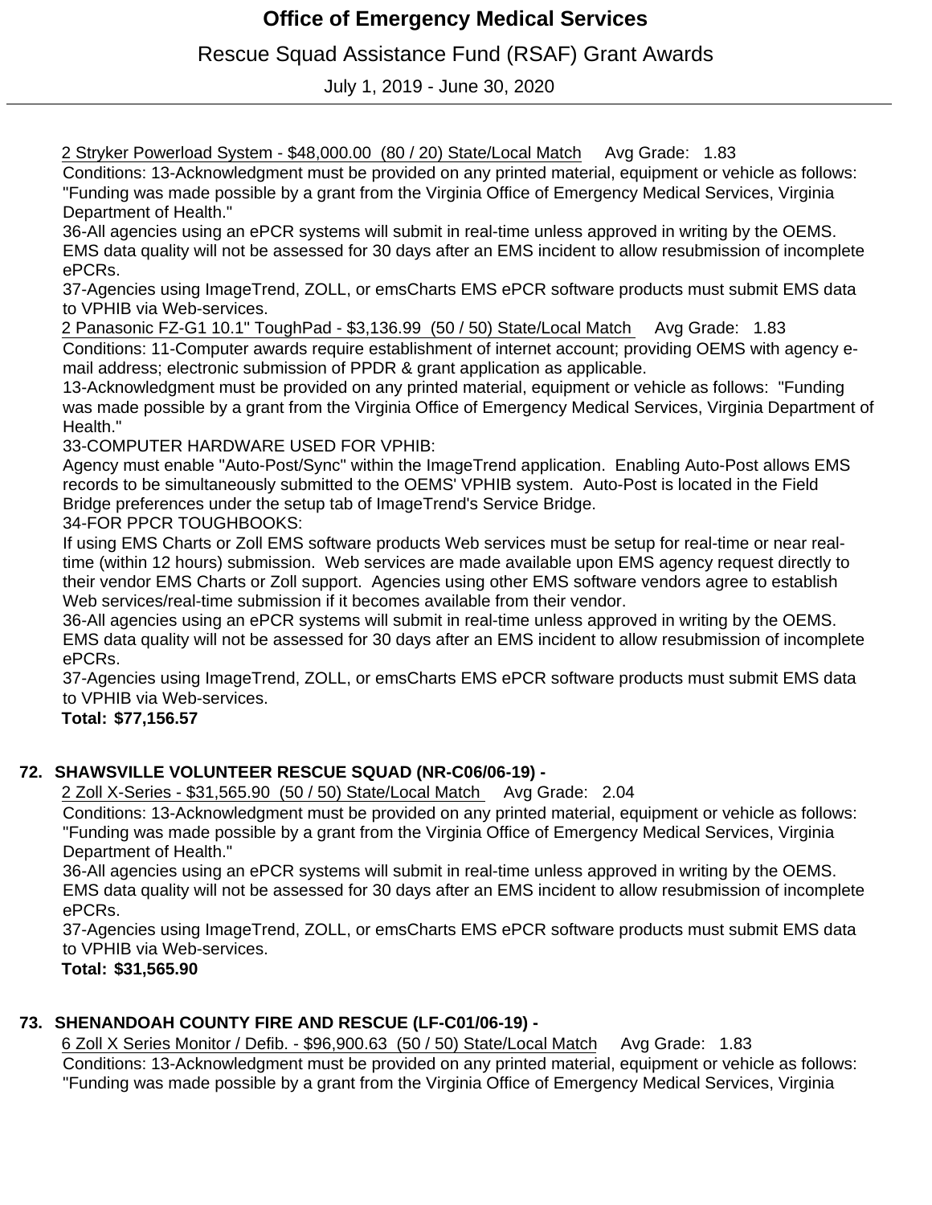2 Stryker Powerload System - $48,000.00 (80 / 20) State/Local Match     Avg Grade: 1.83

Conditions: 13-Acknowledgment must be provided on any printed material, equipment or vehicle as follows: "Funding was made possible by a grant from the Virginia Office of Emergency Medical Services, Virginia Department of Health."

36-All agencies using an ePCR systems will submit in real-time unless approved in writing by the OEMS. EMS data quality will not be assessed for 30 days after an EMS incident to allow resubmission of incomplete ePCRs.

37-Agencies using ImageTrend, ZOLL, or emsCharts EMS ePCR software products must submit EMS data to VPHIB via Web-services.

2 Panasonic FZ-G1 10.1" ToughPad - $3,136.99 (50 / 50) State/Local Match     Avg Grade: 1.83

Conditions: 11-Computer awards require establishment of internet account; providing OEMS with agency e-mail address; electronic submission of PPDR & grant application as applicable.

13-Acknowledgment must be provided on any printed material, equipment or vehicle as follows: "Funding was made possible by a grant from the Virginia Office of Emergency Medical Services, Virginia Department of Health."

33-COMPUTER HARDWARE USED FOR VPHIB:

Agency must enable "Auto-Post/Sync" within the ImageTrend application. Enabling Auto-Post allows EMS records to be simultaneously submitted to the OEMS' VPHIB system. Auto-Post is located in the Field Bridge preferences under the setup tab of ImageTrend's Service Bridge.

34-FOR PPCR TOUGHBOOKS:

If using EMS Charts or Zoll EMS software products Web services must be setup for real-time or near real-time (within 12 hours) submission. Web services are made available upon EMS agency request directly to their vendor EMS Charts or Zoll support. Agencies using other EMS software vendors agree to establish Web services/real-time submission if it becomes available from their vendor.

36-All agencies using an ePCR systems will submit in real-time unless approved in writing by the OEMS. EMS data quality will not be assessed for 30 days after an EMS incident to allow resubmission of incomplete ePCRs.

37-Agencies using ImageTrend, ZOLL, or emsCharts EMS ePCR software products must submit EMS data to VPHIB via Web-services.

**Total: $77,156.57**

## 72. SHAWSVILLE VOLUNTEER RESCUE SQUAD (NR-C06/06-19) -

2 Zoll X-Series - $31,565.90 (50 / 50) State/Local Match     Avg Grade: 2.04

Conditions: 13-Acknowledgment must be provided on any printed material, equipment or vehicle as follows: "Funding was made possible by a grant from the Virginia Office of Emergency Medical Services, Virginia Department of Health."

36-All agencies using an ePCR systems will submit in real-time unless approved in writing by the OEMS. EMS data quality will not be assessed for 30 days after an EMS incident to allow resubmission of incomplete ePCRs.

37-Agencies using ImageTrend, ZOLL, or emsCharts EMS ePCR software products must submit EMS data to VPHIB via Web-services.

**Total: $31,565.90**

## 73. SHENANDOAH COUNTY FIRE AND RESCUE (LF-C01/06-19) -

6 Zoll X Series Monitor / Defib. - $96,900.63 (50 / 50) State/Local Match     Avg Grade: 1.83

Conditions: 13-Acknowledgment must be provided on any printed material, equipment or vehicle as follows: "Funding was made possible by a grant from the Virginia Office of Emergency Medical Services, Virginia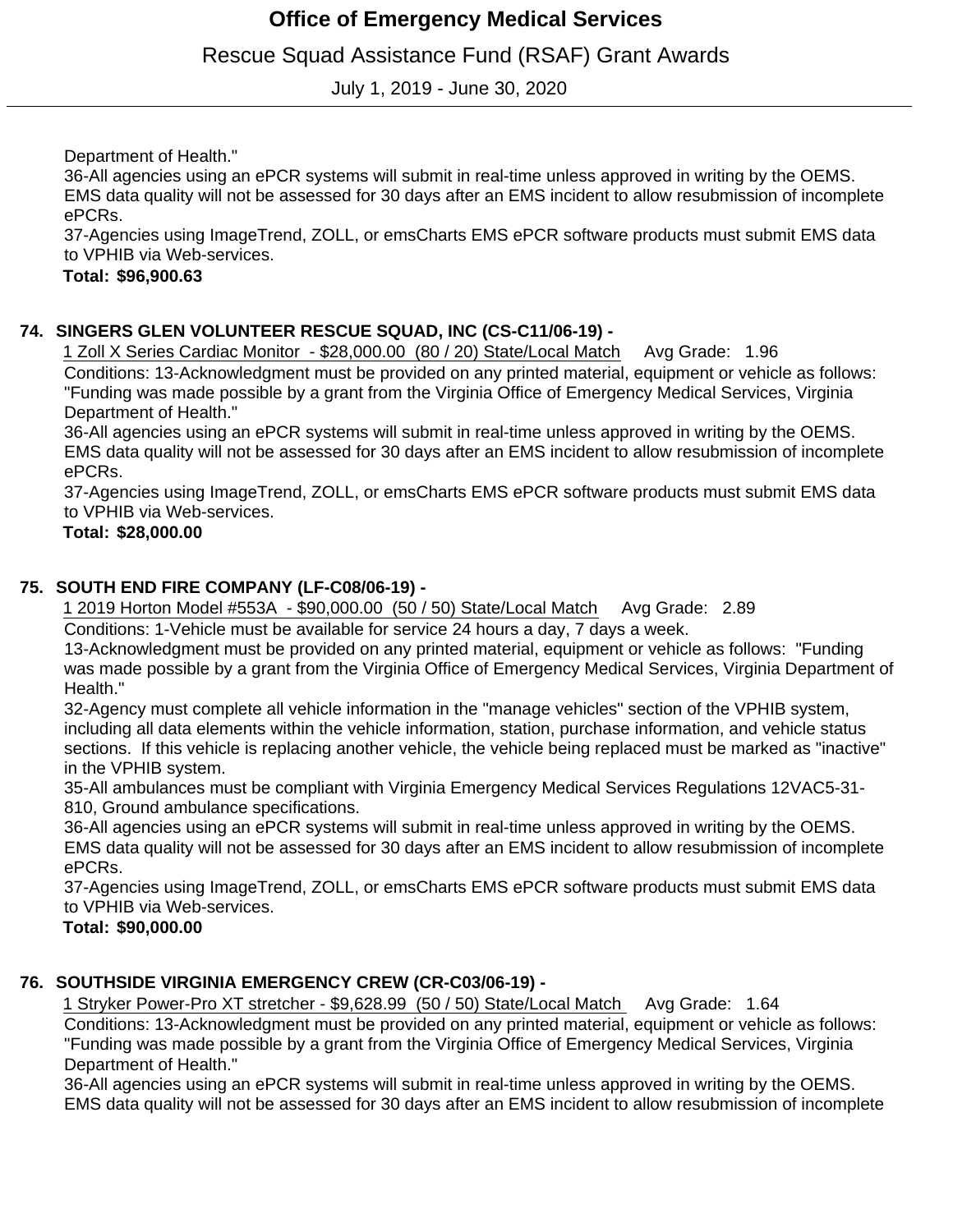Department of Health."

36-All agencies using an ePCR systems will submit in real-time unless approved in writing by the OEMS. EMS data quality will not be assessed for 30 days after an EMS incident to allow resubmission of incomplete ePCRs.

37-Agencies using ImageTrend, ZOLL, or emsCharts EMS ePCR software products must submit EMS data to VPHIB via Web-services.

**Total: $96,900.63**

### 74. SINGERS GLEN VOLUNTEER RESCUE SQUAD, INC (CS-C11/06-19) -

1 Zoll X Series Cardiac Monitor - $28,000.00 (80 / 20) State/Local Match Avg Grade: 1.96

Conditions: 13-Acknowledgment must be provided on any printed material, equipment or vehicle as follows: "Funding was made possible by a grant from the Virginia Office of Emergency Medical Services, Virginia Department of Health."

36-All agencies using an ePCR systems will submit in real-time unless approved in writing by the OEMS. EMS data quality will not be assessed for 30 days after an EMS incident to allow resubmission of incomplete ePCRs.

37-Agencies using ImageTrend, ZOLL, or emsCharts EMS ePCR software products must submit EMS data to VPHIB via Web-services.

**Total: $28,000.00**

### 75. SOUTH END FIRE COMPANY (LF-C08/06-19) -

1 2019 Horton Model #553A - $90,000.00 (50 / 50) State/Local Match Avg Grade: 2.89

Conditions: 1-Vehicle must be available for service 24 hours a day, 7 days a week.

13-Acknowledgment must be provided on any printed material, equipment or vehicle as follows: "Funding was made possible by a grant from the Virginia Office of Emergency Medical Services, Virginia Department of Health."

32-Agency must complete all vehicle information in the "manage vehicles" section of the VPHIB system, including all data elements within the vehicle information, station, purchase information, and vehicle status sections. If this vehicle is replacing another vehicle, the vehicle being replaced must be marked as "inactive" in the VPHIB system.

35-All ambulances must be compliant with Virginia Emergency Medical Services Regulations 12VAC5-31-810, Ground ambulance specifications.

36-All agencies using an ePCR systems will submit in real-time unless approved in writing by the OEMS. EMS data quality will not be assessed for 30 days after an EMS incident to allow resubmission of incomplete ePCRs.

37-Agencies using ImageTrend, ZOLL, or emsCharts EMS ePCR software products must submit EMS data to VPHIB via Web-services.

**Total: $90,000.00**

### 76. SOUTHSIDE VIRGINIA EMERGENCY CREW (CR-C03/06-19) -

1 Stryker Power-Pro XT stretcher - $9,628.99 (50 / 50) State/Local Match Avg Grade: 1.64

Conditions: 13-Acknowledgment must be provided on any printed material, equipment or vehicle as follows: "Funding was made possible by a grant from the Virginia Office of Emergency Medical Services, Virginia Department of Health."

36-All agencies using an ePCR systems will submit in real-time unless approved in writing by the OEMS. EMS data quality will not be assessed for 30 days after an EMS incident to allow resubmission of incomplete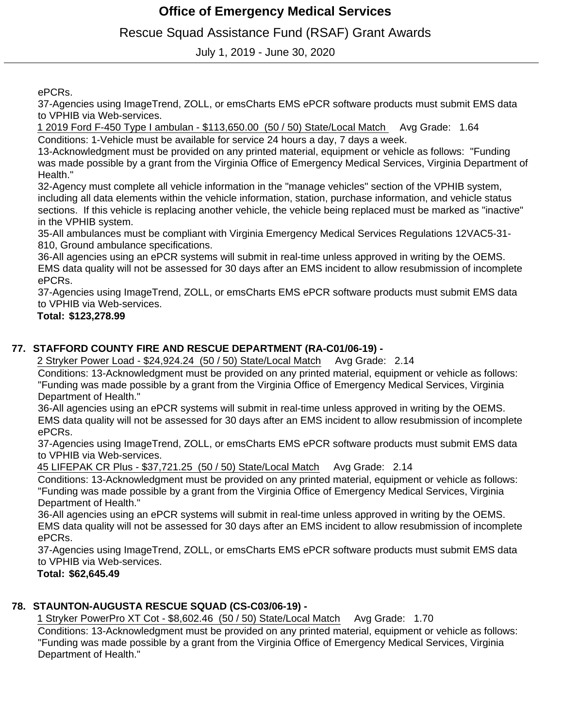ePCRs.
37-Agencies using ImageTrend, ZOLL, or emsCharts EMS ePCR software products must submit EMS data to VPHIB via Web-services.

1 2019 Ford F-450 Type I ambulan - $113,650.00 (50 / 50) State/Local Match Avg Grade: 1.64

Conditions: 1-Vehicle must be available for service 24 hours a day, 7 days a week.
13-Acknowledgment must be provided on any printed material, equipment or vehicle as follows: "Funding was made possible by a grant from the Virginia Office of Emergency Medical Services, Virginia Department of Health."
32-Agency must complete all vehicle information in the "manage vehicles" section of the VPHIB system, including all data elements within the vehicle information, station, purchase information, and vehicle status sections. If this vehicle is replacing another vehicle, the vehicle being replaced must be marked as "inactive" in the VPHIB system.
35-All ambulances must be compliant with Virginia Emergency Medical Services Regulations 12VAC5-31-810, Ground ambulance specifications.
36-All agencies using an ePCR systems will submit in real-time unless approved in writing by the OEMS. EMS data quality will not be assessed for 30 days after an EMS incident to allow resubmission of incomplete ePCRs.
37-Agencies using ImageTrend, ZOLL, or emsCharts EMS ePCR software products must submit EMS data to VPHIB via Web-services.

**Total: $123,278.99**

## 77. STAFFORD COUNTY FIRE AND RESCUE DEPARTMENT (RA-C01/06-19) -

2 Stryker Power Load - $24,924.24 (50 / 50) State/Local Match Avg Grade: 2.14

Conditions: 13-Acknowledgment must be provided on any printed material, equipment or vehicle as follows: "Funding was made possible by a grant from the Virginia Office of Emergency Medical Services, Virginia Department of Health."
36-All agencies using an ePCR systems will submit in real-time unless approved in writing by the OEMS. EMS data quality will not be assessed for 30 days after an EMS incident to allow resubmission of incomplete ePCRs.
37-Agencies using ImageTrend, ZOLL, or emsCharts EMS ePCR software products must submit EMS data to VPHIB via Web-services.

45 LIFEPAK CR Plus - $37,721.25 (50 / 50) State/Local Match Avg Grade: 2.14

Conditions: 13-Acknowledgment must be provided on any printed material, equipment or vehicle as follows: "Funding was made possible by a grant from the Virginia Office of Emergency Medical Services, Virginia Department of Health."
36-All agencies using an ePCR systems will submit in real-time unless approved in writing by the OEMS. EMS data quality will not be assessed for 30 days after an EMS incident to allow resubmission of incomplete ePCRs.
37-Agencies using ImageTrend, ZOLL, or emsCharts EMS ePCR software products must submit EMS data to VPHIB via Web-services.

**Total: $62,645.49**

## 78. STAUNTON-AUGUSTA RESCUE SQUAD (CS-C03/06-19) -

1 Stryker PowerPro XT Cot - $8,602.46 (50 / 50) State/Local Match Avg Grade: 1.70

Conditions: 13-Acknowledgment must be provided on any printed material, equipment or vehicle as follows: "Funding was made possible by a grant from the Virginia Office of Emergency Medical Services, Virginia Department of Health."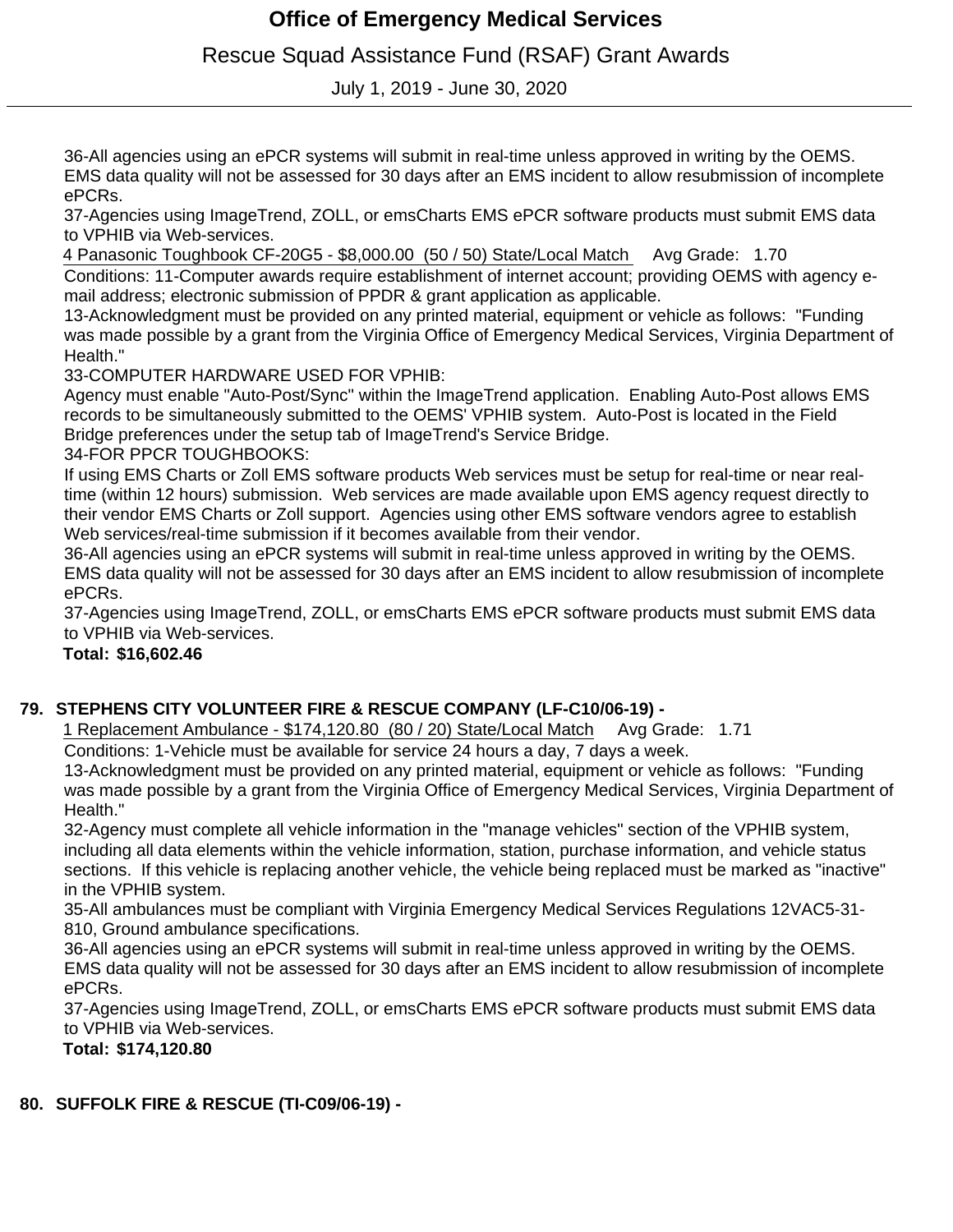36-All agencies using an ePCR systems will submit in real-time unless approved in writing by the OEMS. EMS data quality will not be assessed for 30 days after an EMS incident to allow resubmission of incomplete ePCRs.

37-Agencies using ImageTrend, ZOLL, or emsCharts EMS ePCR software products must submit EMS data to VPHIB via Web-services.

4 Panasonic Toughbook CF-20G5 - $8,000.00 (50 / 50) State/Local Match     Avg Grade: 1.70

Conditions: 11-Computer awards require establishment of internet account; providing OEMS with agency e-mail address; electronic submission of PPDR & grant application as applicable.

13-Acknowledgment must be provided on any printed material, equipment or vehicle as follows: "Funding was made possible by a grant from the Virginia Office of Emergency Medical Services, Virginia Department of Health."

33-COMPUTER HARDWARE USED FOR VPHIB:

Agency must enable "Auto-Post/Sync" within the ImageTrend application. Enabling Auto-Post allows EMS records to be simultaneously submitted to the OEMS' VPHIB system. Auto-Post is located in the Field Bridge preferences under the setup tab of ImageTrend's Service Bridge.

34-FOR PPCR TOUGHBOOKS:

If using EMS Charts or Zoll EMS software products Web services must be setup for real-time or near real-time (within 12 hours) submission. Web services are made available upon EMS agency request directly to their vendor EMS Charts or Zoll support. Agencies using other EMS software vendors agree to establish Web services/real-time submission if it becomes available from their vendor.

36-All agencies using an ePCR systems will submit in real-time unless approved in writing by the OEMS. EMS data quality will not be assessed for 30 days after an EMS incident to allow resubmission of incomplete ePCRs.

37-Agencies using ImageTrend, ZOLL, or emsCharts EMS ePCR software products must submit EMS data to VPHIB via Web-services.

**Total: $16,602.46**

**79. STEPHENS CITY VOLUNTEER FIRE & RESCUE COMPANY (LF-C10/06-19) -**

1 Replacement Ambulance - $174,120.80 (80 / 20) State/Local Match     Avg Grade: 1.71

Conditions: 1-Vehicle must be available for service 24 hours a day, 7 days a week.

13-Acknowledgment must be provided on any printed material, equipment or vehicle as follows: "Funding was made possible by a grant from the Virginia Office of Emergency Medical Services, Virginia Department of Health."

32-Agency must complete all vehicle information in the "manage vehicles" section of the VPHIB system, including all data elements within the vehicle information, station, purchase information, and vehicle status sections. If this vehicle is replacing another vehicle, the vehicle being replaced must be marked as "inactive" in the VPHIB system.

35-All ambulances must be compliant with Virginia Emergency Medical Services Regulations 12VAC5-31-810, Ground ambulance specifications.

36-All agencies using an ePCR systems will submit in real-time unless approved in writing by the OEMS. EMS data quality will not be assessed for 30 days after an EMS incident to allow resubmission of incomplete ePCRs.

37-Agencies using ImageTrend, ZOLL, or emsCharts EMS ePCR software products must submit EMS data to VPHIB via Web-services.

**Total: $174,120.80**

**80. SUFFOLK FIRE & RESCUE (TI-C09/06-19) -**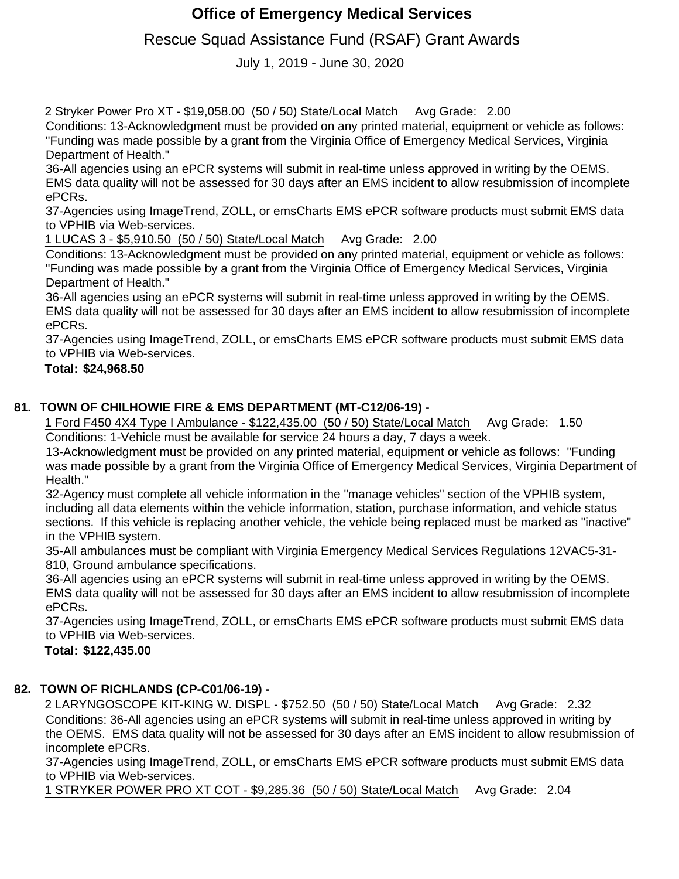2 Stryker Power Pro XT - $19,058.00 (50 / 50) State/Local Match Avg Grade: 2.00

Conditions: 13-Acknowledgment must be provided on any printed material, equipment or vehicle as follows: "Funding was made possible by a grant from the Virginia Office of Emergency Medical Services, Virginia Department of Health."

36-All agencies using an ePCR systems will submit in real-time unless approved in writing by the OEMS. EMS data quality will not be assessed for 30 days after an EMS incident to allow resubmission of incomplete ePCRs.

37-Agencies using ImageTrend, ZOLL, or emsCharts EMS ePCR software products must submit EMS data to VPHIB via Web-services.

1 LUCAS 3 - $5,910.50 (50 / 50) State/Local Match Avg Grade: 2.00

Conditions: 13-Acknowledgment must be provided on any printed material, equipment or vehicle as follows: "Funding was made possible by a grant from the Virginia Office of Emergency Medical Services, Virginia Department of Health."

36-All agencies using an ePCR systems will submit in real-time unless approved in writing by the OEMS. EMS data quality will not be assessed for 30 days after an EMS incident to allow resubmission of incomplete ePCRs.

37-Agencies using ImageTrend, ZOLL, or emsCharts EMS ePCR software products must submit EMS data to VPHIB via Web-services.

**Total: $24,968.50**

## 81. TOWN OF CHILHOWIE FIRE & EMS DEPARTMENT (MT-C12/06-19) -

1 Ford F450 4X4 Type I Ambulance - $122,435.00 (50 / 50) State/Local Match Avg Grade: 1.50

Conditions: 1-Vehicle must be available for service 24 hours a day, 7 days a week.

13-Acknowledgment must be provided on any printed material, equipment or vehicle as follows: "Funding was made possible by a grant from the Virginia Office of Emergency Medical Services, Virginia Department of Health."

32-Agency must complete all vehicle information in the "manage vehicles" section of the VPHIB system, including all data elements within the vehicle information, station, purchase information, and vehicle status sections. If this vehicle is replacing another vehicle, the vehicle being replaced must be marked as "inactive" in the VPHIB system.

35-All ambulances must be compliant with Virginia Emergency Medical Services Regulations 12VAC5-31-810, Ground ambulance specifications.

36-All agencies using an ePCR systems will submit in real-time unless approved in writing by the OEMS. EMS data quality will not be assessed for 30 days after an EMS incident to allow resubmission of incomplete ePCRs.

37-Agencies using ImageTrend, ZOLL, or emsCharts EMS ePCR software products must submit EMS data to VPHIB via Web-services.

**Total: $122,435.00**

## 82. TOWN OF RICHLANDS (CP-C01/06-19) -

2 LARYNGOSCOPE KIT-KING W. DISPL - $752.50 (50 / 50) State/Local Match Avg Grade: 2.32

Conditions: 36-All agencies using an ePCR systems will submit in real-time unless approved in writing by the OEMS. EMS data quality will not be assessed for 30 days after an EMS incident to allow resubmission of incomplete ePCRs.

37-Agencies using ImageTrend, ZOLL, or emsCharts EMS ePCR software products must submit EMS data to VPHIB via Web-services.

1 STRYKER POWER PRO XT COT - $9,285.36 (50 / 50) State/Local Match Avg Grade: 2.04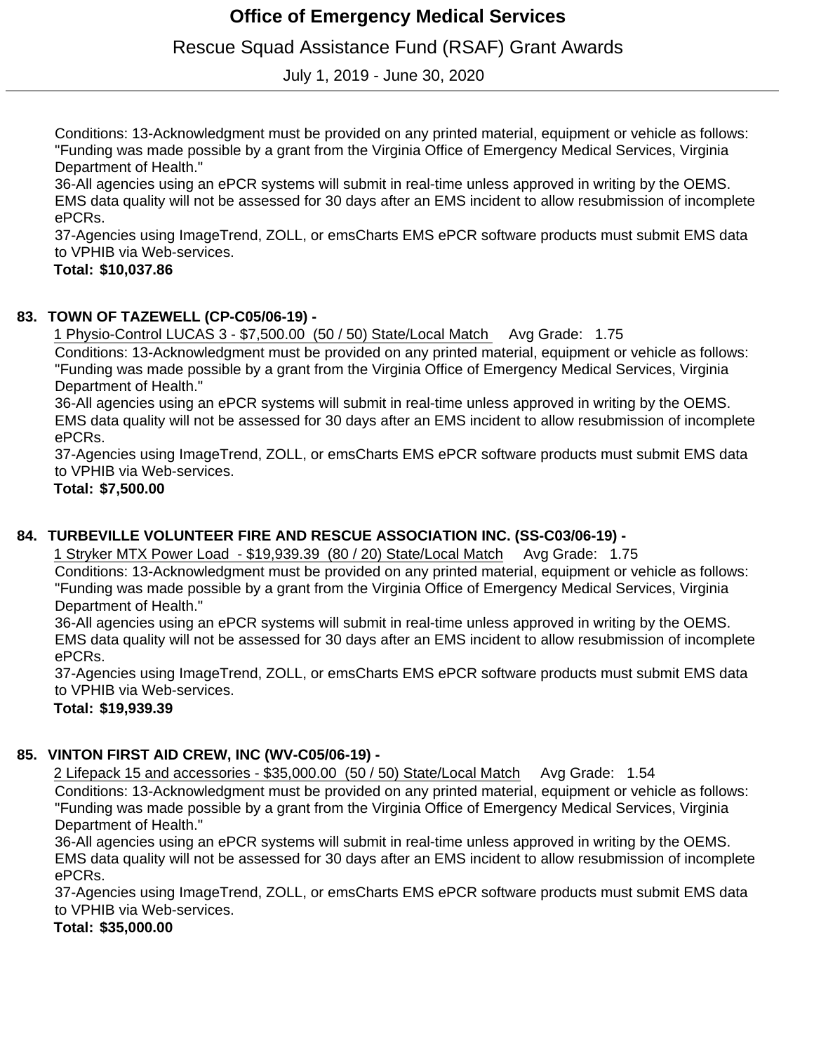Conditions: 13-Acknowledgment must be provided on any printed material, equipment or vehicle as follows: "Funding was made possible by a grant from the Virginia Office of Emergency Medical Services, Virginia Department of Health."
36-All agencies using an ePCR systems will submit in real-time unless approved in writing by the OEMS. EMS data quality will not be assessed for 30 days after an EMS incident to allow resubmission of incomplete ePCRs.
37-Agencies using ImageTrend, ZOLL, or emsCharts EMS ePCR software products must submit EMS data to VPHIB via Web-services.
**Total: $10,037.86**

### 83. TOWN OF TAZEWELL (CP-C05/06-19) -

1 Physio-Control LUCAS 3 - $7,500.00 (50 / 50) State/Local Match    Avg Grade: 1.75
Conditions: 13-Acknowledgment must be provided on any printed material, equipment or vehicle as follows: "Funding was made possible by a grant from the Virginia Office of Emergency Medical Services, Virginia Department of Health."
36-All agencies using an ePCR systems will submit in real-time unless approved in writing by the OEMS. EMS data quality will not be assessed for 30 days after an EMS incident to allow resubmission of incomplete ePCRs.
37-Agencies using ImageTrend, ZOLL, or emsCharts EMS ePCR software products must submit EMS data to VPHIB via Web-services.
**Total: $7,500.00**

### 84. TURBEVILLE VOLUNTEER FIRE AND RESCUE ASSOCIATION INC. (SS-C03/06-19) -

1 Stryker MTX Power Load - $19,939.39 (80 / 20) State/Local Match    Avg Grade: 1.75
Conditions: 13-Acknowledgment must be provided on any printed material, equipment or vehicle as follows: "Funding was made possible by a grant from the Virginia Office of Emergency Medical Services, Virginia Department of Health."
36-All agencies using an ePCR systems will submit in real-time unless approved in writing by the OEMS. EMS data quality will not be assessed for 30 days after an EMS incident to allow resubmission of incomplete ePCRs.
37-Agencies using ImageTrend, ZOLL, or emsCharts EMS ePCR software products must submit EMS data to VPHIB via Web-services.
**Total: $19,939.39**

### 85. VINTON FIRST AID CREW, INC (WV-C05/06-19) -

2 Lifepack 15 and accessories - $35,000.00 (50 / 50) State/Local Match    Avg Grade: 1.54
Conditions: 13-Acknowledgment must be provided on any printed material, equipment or vehicle as follows: "Funding was made possible by a grant from the Virginia Office of Emergency Medical Services, Virginia Department of Health."
36-All agencies using an ePCR systems will submit in real-time unless approved in writing by the OEMS. EMS data quality will not be assessed for 30 days after an EMS incident to allow resubmission of incomplete ePCRs.
37-Agencies using ImageTrend, ZOLL, or emsCharts EMS ePCR software products must submit EMS data to VPHIB via Web-services.
**Total: $35,000.00**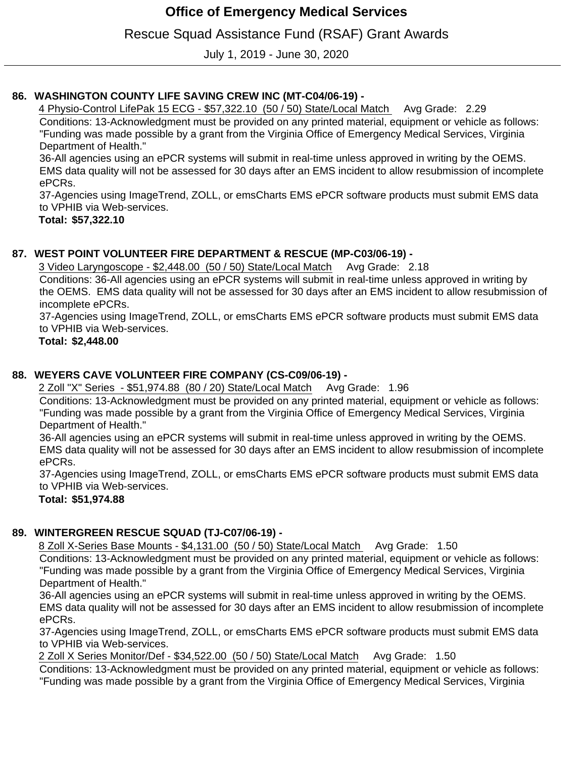**86. WASHINGTON COUNTY LIFE SAVING CREW INC (MT-C04/06-19) -**

4 Physio-Control LifePak 15 ECG - $57,322.10 (50 / 50) State/Local Match    Avg Grade: 2.29

Conditions: 13-Acknowledgment must be provided on any printed material, equipment or vehicle as follows: "Funding was made possible by a grant from the Virginia Office of Emergency Medical Services, Virginia Department of Health."

36-All agencies using an ePCR systems will submit in real-time unless approved in writing by the OEMS. EMS data quality will not be assessed for 30 days after an EMS incident to allow resubmission of incomplete ePCRs.

37-Agencies using ImageTrend, ZOLL, or emsCharts EMS ePCR software products must submit EMS data to VPHIB via Web-services.

**Total: $57,322.10**

**87. WEST POINT VOLUNTEER FIRE DEPARTMENT & RESCUE (MP-C03/06-19) -**

3 Video Laryngoscope - $2,448.00 (50 / 50) State/Local Match    Avg Grade: 2.18

Conditions: 36-All agencies using an ePCR systems will submit in real-time unless approved in writing by the OEMS. EMS data quality will not be assessed for 30 days after an EMS incident to allow resubmission of incomplete ePCRs.

37-Agencies using ImageTrend, ZOLL, or emsCharts EMS ePCR software products must submit EMS data to VPHIB via Web-services.

**Total: $2,448.00**

**88. WEYERS CAVE VOLUNTEER FIRE COMPANY (CS-C09/06-19) -**

2 Zoll "X" Series - $51,974.88 (80 / 20) State/Local Match    Avg Grade: 1.96

Conditions: 13-Acknowledgment must be provided on any printed material, equipment or vehicle as follows: "Funding was made possible by a grant from the Virginia Office of Emergency Medical Services, Virginia Department of Health."

36-All agencies using an ePCR systems will submit in real-time unless approved in writing by the OEMS. EMS data quality will not be assessed for 30 days after an EMS incident to allow resubmission of incomplete ePCRs.

37-Agencies using ImageTrend, ZOLL, or emsCharts EMS ePCR software products must submit EMS data to VPHIB via Web-services.

**Total: $51,974.88**

**89. WINTERGREEN RESCUE SQUAD (TJ-C07/06-19) -**

8 Zoll X-Series Base Mounts - $4,131.00 (50 / 50) State/Local Match    Avg Grade: 1.50

Conditions: 13-Acknowledgment must be provided on any printed material, equipment or vehicle as follows: "Funding was made possible by a grant from the Virginia Office of Emergency Medical Services, Virginia Department of Health."

36-All agencies using an ePCR systems will submit in real-time unless approved in writing by the OEMS. EMS data quality will not be assessed for 30 days after an EMS incident to allow resubmission of incomplete ePCRs.

37-Agencies using ImageTrend, ZOLL, or emsCharts EMS ePCR software products must submit EMS data to VPHIB via Web-services.

2 Zoll X Series Monitor/Def - $34,522.00 (50 / 50) State/Local Match    Avg Grade: 1.50

Conditions: 13-Acknowledgment must be provided on any printed material, equipment or vehicle as follows: "Funding was made possible by a grant from the Virginia Office of Emergency Medical Services, Virginia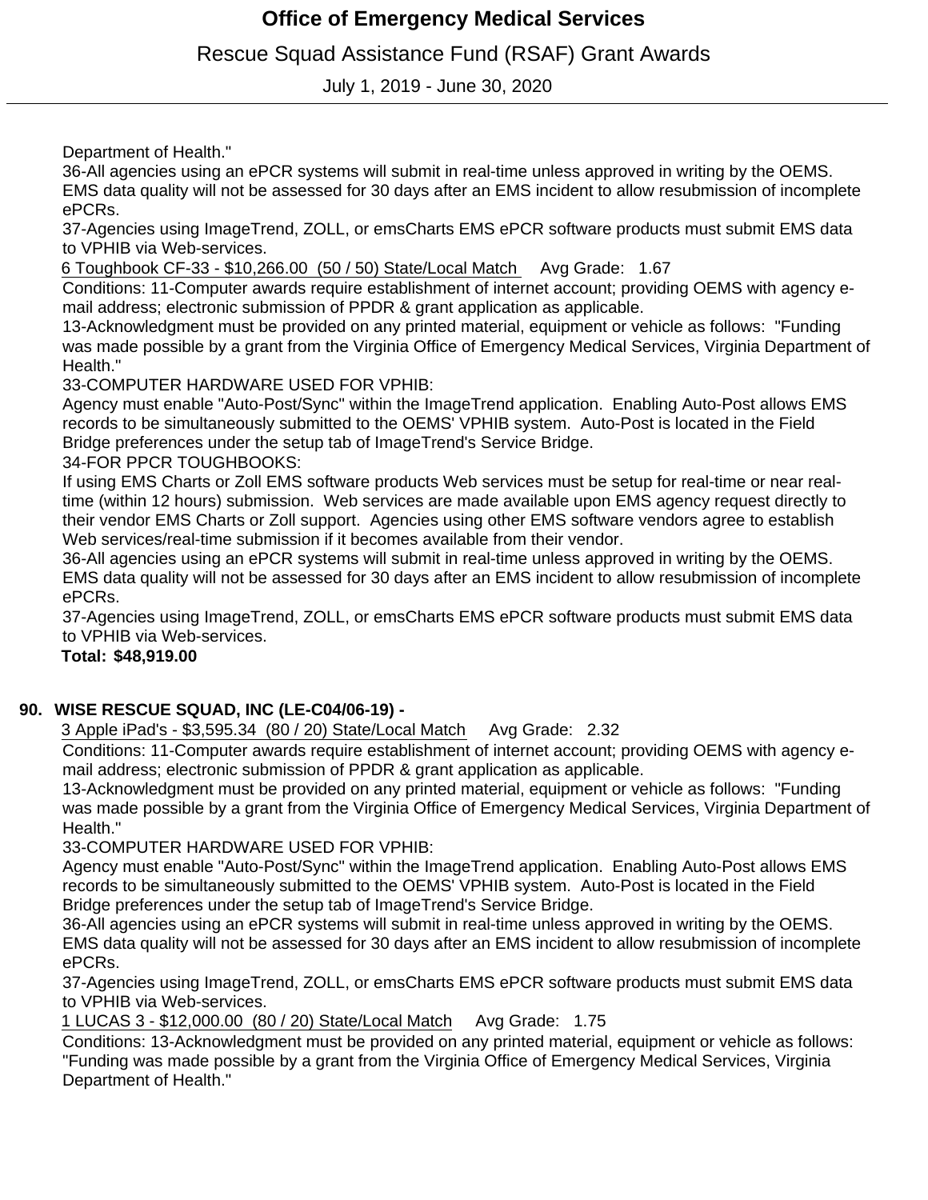Department of Health."

36-All agencies using an ePCR systems will submit in real-time unless approved in writing by the OEMS. EMS data quality will not be assessed for 30 days after an EMS incident to allow resubmission of incomplete ePCRs.

37-Agencies using ImageTrend, ZOLL, or emsCharts EMS ePCR software products must submit EMS data to VPHIB via Web-services.

6 Toughbook CF-33 - $10,266.00 (50 / 50) State/Local Match  Avg Grade: 1.67

Conditions: 11-Computer awards require establishment of internet account; providing OEMS with agency e-mail address; electronic submission of PPDR & grant application as applicable.

13-Acknowledgment must be provided on any printed material, equipment or vehicle as follows: "Funding was made possible by a grant from the Virginia Office of Emergency Medical Services, Virginia Department of Health."

33-COMPUTER HARDWARE USED FOR VPHIB:

Agency must enable "Auto-Post/Sync" within the ImageTrend application. Enabling Auto-Post allows EMS records to be simultaneously submitted to the OEMS' VPHIB system. Auto-Post is located in the Field Bridge preferences under the setup tab of ImageTrend's Service Bridge.

34-FOR PPCR TOUGHBOOKS:

If using EMS Charts or Zoll EMS software products Web services must be setup for real-time or near real-time (within 12 hours) submission. Web services are made available upon EMS agency request directly to their vendor EMS Charts or Zoll support. Agencies using other EMS software vendors agree to establish Web services/real-time submission if it becomes available from their vendor.

36-All agencies using an ePCR systems will submit in real-time unless approved in writing by the OEMS. EMS data quality will not be assessed for 30 days after an EMS incident to allow resubmission of incomplete ePCRs.

37-Agencies using ImageTrend, ZOLL, or emsCharts EMS ePCR software products must submit EMS data to VPHIB via Web-services.

**Total: $48,919.00**

**90. WISE RESCUE SQUAD, INC (LE-C04/06-19) -**

3 Apple iPad's - $3,595.34 (80 / 20) State/Local Match  Avg Grade: 2.32

Conditions: 11-Computer awards require establishment of internet account; providing OEMS with agency e-mail address; electronic submission of PPDR & grant application as applicable.

13-Acknowledgment must be provided on any printed material, equipment or vehicle as follows: "Funding was made possible by a grant from the Virginia Office of Emergency Medical Services, Virginia Department of Health."

33-COMPUTER HARDWARE USED FOR VPHIB:

Agency must enable "Auto-Post/Sync" within the ImageTrend application. Enabling Auto-Post allows EMS records to be simultaneously submitted to the OEMS' VPHIB system. Auto-Post is located in the Field Bridge preferences under the setup tab of ImageTrend's Service Bridge.

36-All agencies using an ePCR systems will submit in real-time unless approved in writing by the OEMS. EMS data quality will not be assessed for 30 days after an EMS incident to allow resubmission of incomplete ePCRs.

37-Agencies using ImageTrend, ZOLL, or emsCharts EMS ePCR software products must submit EMS data to VPHIB via Web-services.

1 LUCAS 3 - $12,000.00 (80 / 20) State/Local Match  Avg Grade: 1.75

Conditions: 13-Acknowledgment must be provided on any printed material, equipment or vehicle as follows: "Funding was made possible by a grant from the Virginia Office of Emergency Medical Services, Virginia Department of Health."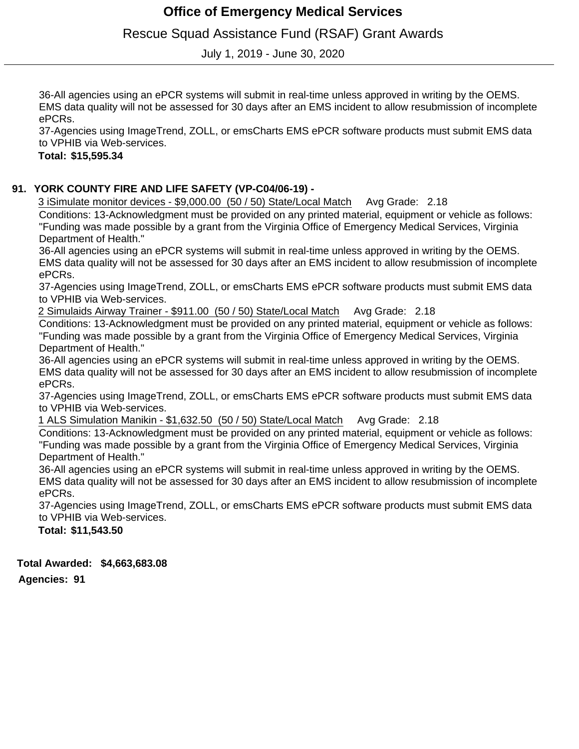36-All agencies using an ePCR systems will submit in real-time unless approved in writing by the OEMS. EMS data quality will not be assessed for 30 days after an EMS incident to allow resubmission of incomplete ePCRs.
37-Agencies using ImageTrend, ZOLL, or emsCharts EMS ePCR software products must submit EMS data to VPHIB via Web-services.

**Total: $15,595.34**

**91. YORK COUNTY FIRE AND LIFE SAFETY (VP-C04/06-19) -**

3 iSimulate monitor devices - $9,000.00 (50 / 50) State/Local Match Avg Grade: 2.18

Conditions: 13-Acknowledgment must be provided on any printed material, equipment or vehicle as follows: "Funding was made possible by a grant from the Virginia Office of Emergency Medical Services, Virginia Department of Health."
36-All agencies using an ePCR systems will submit in real-time unless approved in writing by the OEMS. EMS data quality will not be assessed for 30 days after an EMS incident to allow resubmission of incomplete ePCRs.
37-Agencies using ImageTrend, ZOLL, or emsCharts EMS ePCR software products must submit EMS data to VPHIB via Web-services.

2 Simulaids Airway Trainer - $911.00 (50 / 50) State/Local Match Avg Grade: 2.18

Conditions: 13-Acknowledgment must be provided on any printed material, equipment or vehicle as follows: "Funding was made possible by a grant from the Virginia Office of Emergency Medical Services, Virginia Department of Health."
36-All agencies using an ePCR systems will submit in real-time unless approved in writing by the OEMS. EMS data quality will not be assessed for 30 days after an EMS incident to allow resubmission of incomplete ePCRs.
37-Agencies using ImageTrend, ZOLL, or emsCharts EMS ePCR software products must submit EMS data to VPHIB via Web-services.

1 ALS Simulation Manikin - $1,632.50 (50 / 50) State/Local Match Avg Grade: 2.18

Conditions: 13-Acknowledgment must be provided on any printed material, equipment or vehicle as follows: "Funding was made possible by a grant from the Virginia Office of Emergency Medical Services, Virginia Department of Health."
36-All agencies using an ePCR systems will submit in real-time unless approved in writing by the OEMS. EMS data quality will not be assessed for 30 days after an EMS incident to allow resubmission of incomplete ePCRs.
37-Agencies using ImageTrend, ZOLL, or emsCharts EMS ePCR software products must submit EMS data to VPHIB via Web-services.

**Total: $11,543.50**

**Total Awarded: $4,663,683.08**

**Agencies: 91**